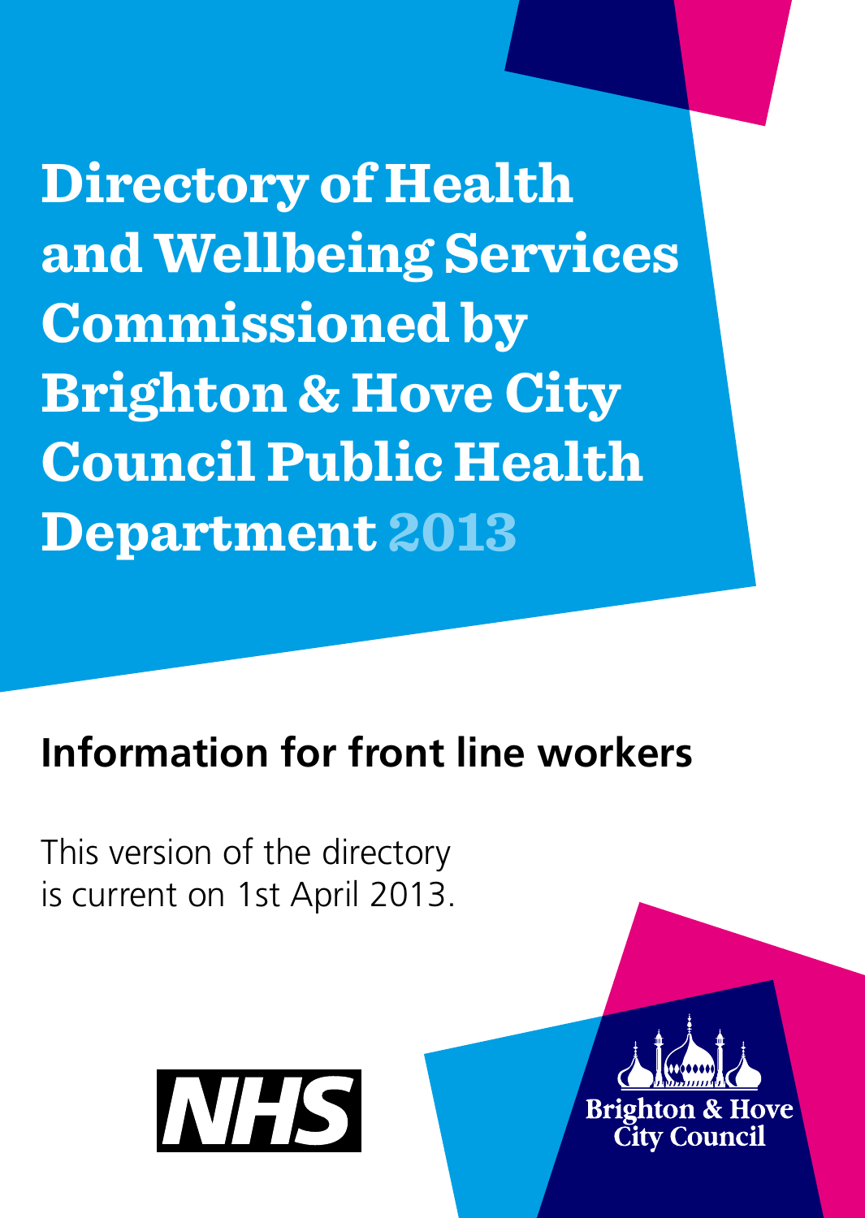# Directory of Health and Wellbeing Services Commissioned by Brighton & Hove City Council Public Health Department 2013

## Information for front line workers

This version of the directory is current on 1st April 2013.

NHS

Brighton & Hove City Council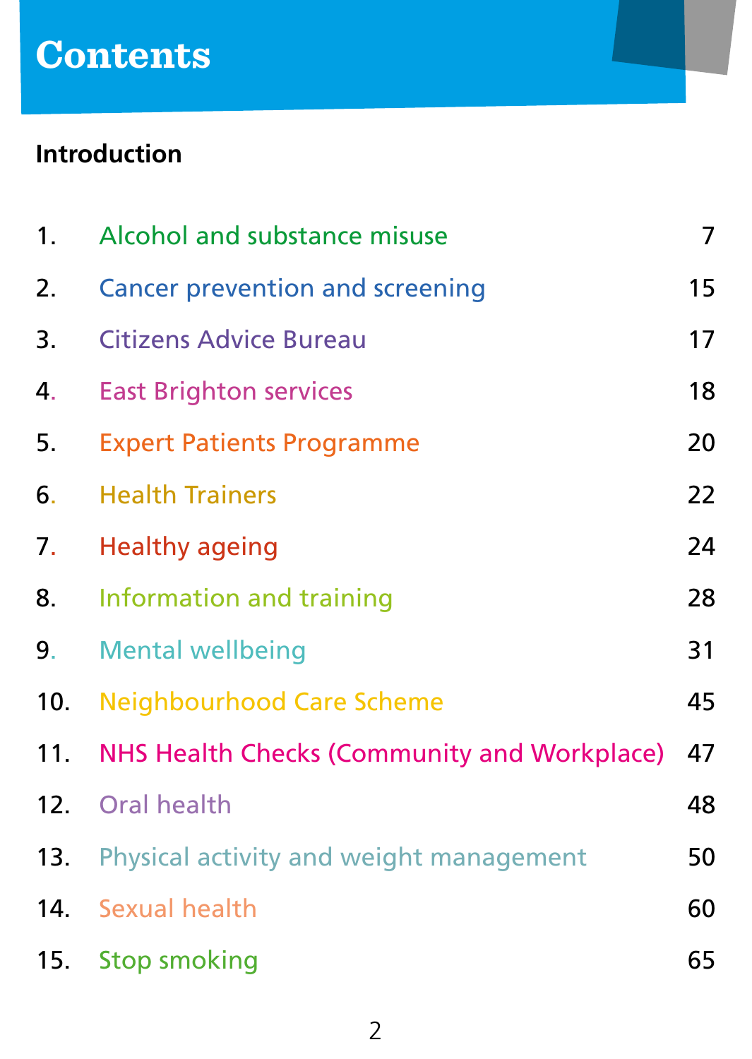# Contents

**Introduction**

| | | |
|---|---|---|
| 1. | Alcohol and substance misuse | 7 |
| 2. | Cancer prevention and screening | 15 |
| 3. | Citizens Advice Bureau | 17 |
| 4. | East Brighton services | 18 |
| 5. | Expert Patients Programme | 20 |
| 6. | Health Trainers | 22 |
| 7. | Healthy ageing | 24 |
| 8. | Information and training | 28 |
| 9. | Mental wellbeing | 31 |
| 10. | Neighbourhood Care Scheme | 45 |
| 11. | NHS Health Checks (Community and Workplace) | 47 |
| 12. | Oral health | 48 |
| 13. | Physical activity and weight management | 50 |
| 14. | Sexual health | 60 |
| 15. | Stop smoking | 65 |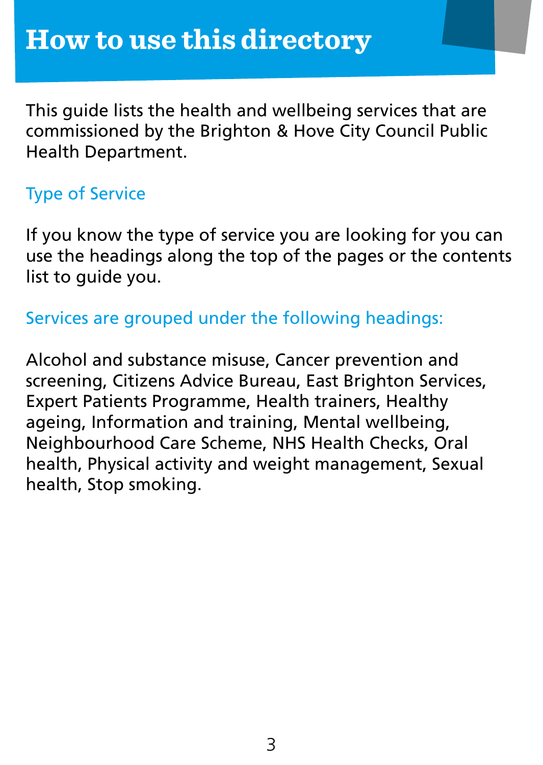# How to use this directory

This guide lists the health and wellbeing services that are commissioned by the Brighton & Hove City Council Public Health Department.

## Type of Service

If you know the type of service you are looking for you can use the headings along the top of the pages or the contents list to guide you.

## Services are grouped under the following headings:

Alcohol and substance misuse, Cancer prevention and screening, Citizens Advice Bureau, East Brighton Services, Expert Patients Programme, Health trainers, Healthy ageing, Information and training, Mental wellbeing, Neighbourhood Care Scheme, NHS Health Checks, Oral health, Physical activity and weight management, Sexual health, Stop smoking.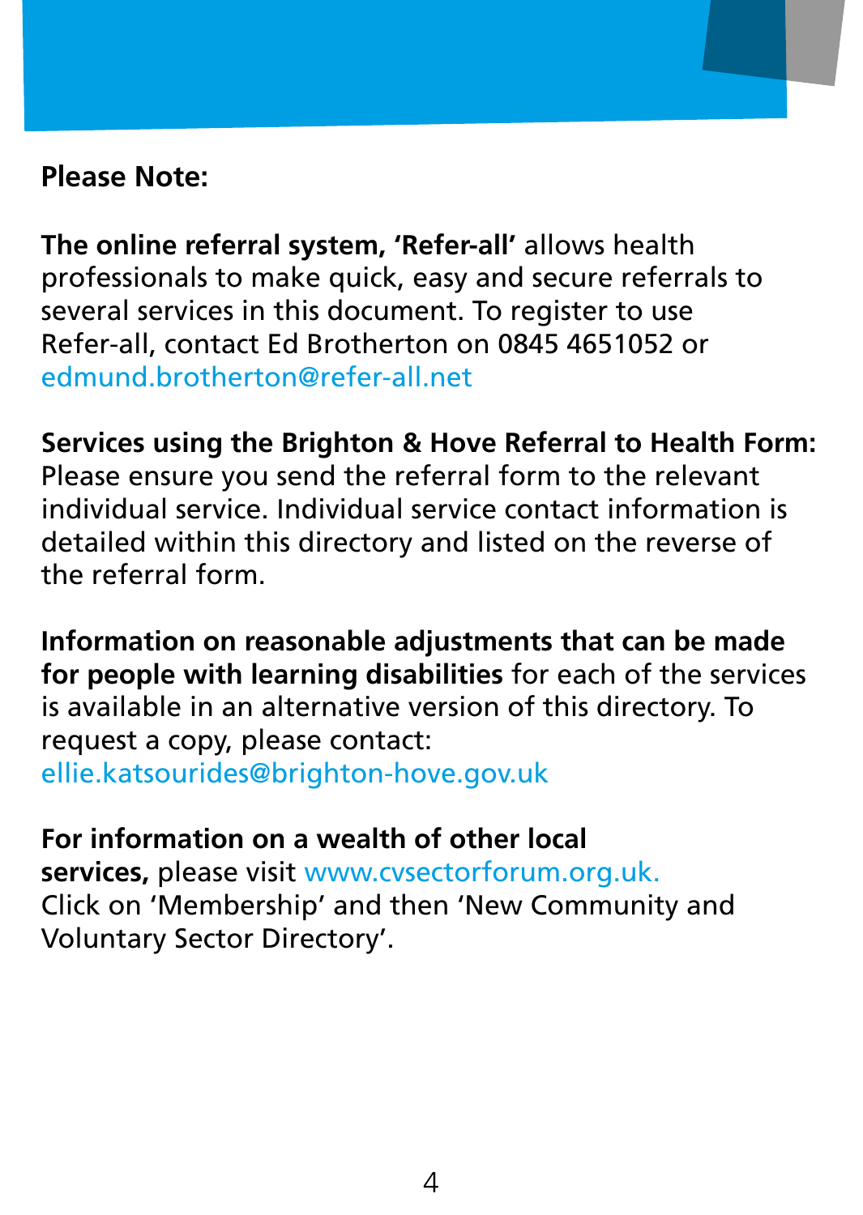**Please Note:**

**The online referral system, 'Refer-all'** allows health professionals to make quick, easy and secure referrals to several services in this document. To register to use Refer-all, contact Ed Brotherton on 0845 4651052 or edmund.brotherton@refer-all.net

**Services using the Brighton & Hove Referral to Health Form:** Please ensure you send the referral form to the relevant individual service. Individual service contact information is detailed within this directory and listed on the reverse of the referral form.

**Information on reasonable adjustments that can be made for people with learning disabilities** for each of the services is available in an alternative version of this directory. To request a copy, please contact: ellie.katsourides@brighton-hove.gov.uk

**For information on a wealth of other local services,** please visit www.cvsectorforum.org.uk. Click on 'Membership' and then 'New Community and Voluntary Sector Directory'.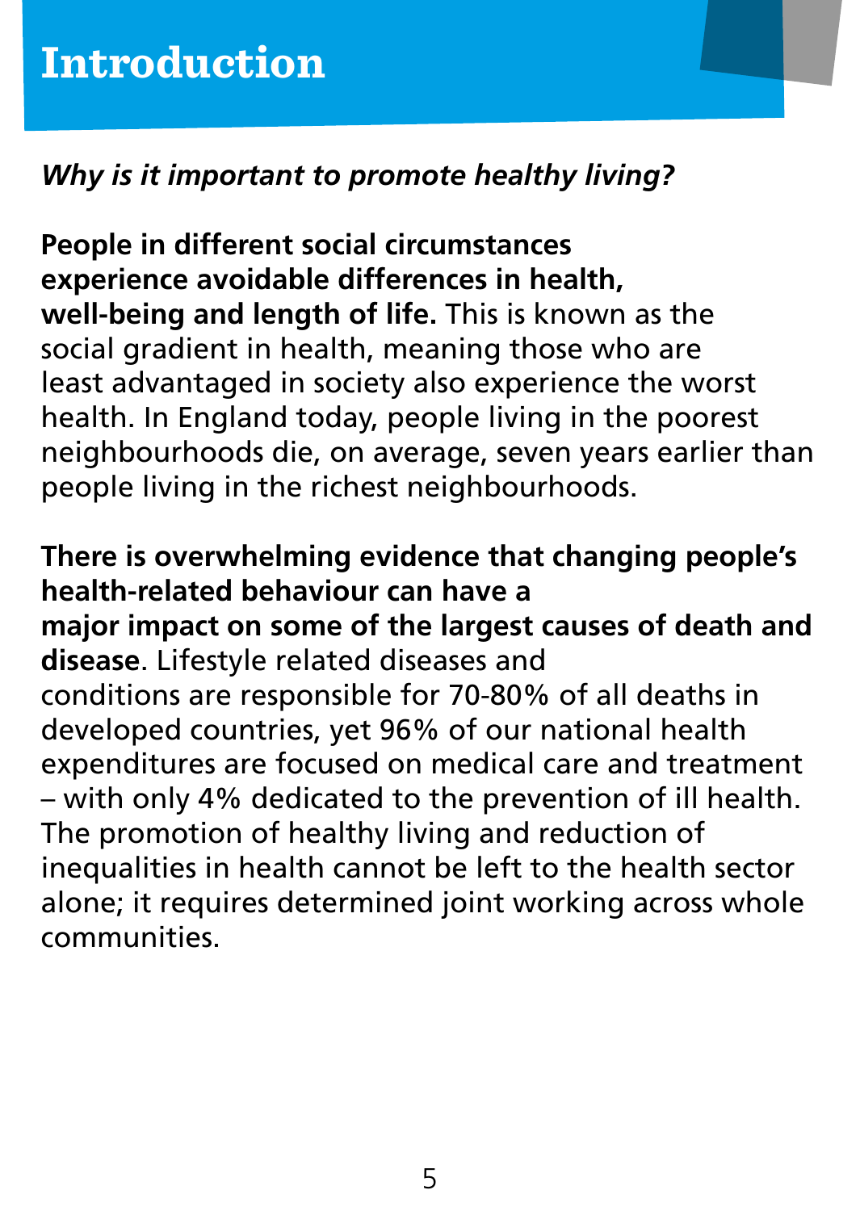# Introduction

***Why is it important to promote healthy living?***

**People in different social circumstances experience avoidable differences in health, well-being and length of life.** This is known as the social gradient in health, meaning those who are least advantaged in society also experience the worst health. In England today, people living in the poorest neighbourhoods die, on average, seven years earlier than people living in the richest neighbourhoods.

**There is overwhelming evidence that changing people's health-related behaviour can have a major impact on some of the largest causes of death and disease**. Lifestyle related diseases and conditions are responsible for 70-80% of all deaths in developed countries, yet 96% of our national health expenditures are focused on medical care and treatment – with only 4% dedicated to the prevention of ill health. The promotion of healthy living and reduction of inequalities in health cannot be left to the health sector alone; it requires determined joint working across whole communities.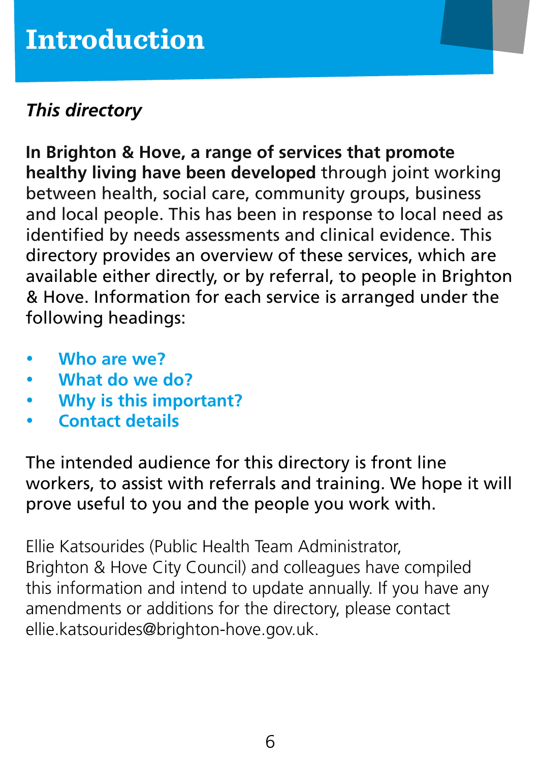# Introduction

***This directory***

**In Brighton & Hove, a range of services that promote healthy living have been developed** through joint working between health, social care, community groups, business and local people. This has been in response to local need as identified by needs assessments and clinical evidence. This directory provides an overview of these services, which are available either directly, or by referral, to people in Brighton & Hove. Information for each service is arranged under the following headings:

- **Who are we?**
- **What do we do?**
- **Why is this important?**
- **Contact details**

The intended audience for this directory is front line workers, to assist with referrals and training. We hope it will prove useful to you and the people you work with.

Ellie Katsourides (Public Health Team Administrator, Brighton & Hove City Council) and colleagues have compiled this information and intend to update annually. If you have any amendments or additions for the directory, please contact ellie.katsourides@brighton-hove.gov.uk.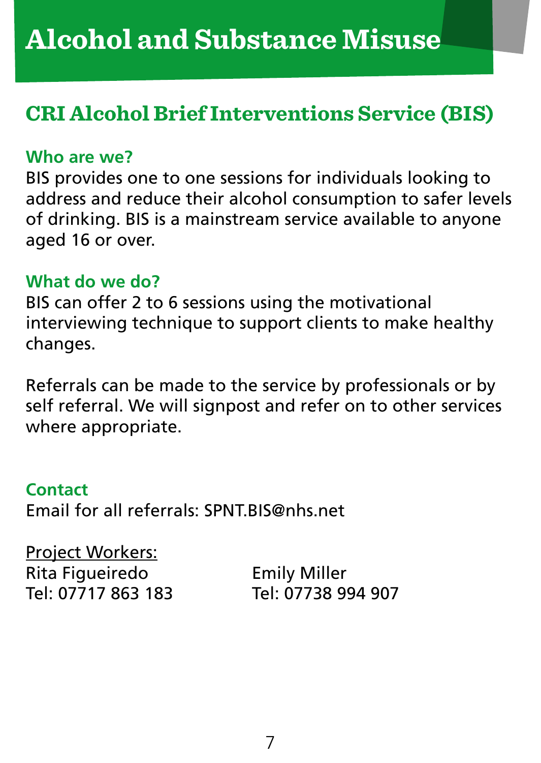# Alcohol and Substance Misuse

## CRI Alcohol Brief Interventions Service (BIS)

### Who are we?

BIS provides one to one sessions for individuals looking to address and reduce their alcohol consumption to safer levels of drinking. BIS is a mainstream service available to anyone aged 16 or over.

### What do we do?

BIS can offer 2 to 6 sessions using the motivational interviewing technique to support clients to make healthy changes.

Referrals can be made to the service by professionals or by self referral. We will signpost and refer on to other services where appropriate.

### Contact

Email for all referrals: SPNT.BIS@nhs.net

Project Workers:

Rita Figueiredo
Tel: 07717 863 183

Emily Miller
Tel: 07738 994 907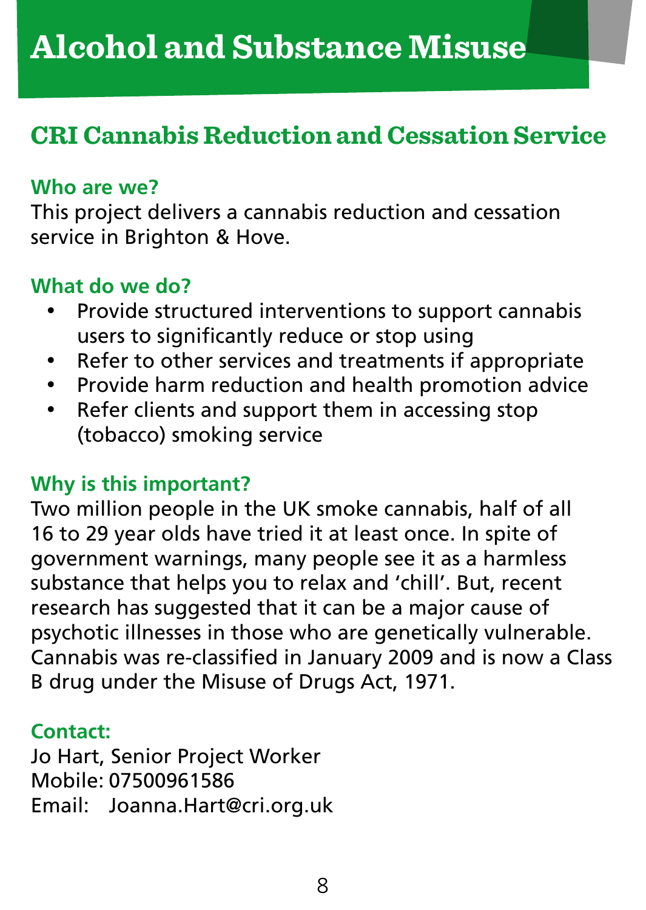# Alcohol and Substance Misuse

## CRI Cannabis Reduction and Cessation Service

### Who are we?

This project delivers a cannabis reduction and cessation service in Brighton & Hove.

### What do we do?

- Provide structured interventions to support cannabis users to significantly reduce or stop using
- Refer to other services and treatments if appropriate
- Provide harm reduction and health promotion advice
- Refer clients and support them in accessing stop (tobacco) smoking service

### Why is this important?

Two million people in the UK smoke cannabis, half of all 16 to 29 year olds have tried it at least once. In spite of government warnings, many people see it as a harmless substance that helps you to relax and 'chill'. But, recent research has suggested that it can be a major cause of psychotic illnesses in those who are genetically vulnerable. Cannabis was re-classified in January 2009 and is now a Class B drug under the Misuse of Drugs Act, 1971.

### Contact:

Jo Hart, Senior Project Worker
Mobile: 07500961586
Email: Joanna.Hart@cri.org.uk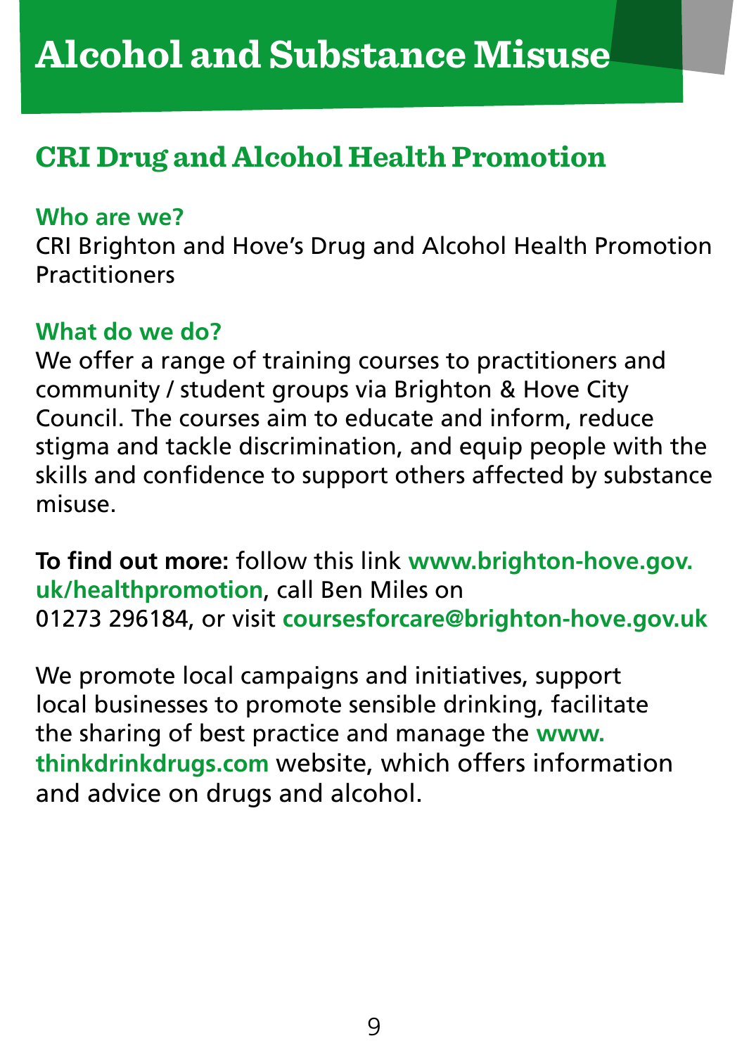# Alcohol and Substance Misuse

## CRI Drug and Alcohol Health Promotion

### Who are we?

CRI Brighton and Hove's Drug and Alcohol Health Promotion Practitioners

### What do we do?

We offer a range of training courses to practitioners and community / student groups via Brighton & Hove City Council. The courses aim to educate and inform, reduce stigma and tackle discrimination, and equip people with the skills and confidence to support others affected by substance misuse.

**To find out more:** follow this link **www.brighton-hove.gov.uk/healthpromotion**, call Ben Miles on 01273 296184, or visit **coursesforcare@brighton-hove.gov.uk**

We promote local campaigns and initiatives, support local businesses to promote sensible drinking, facilitate the sharing of best practice and manage the **www.thinkdrinkdrugs.com** website, which offers information and advice on drugs and alcohol.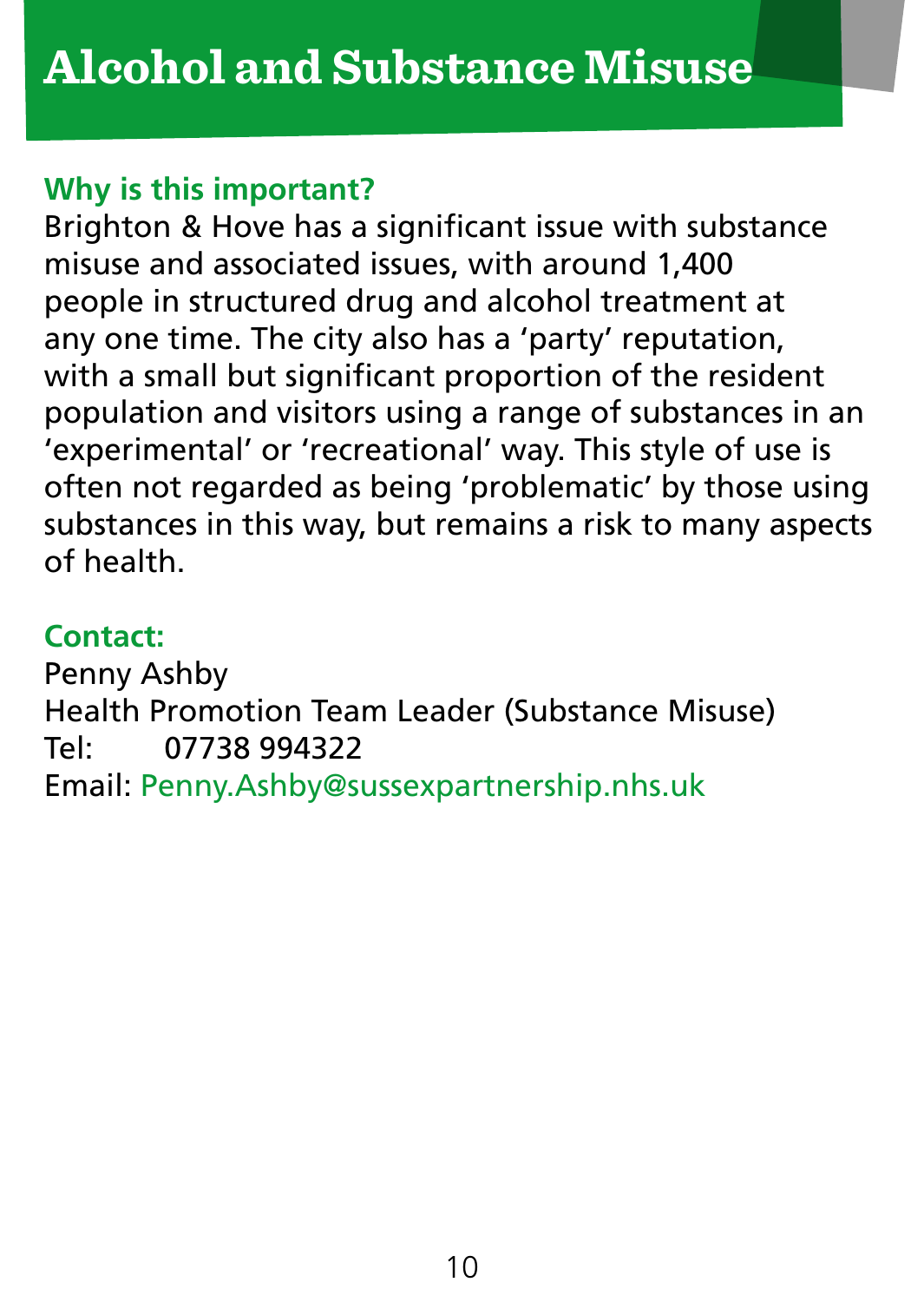# Alcohol and Substance Misuse

**Why is this important?**

Brighton & Hove has a significant issue with substance misuse and associated issues, with around 1,400 people in structured drug and alcohol treatment at any one time. The city also has a 'party' reputation, with a small but significant proportion of the resident population and visitors using a range of substances in an 'experimental' or 'recreational' way. This style of use is often not regarded as being 'problematic' by those using substances in this way, but remains a risk to many aspects of health.

**Contact:**

Penny Ashby
Health Promotion Team Leader (Substance Misuse)
Tel: 07738 994322
Email: Penny.Ashby@sussexpartnership.nhs.uk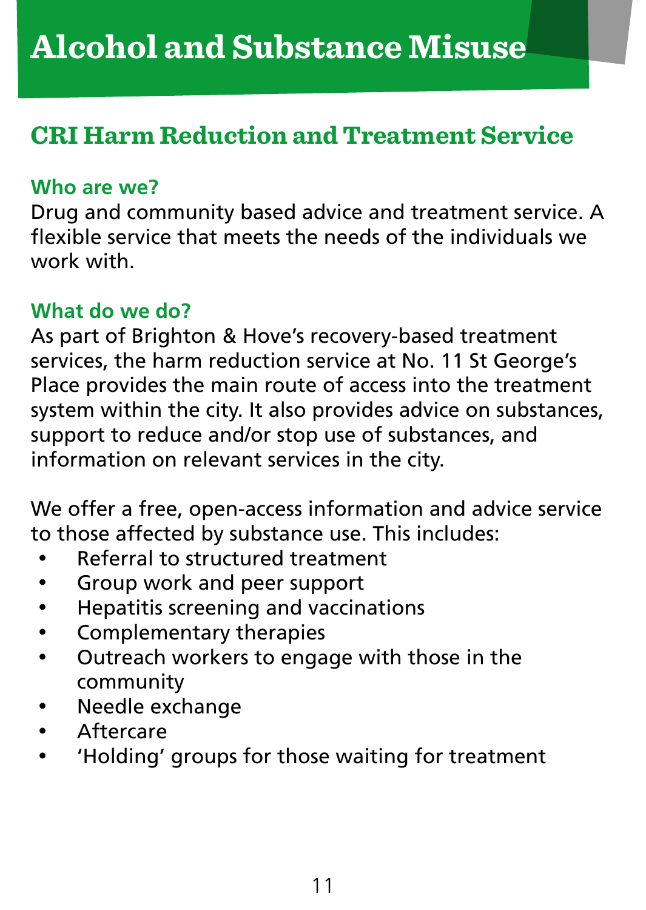# Alcohol and Substance Misuse

## CRI Harm Reduction and Treatment Service

### Who are we?

Drug and community based advice and treatment service. A flexible service that meets the needs of the individuals we work with.

### What do we do?

As part of Brighton & Hove's recovery-based treatment services, the harm reduction service at No. 11 St George's Place provides the main route of access into the treatment system within the city. It also provides advice on substances, support to reduce and/or stop use of substances, and information on relevant services in the city.

We offer a free, open-access information and advice service to those affected by substance use. This includes:

- Referral to structured treatment
- Group work and peer support
- Hepatitis screening and vaccinations
- Complementary therapies
- Outreach workers to engage with those in the community
- Needle exchange
- Aftercare
- 'Holding' groups for those waiting for treatment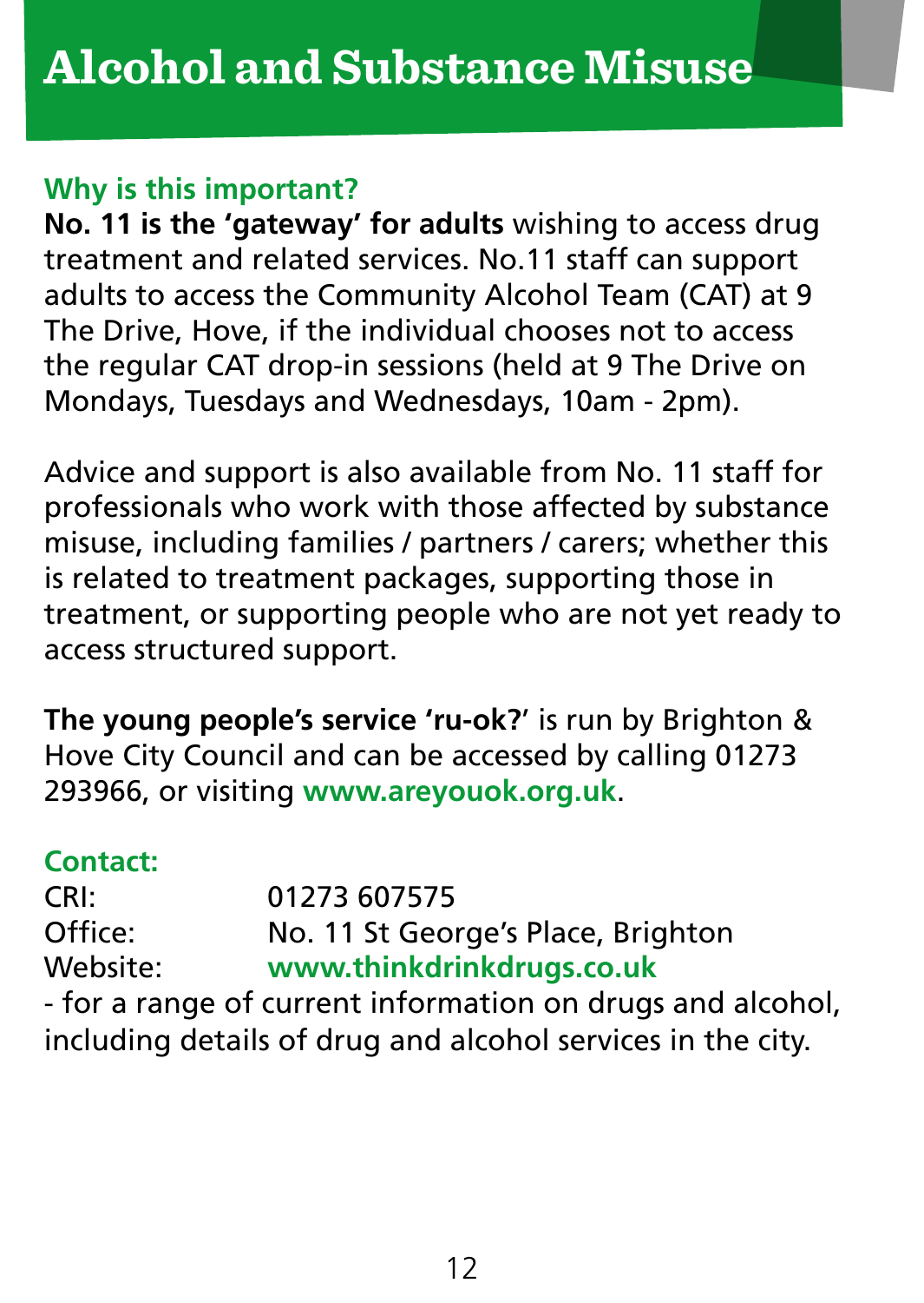# Alcohol and Substance Misuse

### Why is this important?

**No. 11 is the 'gateway' for adults** wishing to access drug treatment and related services. No.11 staff can support adults to access the Community Alcohol Team (CAT) at 9 The Drive, Hove, if the individual chooses not to access the regular CAT drop-in sessions (held at 9 The Drive on Mondays, Tuesdays and Wednesdays, 10am - 2pm).

Advice and support is also available from No. 11 staff for professionals who work with those affected by substance misuse, including families / partners / carers; whether this is related to treatment packages, supporting those in treatment, or supporting people who are not yet ready to access structured support.

**The young people's service 'ru-ok?'** is run by Brighton & Hove City Council and can be accessed by calling 01273 293966, or visiting **www.areyouok.org.uk**.

### Contact:

CRI: 01273 607575
Office: No. 11 St George's Place, Brighton
Website: **www.thinkdrinkdrugs.co.uk**
- for a range of current information on drugs and alcohol, including details of drug and alcohol services in the city.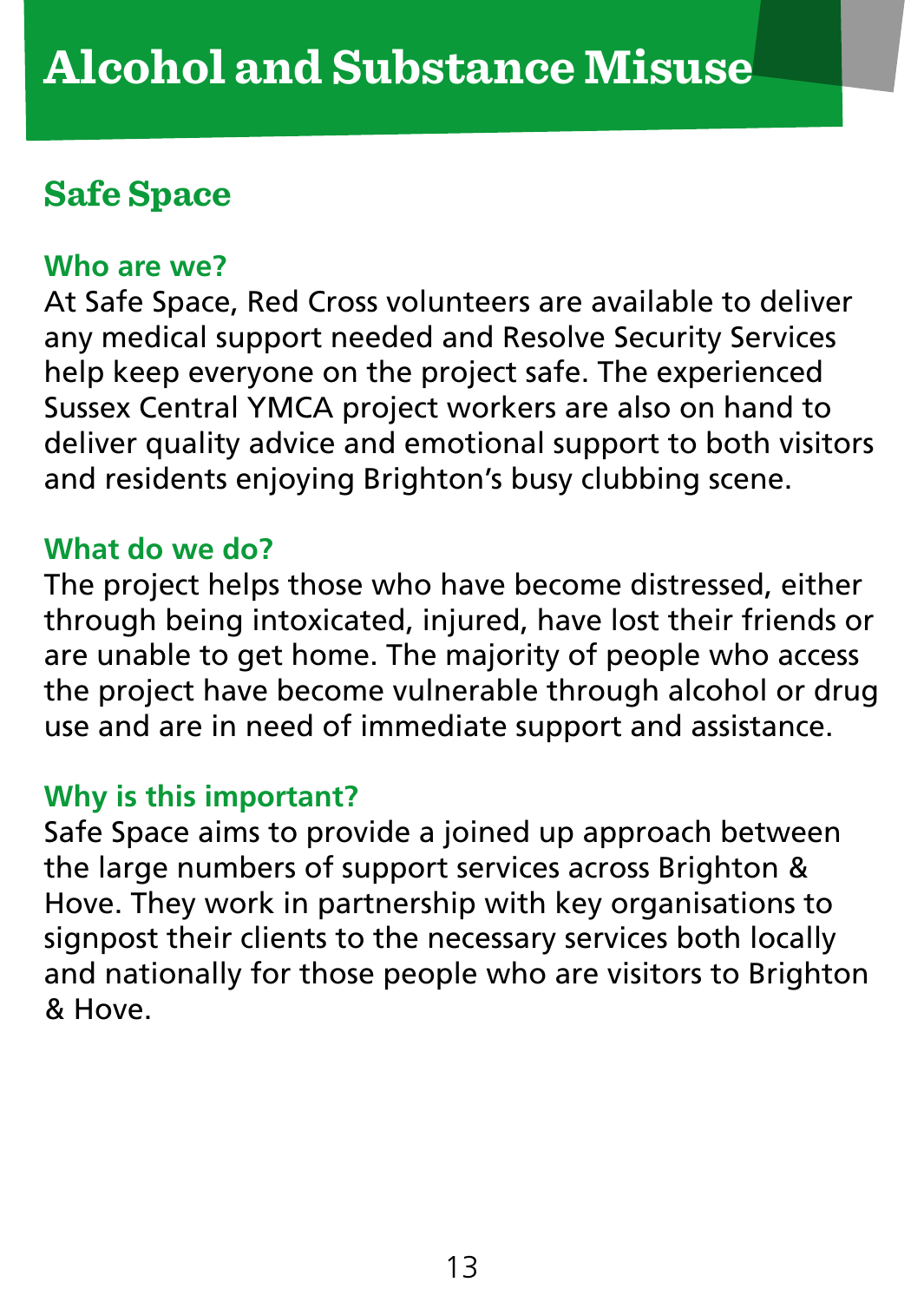# Alcohol and Substance Misuse

## Safe Space

### Who are we?

At Safe Space, Red Cross volunteers are available to deliver any medical support needed and Resolve Security Services help keep everyone on the project safe. The experienced Sussex Central YMCA project workers are also on hand to deliver quality advice and emotional support to both visitors and residents enjoying Brighton's busy clubbing scene.

### What do we do?

The project helps those who have become distressed, either through being intoxicated, injured, have lost their friends or are unable to get home. The majority of people who access the project have become vulnerable through alcohol or drug use and are in need of immediate support and assistance.

### Why is this important?

Safe Space aims to provide a joined up approach between the large numbers of support services across Brighton & Hove. They work in partnership with key organisations to signpost their clients to the necessary services both locally and nationally for those people who are visitors to Brighton & Hove.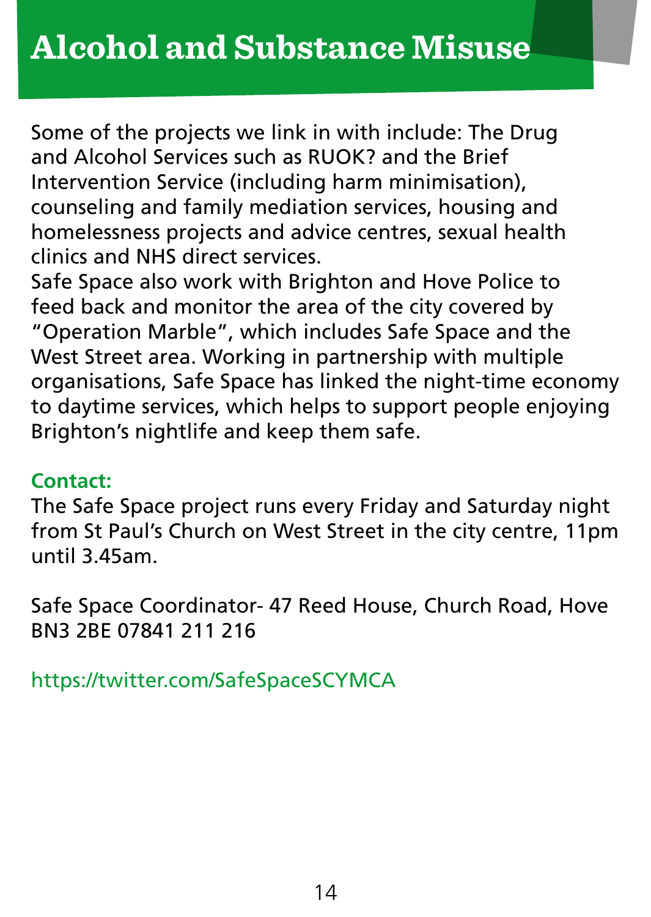# Alcohol and Substance Misuse

Some of the projects we link in with include: The Drug and Alcohol Services such as RUOK? and the Brief Intervention Service (including harm minimisation), counseling and family mediation services, housing and homelessness projects and advice centres, sexual health clinics and NHS direct services.

Safe Space also work with Brighton and Hove Police to feed back and monitor the area of the city covered by "Operation Marble", which includes Safe Space and the West Street area. Working in partnership with multiple organisations, Safe Space has linked the night-time economy to daytime services, which helps to support people enjoying Brighton's nightlife and keep them safe.

**Contact:**

The Safe Space project runs every Friday and Saturday night from St Paul's Church on West Street in the city centre, 11pm until 3.45am.

Safe Space Coordinator- 47 Reed House, Church Road, Hove BN3 2BE 07841 211 216

https://twitter.com/SafeSpaceSCYMCA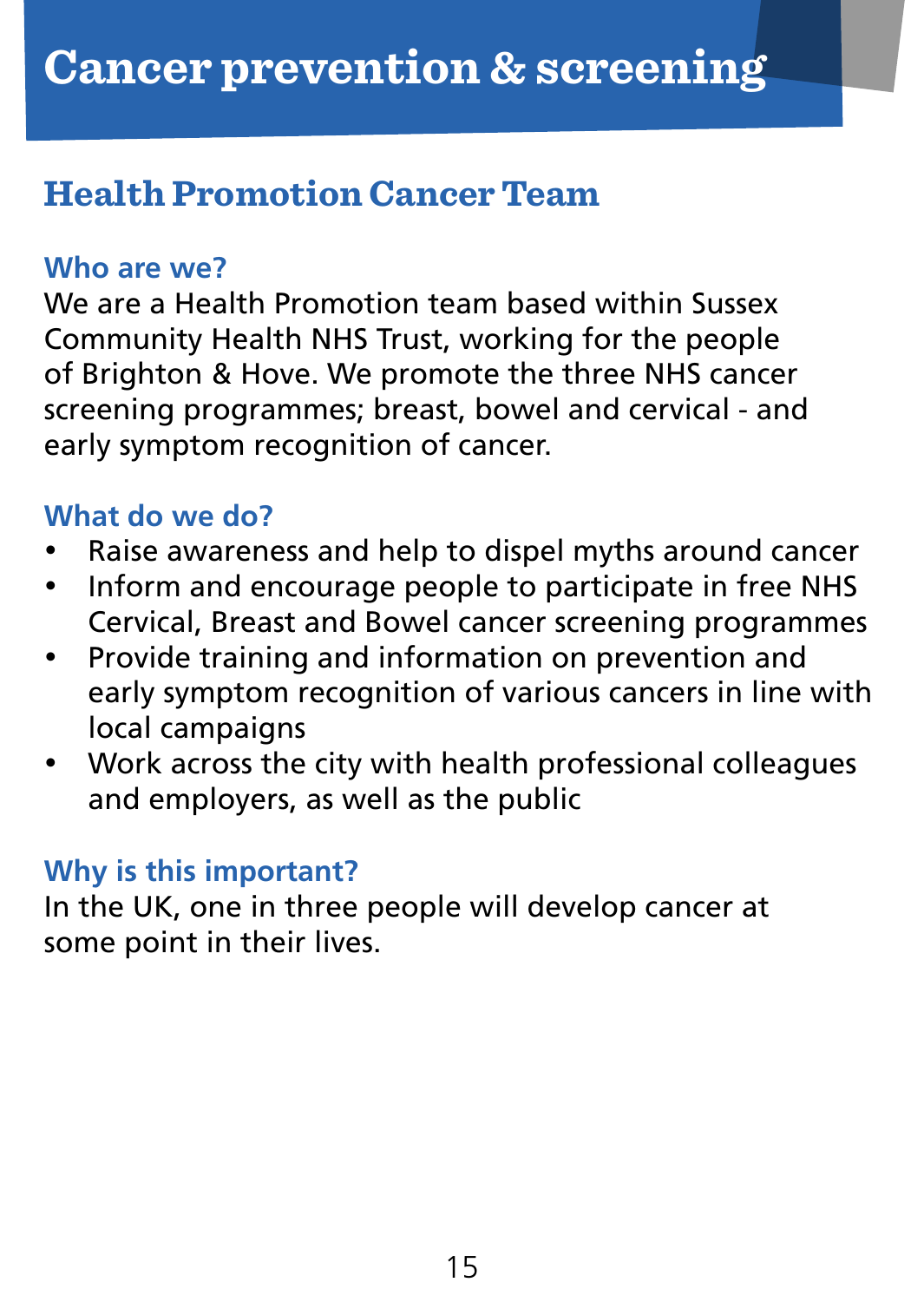# Cancer prevention & screening

## Health Promotion Cancer Team

### Who are we?

We are a Health Promotion team based within Sussex Community Health NHS Trust, working for the people of Brighton & Hove. We promote the three NHS cancer screening programmes; breast, bowel and cervical - and early symptom recognition of cancer.

### What do we do?

- Raise awareness and help to dispel myths around cancer
- Inform and encourage people to participate in free NHS Cervical, Breast and Bowel cancer screening programmes
- Provide training and information on prevention and early symptom recognition of various cancers in line with local campaigns
- Work across the city with health professional colleagues and employers, as well as the public

### Why is this important?

In the UK, one in three people will develop cancer at some point in their lives.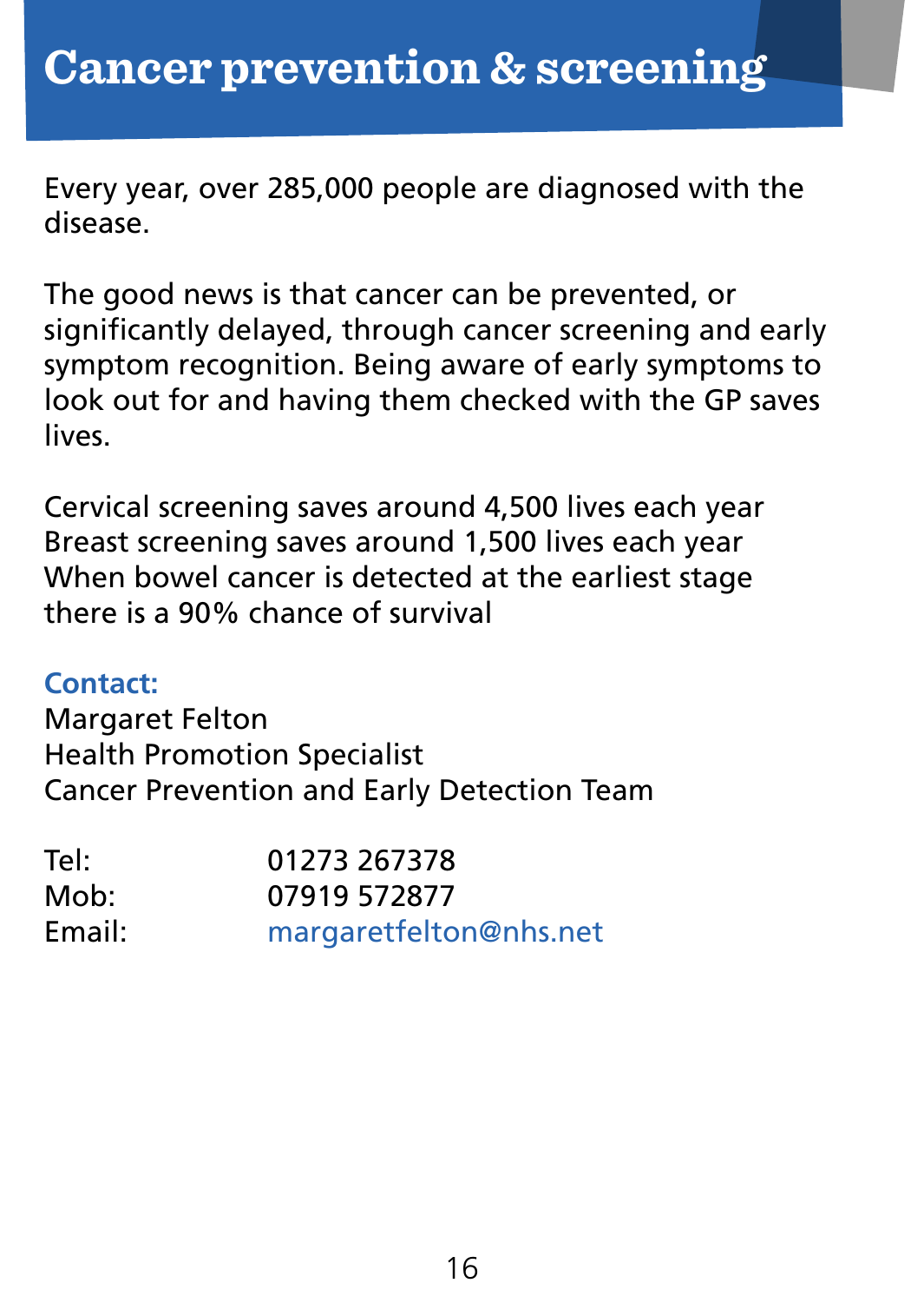# Cancer prevention & screening

Every year, over 285,000 people are diagnosed with the disease.

The good news is that cancer can be prevented, or significantly delayed, through cancer screening and early symptom recognition. Being aware of early symptoms to look out for and having them checked with the GP saves lives.

Cervical screening saves around 4,500 lives each year
Breast screening saves around 1,500 lives each year
When bowel cancer is detected at the earliest stage there is a 90% chance of survival

**Contact:**
Margaret Felton
Health Promotion Specialist
Cancer Prevention and Early Detection Team

| | |
|---|---|
| Tel: | 01273 267378 |
| Mob: | 07919 572877 |
| Email: | margaretfelton@nhs.net |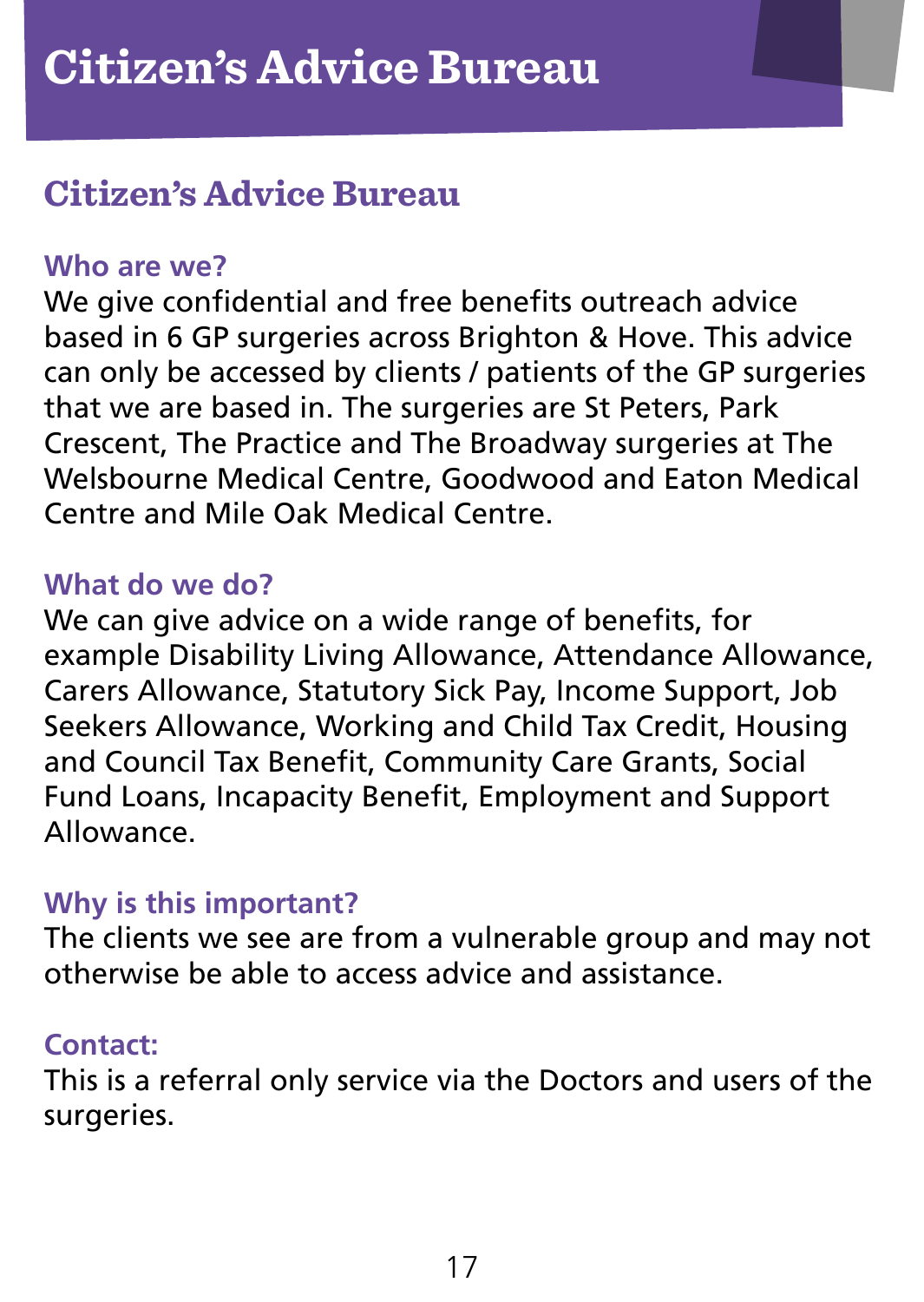# Citizen's Advice Bureau

## Citizen's Advice Bureau

### Who are we?

We give confidential and free benefits outreach advice based in 6 GP surgeries across Brighton & Hove. This advice can only be accessed by clients / patients of the GP surgeries that we are based in. The surgeries are St Peters, Park Crescent, The Practice and The Broadway surgeries at The Welsbourne Medical Centre, Goodwood and Eaton Medical Centre and Mile Oak Medical Centre.

### What do we do?

We can give advice on a wide range of benefits, for example Disability Living Allowance, Attendance Allowance, Carers Allowance, Statutory Sick Pay, Income Support, Job Seekers Allowance, Working and Child Tax Credit, Housing and Council Tax Benefit, Community Care Grants, Social Fund Loans, Incapacity Benefit, Employment and Support Allowance.

### Why is this important?

The clients we see are from a vulnerable group and may not otherwise be able to access advice and assistance.

### Contact:

This is a referral only service via the Doctors and users of the surgeries.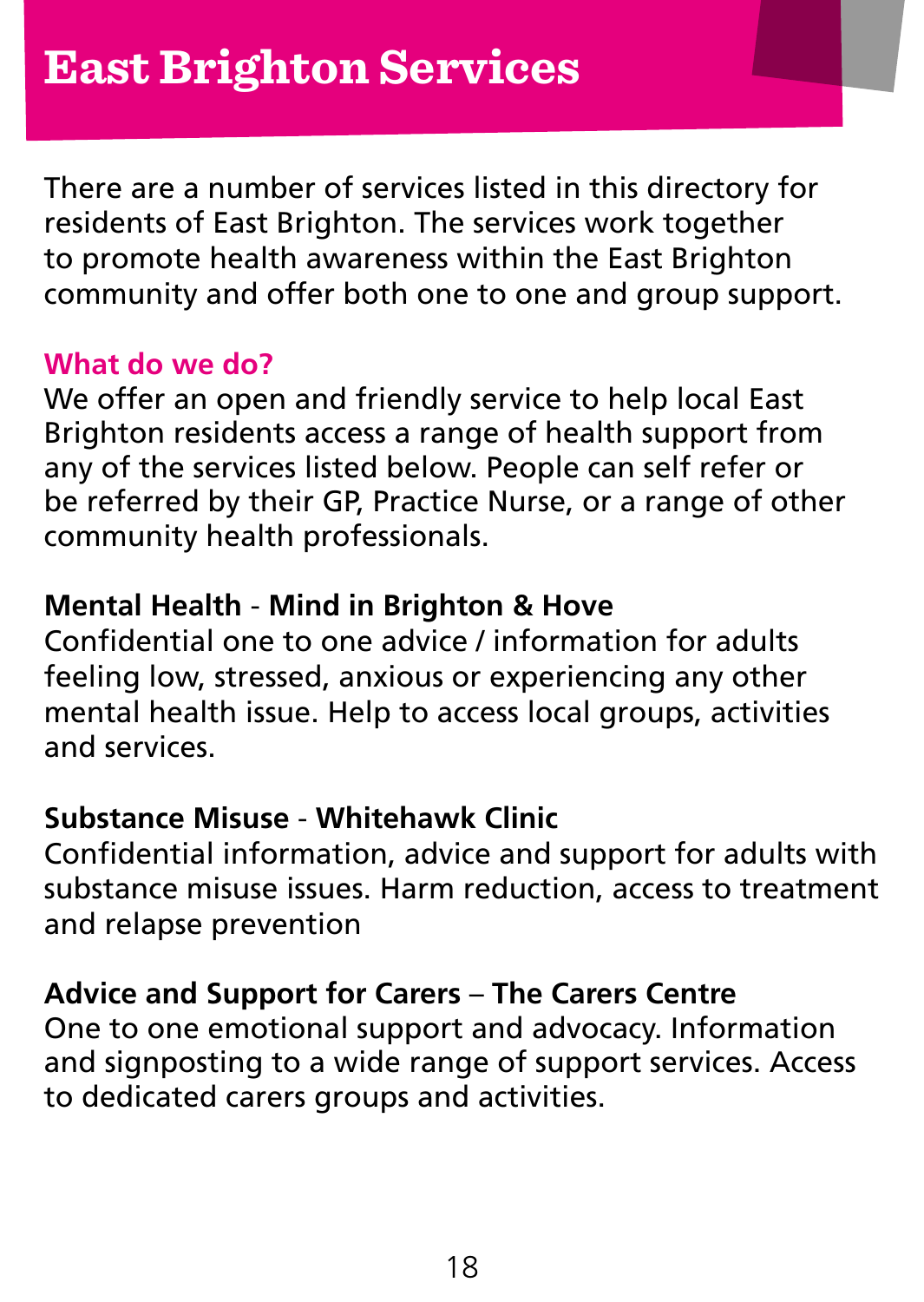# East Brighton Services

There are a number of services listed in this directory for residents of East Brighton. The services work together to promote health awareness within the East Brighton community and offer both one to one and group support.

## What do we do?

We offer an open and friendly service to help local East Brighton residents access a range of health support from any of the services listed below. People can self refer or be referred by their GP, Practice Nurse, or a range of other community health professionals.

**Mental Health** - **Mind in Brighton & Hove**
Confidential one to one advice / information for adults feeling low, stressed, anxious or experiencing any other mental health issue. Help to access local groups, activities and services.

**Substance Misuse** - **Whitehawk Clinic**
Confidential information, advice and support for adults with substance misuse issues. Harm reduction, access to treatment and relapse prevention

**Advice and Support for Carers** – **The Carers Centre**
One to one emotional support and advocacy. Information and signposting to a wide range of support services. Access to dedicated carers groups and activities.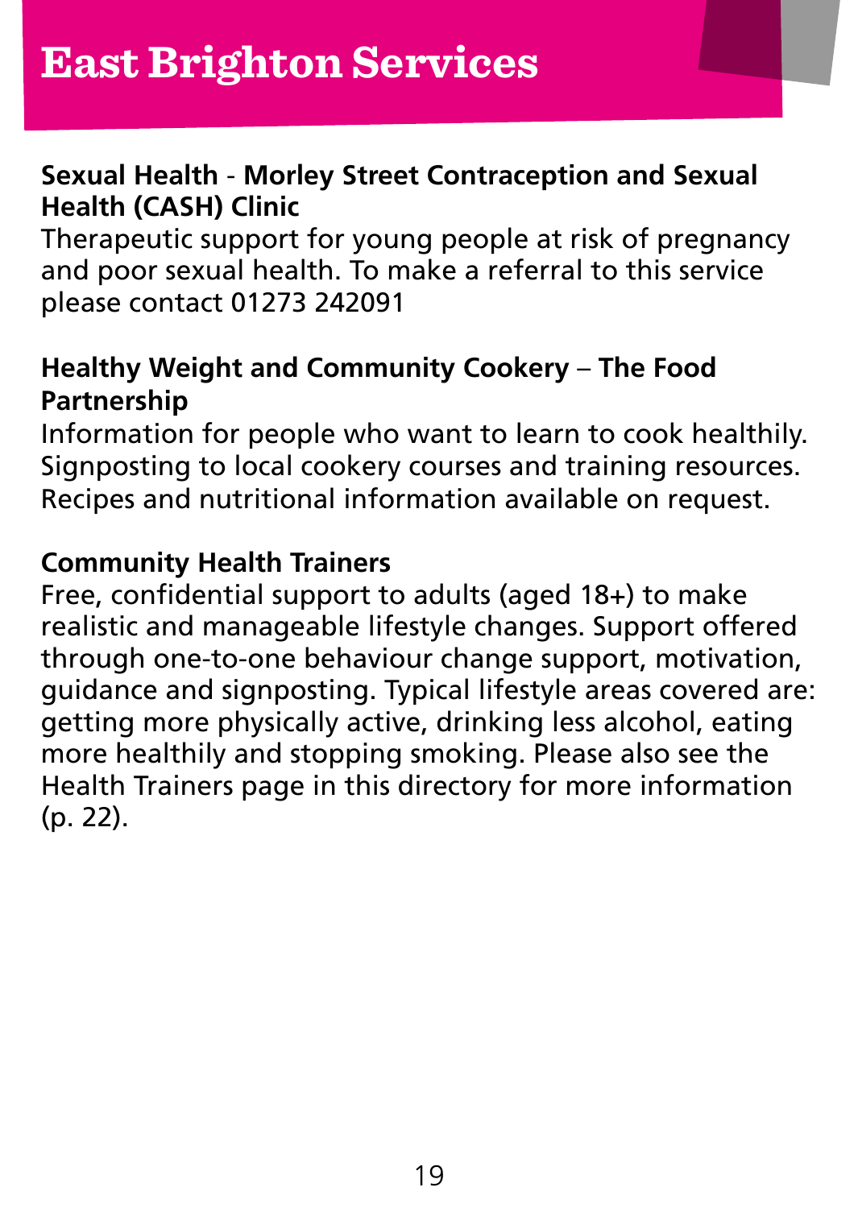# East Brighton Services

**Sexual Health - Morley Street Contraception and Sexual Health (CASH) Clinic**
Therapeutic support for young people at risk of pregnancy and poor sexual health. To make a referral to this service please contact 01273 242091

**Healthy Weight and Community Cookery – The Food Partnership**
Information for people who want to learn to cook healthily. Signposting to local cookery courses and training resources. Recipes and nutritional information available on request.

**Community Health Trainers**
Free, confidential support to adults (aged 18+) to make realistic and manageable lifestyle changes. Support offered through one-to-one behaviour change support, motivation, guidance and signposting. Typical lifestyle areas covered are: getting more physically active, drinking less alcohol, eating more healthily and stopping smoking. Please also see the Health Trainers page in this directory for more information (p. 22).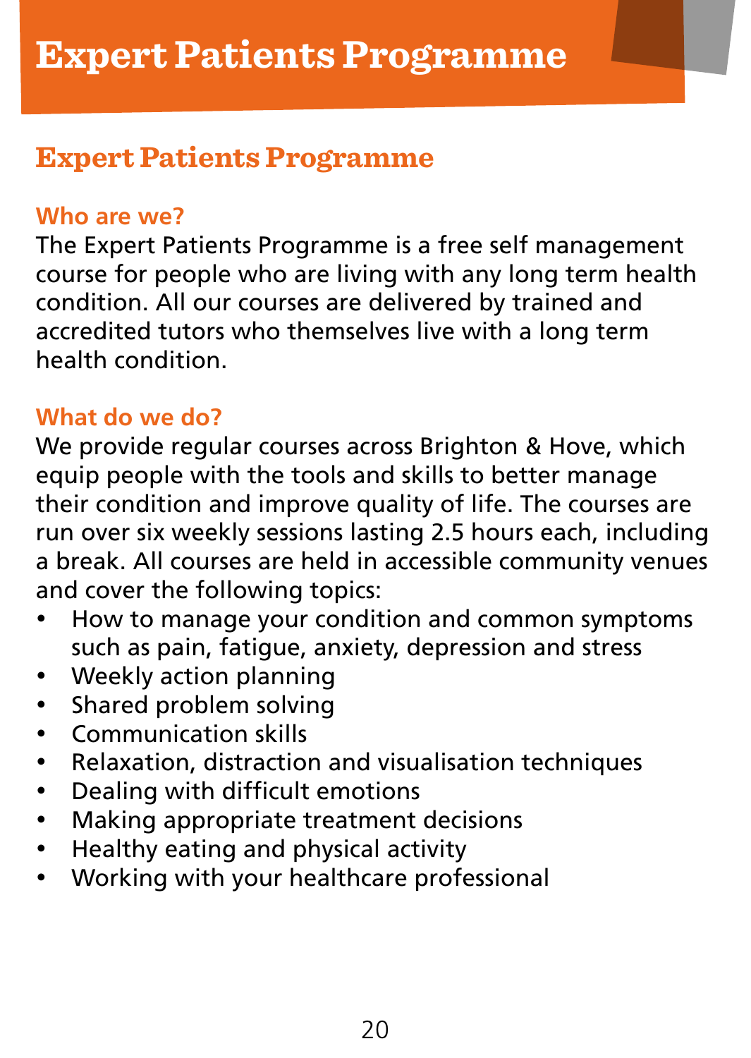# Expert Patients Programme

## Expert Patients Programme

### Who are we?

The Expert Patients Programme is a free self management course for people who are living with any long term health condition. All our courses are delivered by trained and accredited tutors who themselves live with a long term health condition.

### What do we do?

We provide regular courses across Brighton & Hove, which equip people with the tools and skills to better manage their condition and improve quality of life. The courses are run over six weekly sessions lasting 2.5 hours each, including a break. All courses are held in accessible community venues and cover the following topics:

- How to manage your condition and common symptoms such as pain, fatigue, anxiety, depression and stress
- Weekly action planning
- Shared problem solving
- Communication skills
- Relaxation, distraction and visualisation techniques
- Dealing with difficult emotions
- Making appropriate treatment decisions
- Healthy eating and physical activity
- Working with your healthcare professional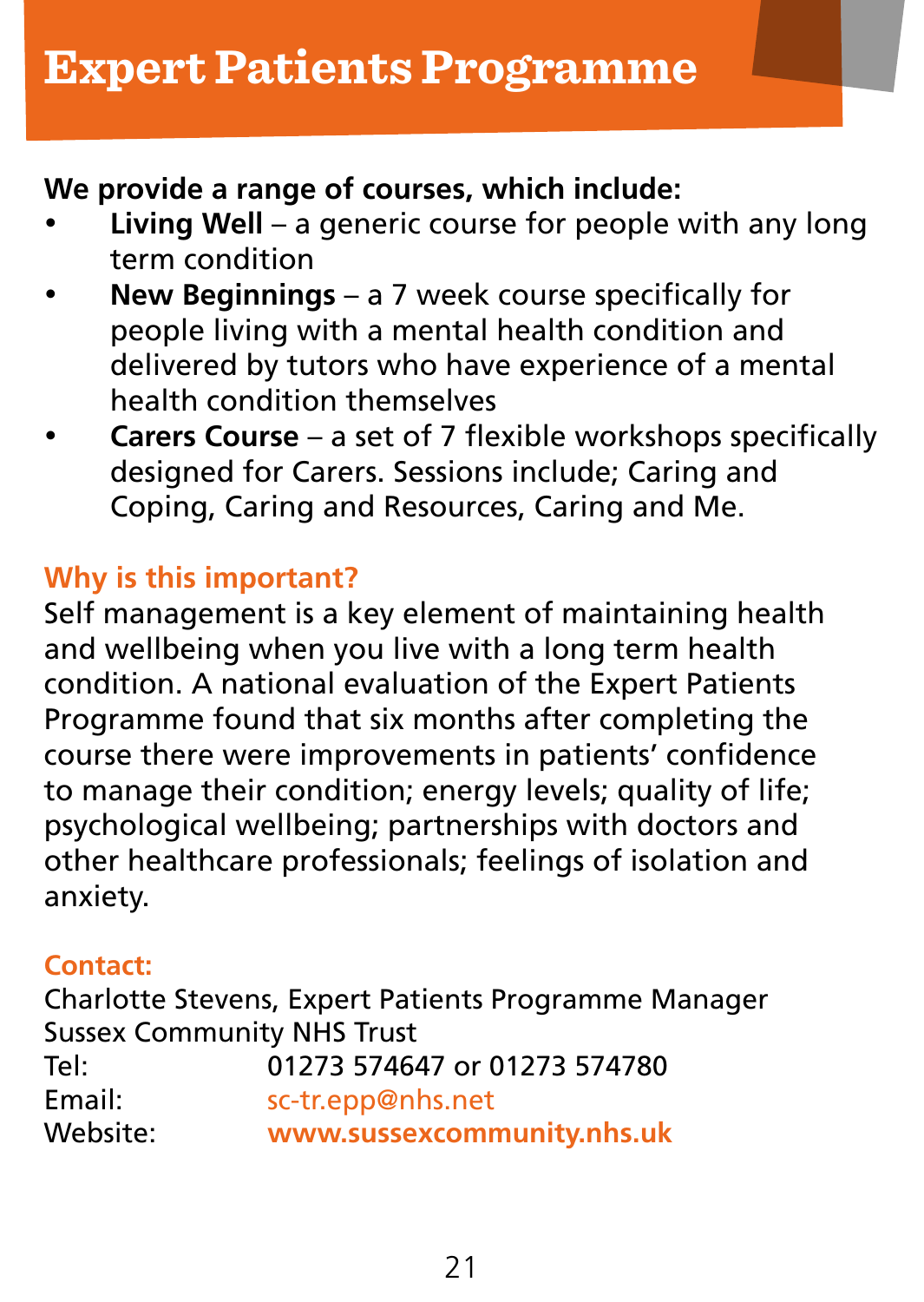# Expert Patients Programme

**We provide a range of courses, which include:**

- **Living Well** – a generic course for people with any long term condition
- **New Beginnings** – a 7 week course specifically for people living with a mental health condition and delivered by tutors who have experience of a mental health condition themselves
- **Carers Course** – a set of 7 flexible workshops specifically designed for Carers. Sessions include; Caring and Coping, Caring and Resources, Caring and Me.

## Why is this important?

Self management is a key element of maintaining health and wellbeing when you live with a long term health condition. A national evaluation of the Expert Patients Programme found that six months after completing the course there were improvements in patients' confidence to manage their condition; energy levels; quality of life; psychological wellbeing; partnerships with doctors and other healthcare professionals; feelings of isolation and anxiety.

## Contact:

Charlotte Stevens, Expert Patients Programme Manager
Sussex Community NHS Trust

| | |
|---|---|
| Tel: | 01273 574647 or 01273 574780 |
| Email: | sc-tr.epp@nhs.net |
| Website: | **www.sussexcommunity.nhs.uk** |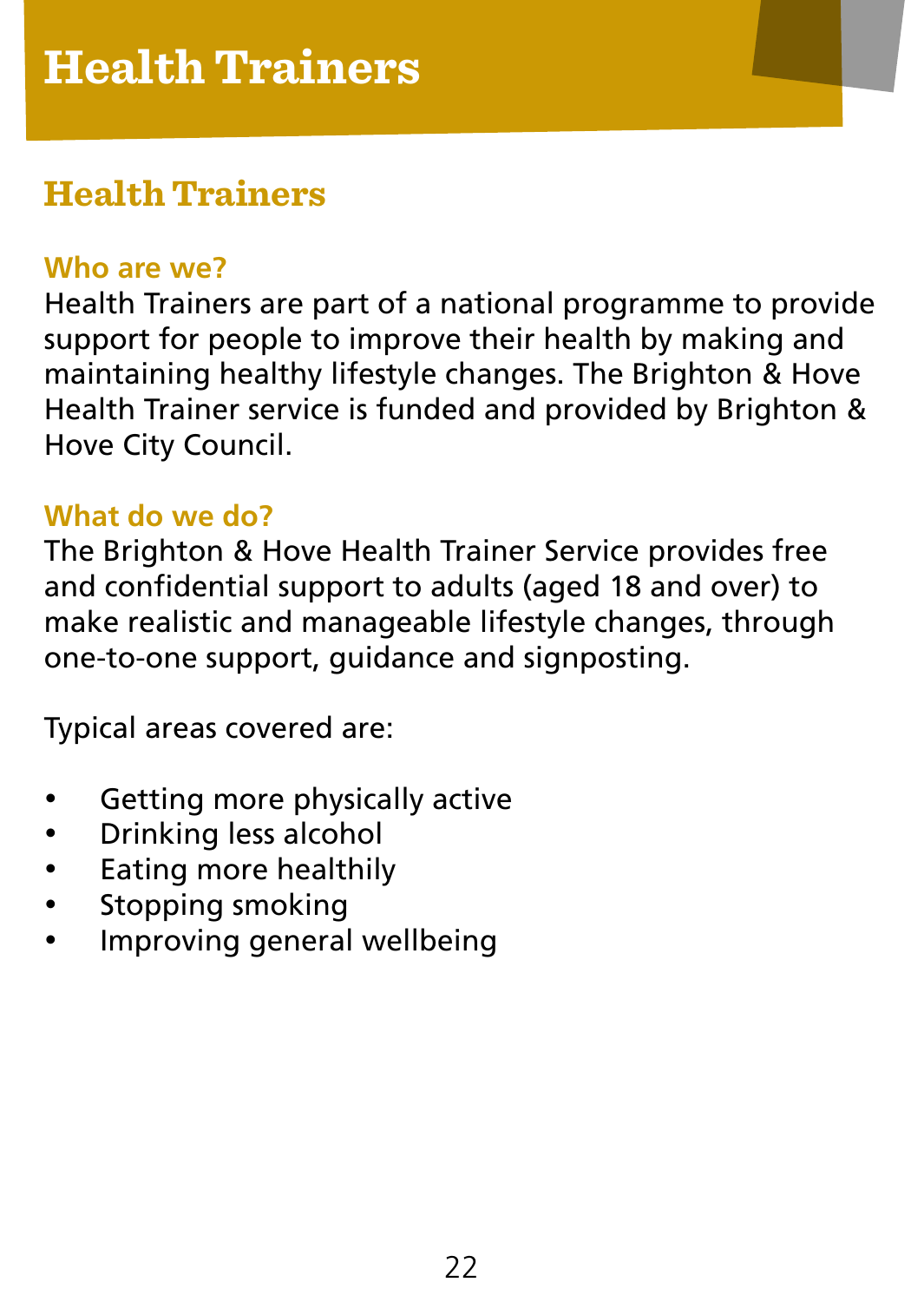# Health Trainers

## Health Trainers

### Who are we?

Health Trainers are part of a national programme to provide support for people to improve their health by making and maintaining healthy lifestyle changes. The Brighton & Hove Health Trainer service is funded and provided by Brighton & Hove City Council.

### What do we do?

The Brighton & Hove Health Trainer Service provides free and confidential support to adults (aged 18 and over) to make realistic and manageable lifestyle changes, through one-to-one support, guidance and signposting.

Typical areas covered are:

- Getting more physically active
- Drinking less alcohol
- Eating more healthily
- Stopping smoking
- Improving general wellbeing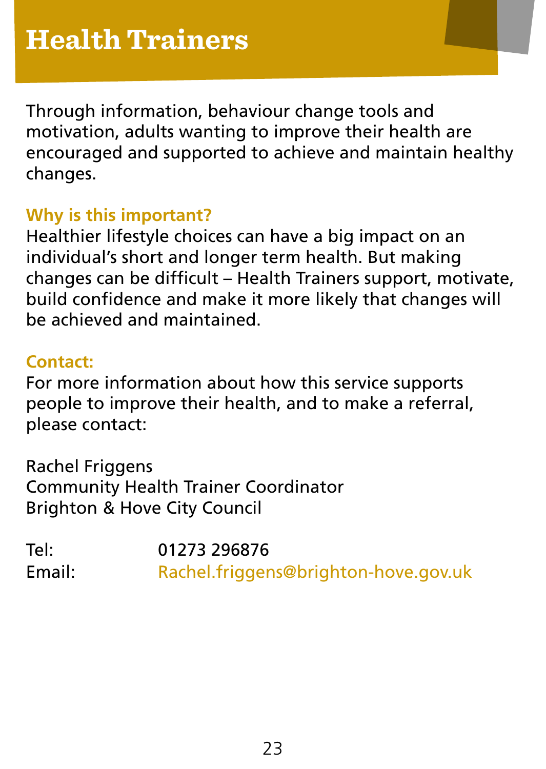# Health Trainers

Through information, behaviour change tools and motivation, adults wanting to improve their health are encouraged and supported to achieve and maintain healthy changes.

### Why is this important?

Healthier lifestyle choices can have a big impact on an individual's short and longer term health. But making changes can be difficult – Health Trainers support, motivate, build confidence and make it more likely that changes will be achieved and maintained.

### Contact:

For more information about how this service supports people to improve their health, and to make a referral, please contact:

Rachel Friggens
Community Health Trainer Coordinator
Brighton & Hove City Council

Tel: 01273 296876
Email: Rachel.friggens@brighton-hove.gov.uk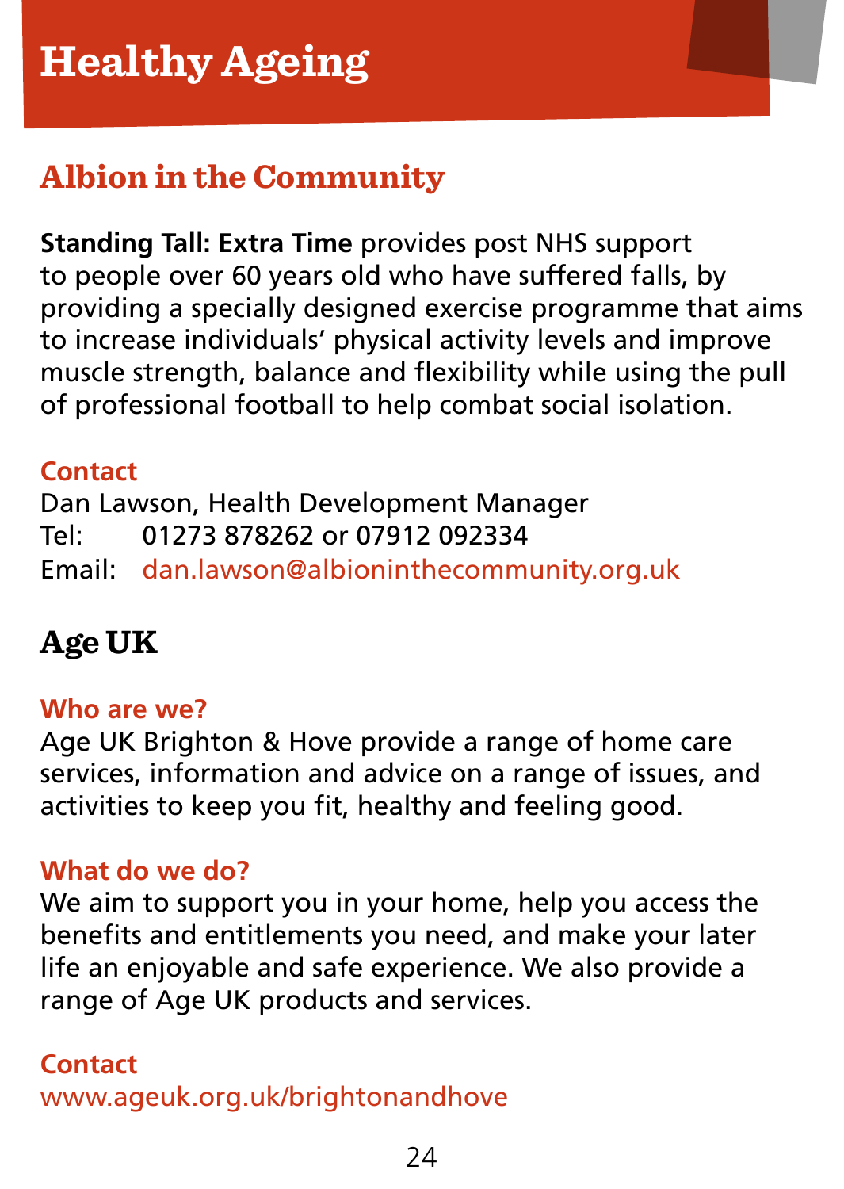# Healthy Ageing

## Albion in the Community

**Standing Tall: Extra Time** provides post NHS support to people over 60 years old who have suffered falls, by providing a specially designed exercise programme that aims to increase individuals' physical activity levels and improve muscle strength, balance and flexibility while using the pull of professional football to help combat social isolation.

### Contact

Dan Lawson, Health Development Manager
Tel: 01273 878262 or 07912 092334
Email: dan.lawson@albioninthecommunity.org.uk

## Age UK

### Who are we?

Age UK Brighton & Hove provide a range of home care services, information and advice on a range of issues, and activities to keep you fit, healthy and feeling good.

### What do we do?

We aim to support you in your home, help you access the benefits and entitlements you need, and make your later life an enjoyable and safe experience. We also provide a range of Age UK products and services.

### Contact

www.ageuk.org.uk/brightonandhove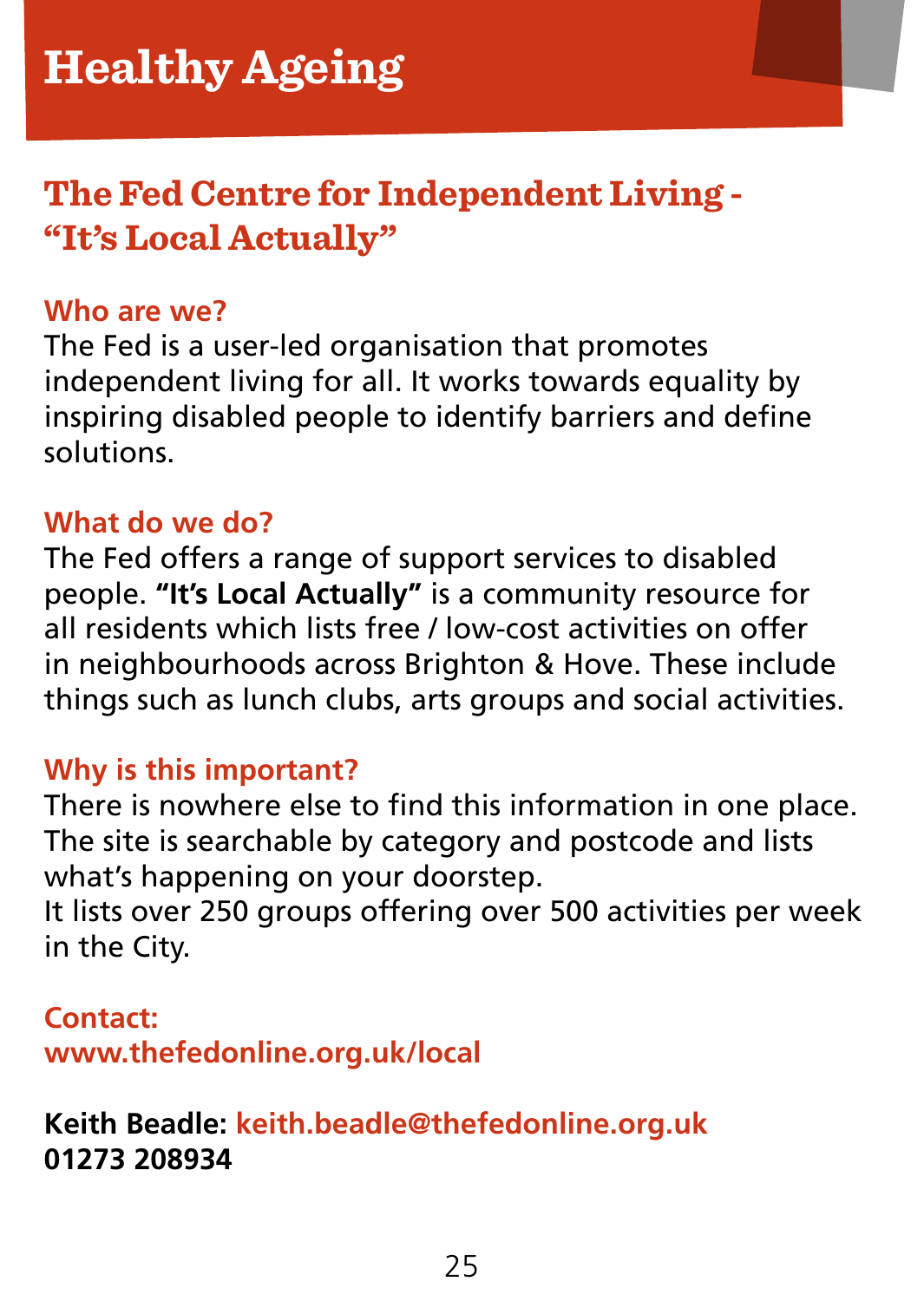# Healthy Ageing

## The Fed Centre for Independent Living - "It's Local Actually"

### Who are we?

The Fed is a user-led organisation that promotes independent living for all. It works towards equality by inspiring disabled people to identify barriers and define solutions.

### What do we do?

The Fed offers a range of support services to disabled people. **"It's Local Actually"** is a community resource for all residents which lists free / low-cost activities on offer in neighbourhoods across Brighton & Hove. These include things such as lunch clubs, arts groups and social activities.

### Why is this important?

There is nowhere else to find this information in one place. The site is searchable by category and postcode and lists what's happening on your doorstep.
It lists over 250 groups offering over 500 activities per week in the City.

**Contact:**
**www.thefedonline.org.uk/local**

**Keith Beadle: keith.beadle@thefedonline.org.uk**
**01273 208934**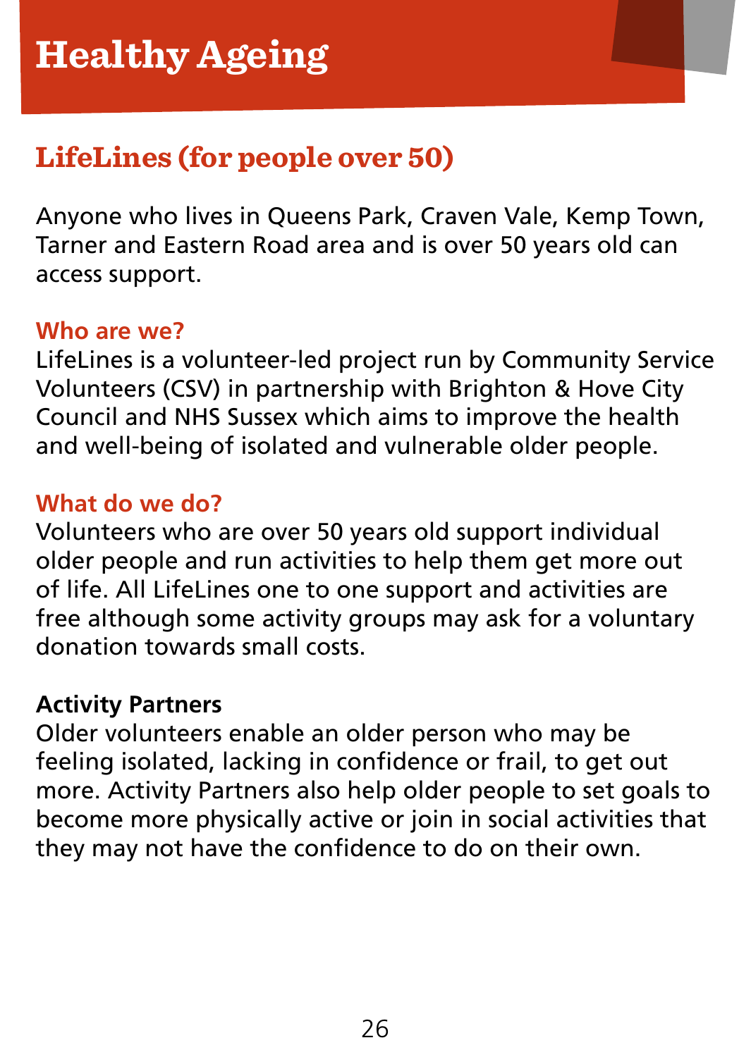# Healthy Ageing

## LifeLines (for people over 50)

Anyone who lives in Queens Park, Craven Vale, Kemp Town, Tarner and Eastern Road area and is over 50 years old can access support.

### Who are we?

LifeLines is a volunteer-led project run by Community Service Volunteers (CSV) in partnership with Brighton & Hove City Council and NHS Sussex which aims to improve the health and well-being of isolated and vulnerable older people.

### What do we do?

Volunteers who are over 50 years old support individual older people and run activities to help them get more out of life. All LifeLines one to one support and activities are free although some activity groups may ask for a voluntary donation towards small costs.

**Activity Partners**

Older volunteers enable an older person who may be feeling isolated, lacking in confidence or frail, to get out more. Activity Partners also help older people to set goals to become more physically active or join in social activities that they may not have the confidence to do on their own.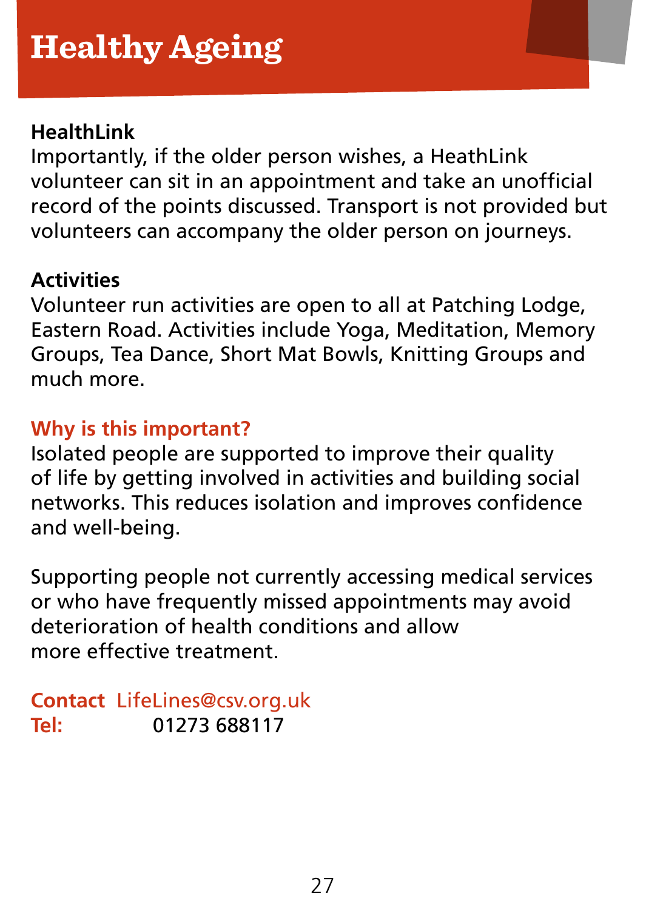# Healthy Ageing

**HealthLink**

Importantly, if the older person wishes, a HeathLink volunteer can sit in an appointment and take an unofficial record of the points discussed. Transport is not provided but volunteers can accompany the older person on journeys.

**Activities**

Volunteer run activities are open to all at Patching Lodge, Eastern Road. Activities include Yoga, Meditation, Memory Groups, Tea Dance, Short Mat Bowls, Knitting Groups and much more.

**Why is this important?**

Isolated people are supported to improve their quality of life by getting involved in activities and building social networks. This reduces isolation and improves confidence and well-being.

Supporting people not currently accessing medical services or who have frequently missed appointments may avoid deterioration of health conditions and allow more effective treatment.

**Contact** LifeLines@csv.org.uk
**Tel:** 01273 688117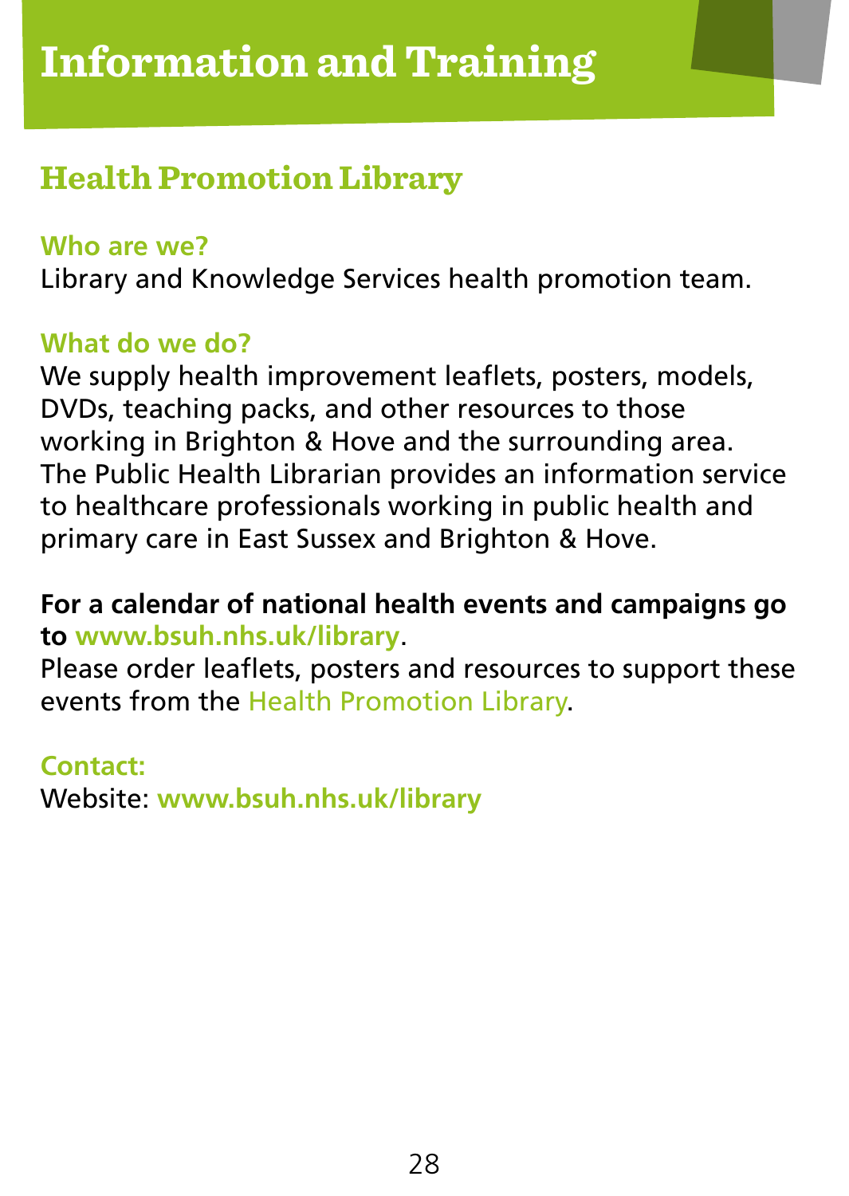# Information and Training

## Health Promotion Library

**Who are we?**

Library and Knowledge Services health promotion team.

**What do we do?**

We supply health improvement leaflets, posters, models, DVDs, teaching packs, and other resources to those working in Brighton & Hove and the surrounding area. The Public Health Librarian provides an information service to healthcare professionals working in public health and primary care in East Sussex and Brighton & Hove.

**For a calendar of national health events and campaigns go to www.bsuh.nhs.uk/library**.

Please order leaflets, posters and resources to support these events from the Health Promotion Library.

**Contact:**

Website: **www.bsuh.nhs.uk/library**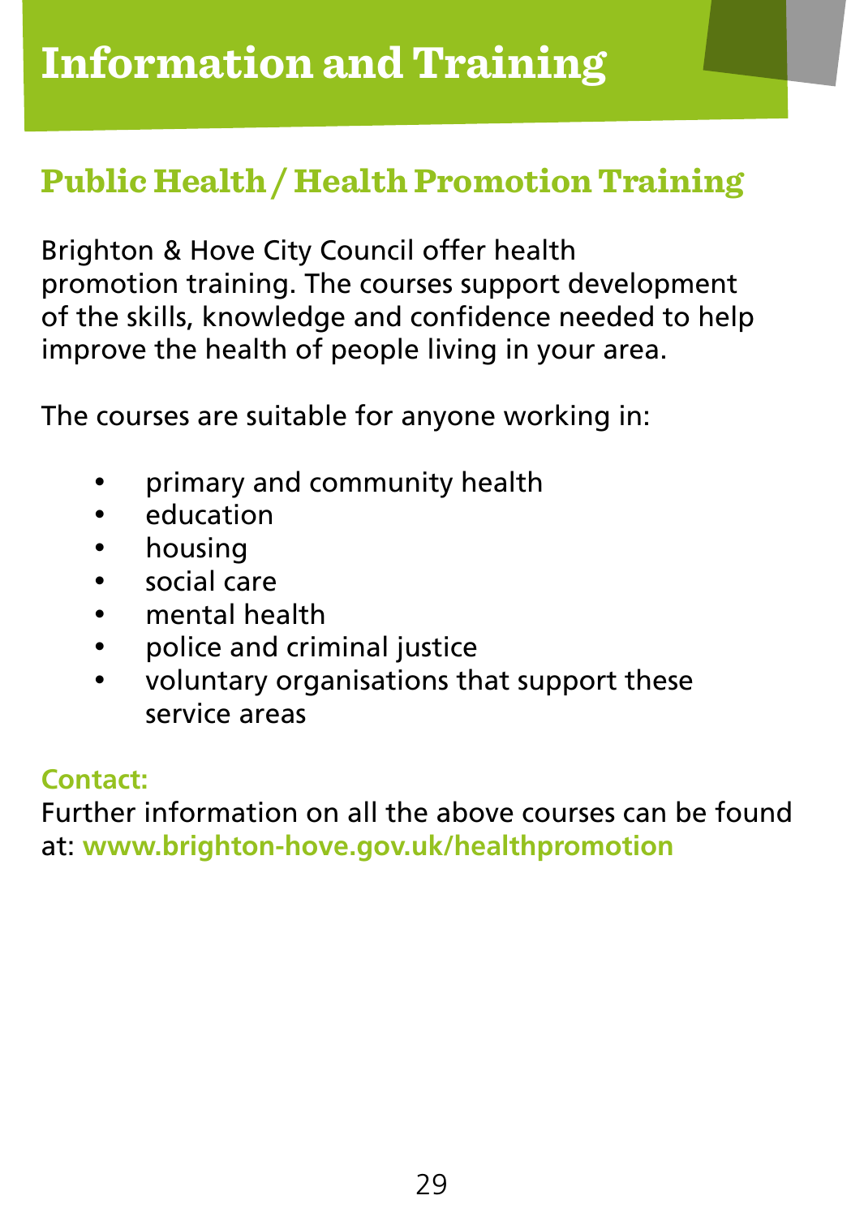# Information and Training

## Public Health / Health Promotion Training

Brighton & Hove City Council offer health promotion training. The courses support development of the skills, knowledge and confidence needed to help improve the health of people living in your area.

The courses are suitable for anyone working in:

- primary and community health
- education
- housing
- social care
- mental health
- police and criminal justice
- voluntary organisations that support these service areas

**Contact:**
Further information on all the above courses can be found at: **www.brighton-hove.gov.uk/healthpromotion**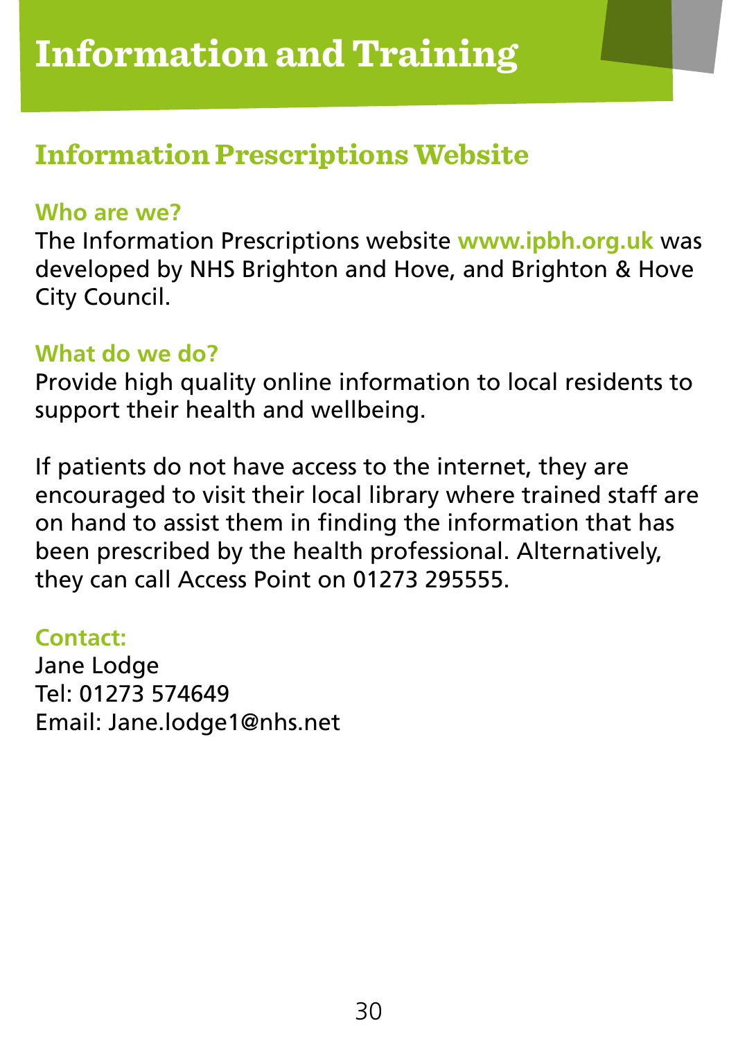# Information and Training

## Information Prescriptions Website

### Who are we?

The Information Prescriptions website **www.ipbh.org.uk** was developed by NHS Brighton and Hove, and Brighton & Hove City Council.

### What do we do?

Provide high quality online information to local residents to support their health and wellbeing.

If patients do not have access to the internet, they are encouraged to visit their local library where trained staff are on hand to assist them in finding the information that has been prescribed by the health professional. Alternatively, they can call Access Point on 01273 295555.

### Contact:

Jane Lodge
Tel: 01273 574649
Email: Jane.lodge1@nhs.net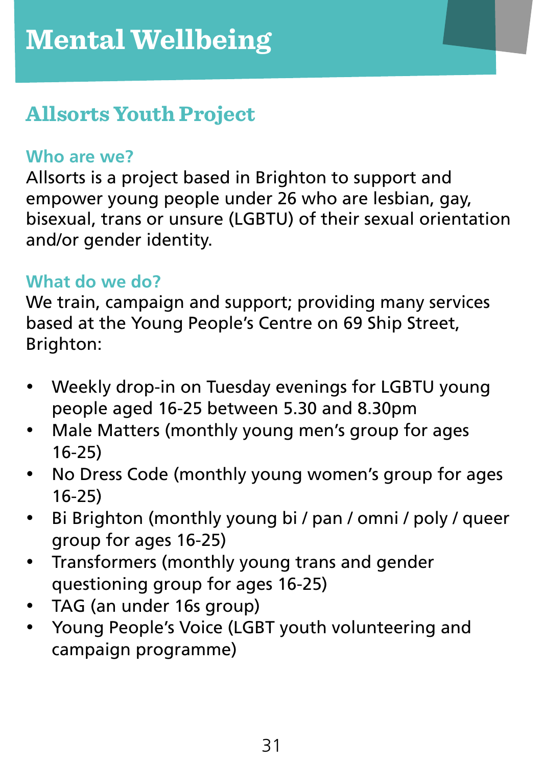# Mental Wellbeing

## Allsorts Youth Project

### Who are we?

Allsorts is a project based in Brighton to support and empower young people under 26 who are lesbian, gay, bisexual, trans or unsure (LGBTU) of their sexual orientation and/or gender identity.

### What do we do?

We train, campaign and support; providing many services based at the Young People's Centre on 69 Ship Street, Brighton:

- Weekly drop-in on Tuesday evenings for LGBTU young people aged 16-25 between 5.30 and 8.30pm
- Male Matters (monthly young men's group for ages 16-25)
- No Dress Code (monthly young women's group for ages 16-25)
- Bi Brighton (monthly young bi / pan / omni / poly / queer group for ages 16-25)
- Transformers (monthly young trans and gender questioning group for ages 16-25)
- TAG (an under 16s group)
- Young People's Voice (LGBT youth volunteering and campaign programme)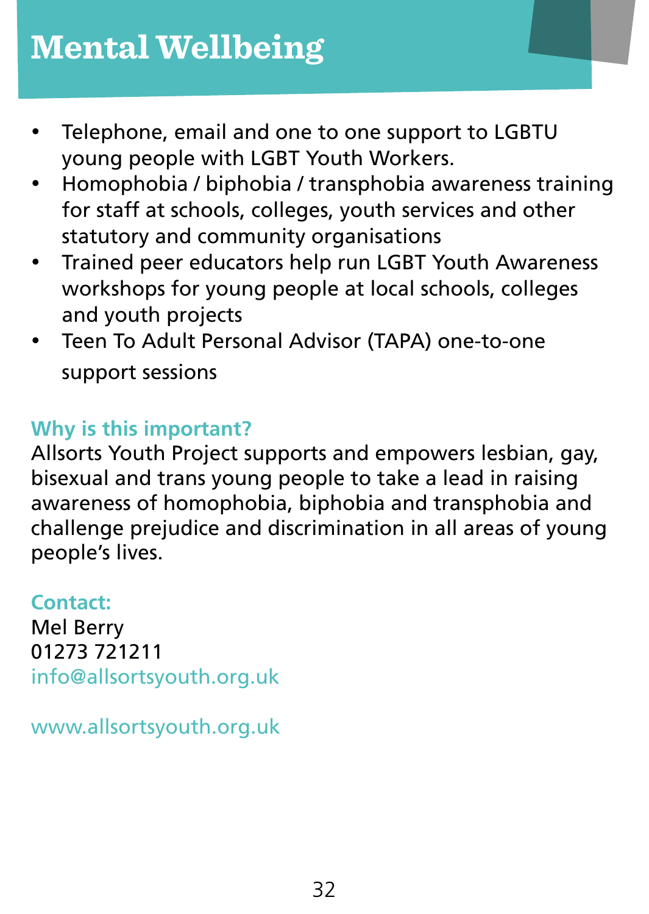# Mental Wellbeing

- Telephone, email and one to one support to LGBTU young people with LGBT Youth Workers.
- Homophobia / biphobia / transphobia awareness training for staff at schools, colleges, youth services and other statutory and community organisations
- Trained peer educators help run LGBT Youth Awareness workshops for young people at local schools, colleges and youth projects
- Teen To Adult Personal Advisor (TAPA) one-to-one support sessions

### Why is this important?

Allsorts Youth Project supports and empowers lesbian, gay, bisexual and trans young people to take a lead in raising awareness of homophobia, biphobia and transphobia and challenge prejudice and discrimination in all areas of young people's lives.

### Contact:

Mel Berry
01273 721211
info@allsortsyouth.org.uk

www.allsortsyouth.org.uk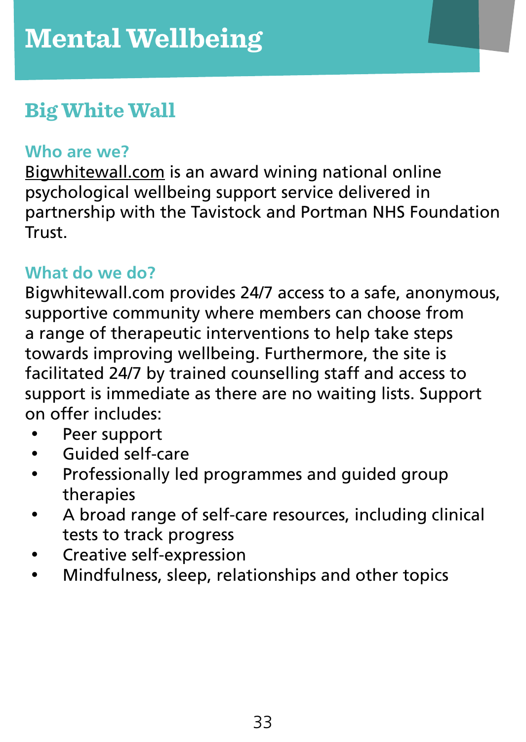# Mental Wellbeing

## Big White Wall

### Who are we?

Bigwhitewall.com is an award wining national online psychological wellbeing support service delivered in partnership with the Tavistock and Portman NHS Foundation Trust.

### What do we do?

Bigwhitewall.com provides 24/7 access to a safe, anonymous, supportive community where members can choose from a range of therapeutic interventions to help take steps towards improving wellbeing. Furthermore, the site is facilitated 24/7 by trained counselling staff and access to support is immediate as there are no waiting lists. Support on offer includes:

- Peer support
- Guided self-care
- Professionally led programmes and guided group therapies
- A broad range of self-care resources, including clinical tests to track progress
- Creative self-expression
- Mindfulness, sleep, relationships and other topics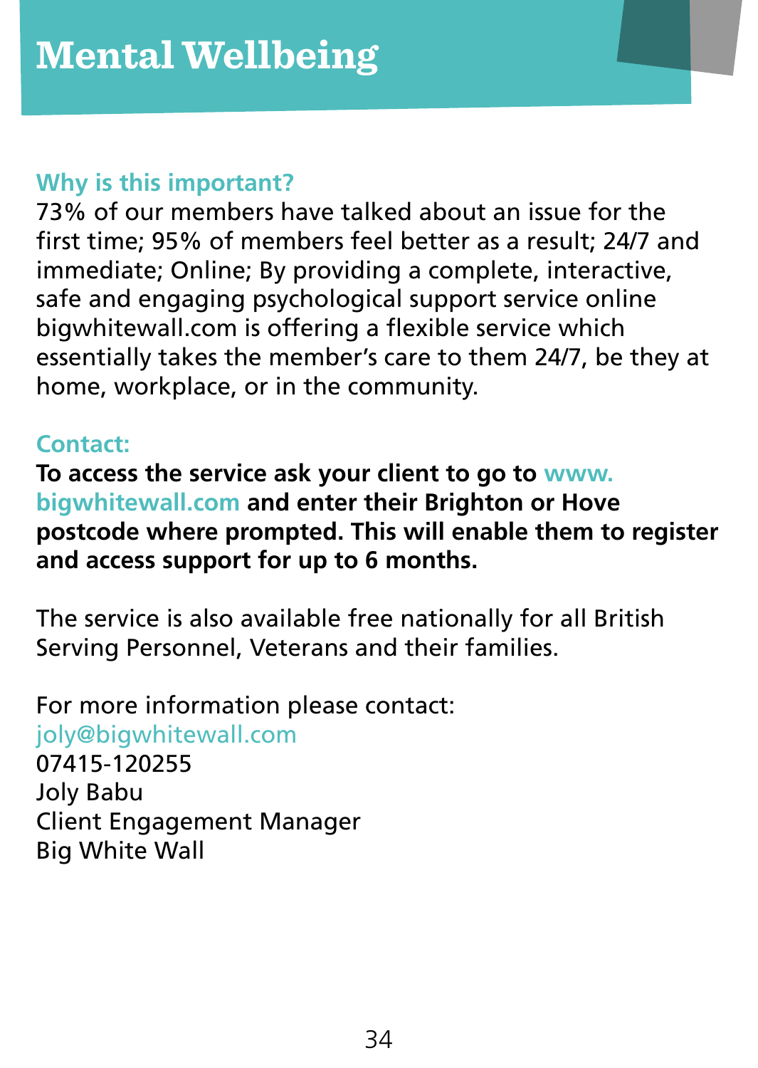# Mental Wellbeing

### Why is this important?

73% of our members have talked about an issue for the first time; 95% of members feel better as a result; 24/7 and immediate; Online; By providing a complete, interactive, safe and engaging psychological support service online bigwhitewall.com is offering a flexible service which essentially takes the member's care to them 24/7, be they at home, workplace, or in the community.

### Contact:

**To access the service ask your client to go to www.bigwhitewall.com and enter their Brighton or Hove postcode where prompted. This will enable them to register and access support for up to 6 months.**

The service is also available free nationally for all British Serving Personnel, Veterans and their families.

For more information please contact:
joly@bigwhitewall.com
07415-120255
Joly Babu
Client Engagement Manager
Big White Wall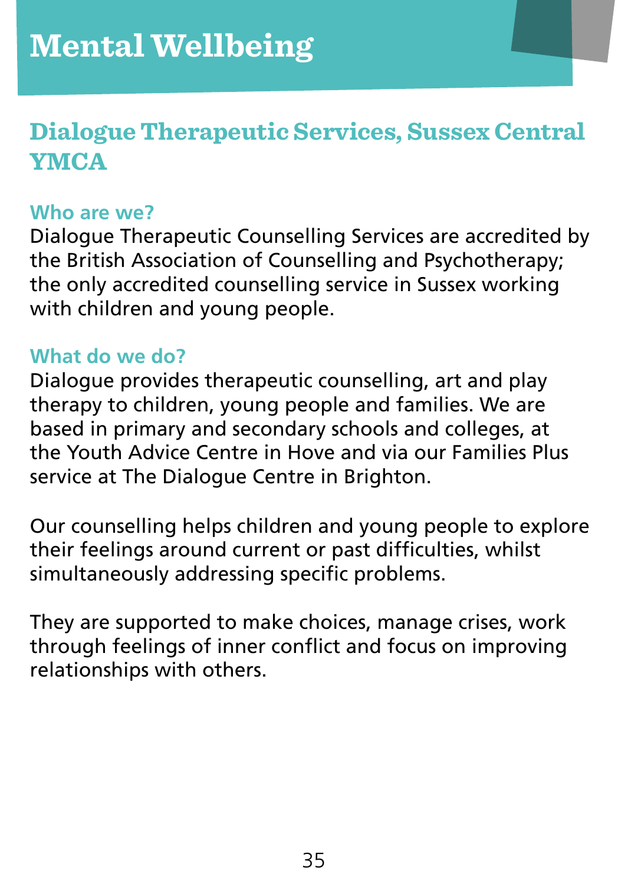# Mental Wellbeing

## Dialogue Therapeutic Services, Sussex Central YMCA

### Who are we?

Dialogue Therapeutic Counselling Services are accredited by the British Association of Counselling and Psychotherapy; the only accredited counselling service in Sussex working with children and young people.

### What do we do?

Dialogue provides therapeutic counselling, art and play therapy to children, young people and families. We are based in primary and secondary schools and colleges, at the Youth Advice Centre in Hove and via our Families Plus service at The Dialogue Centre in Brighton.

Our counselling helps children and young people to explore their feelings around current or past difficulties, whilst simultaneously addressing specific problems.

They are supported to make choices, manage crises, work through feelings of inner conflict and focus on improving relationships with others.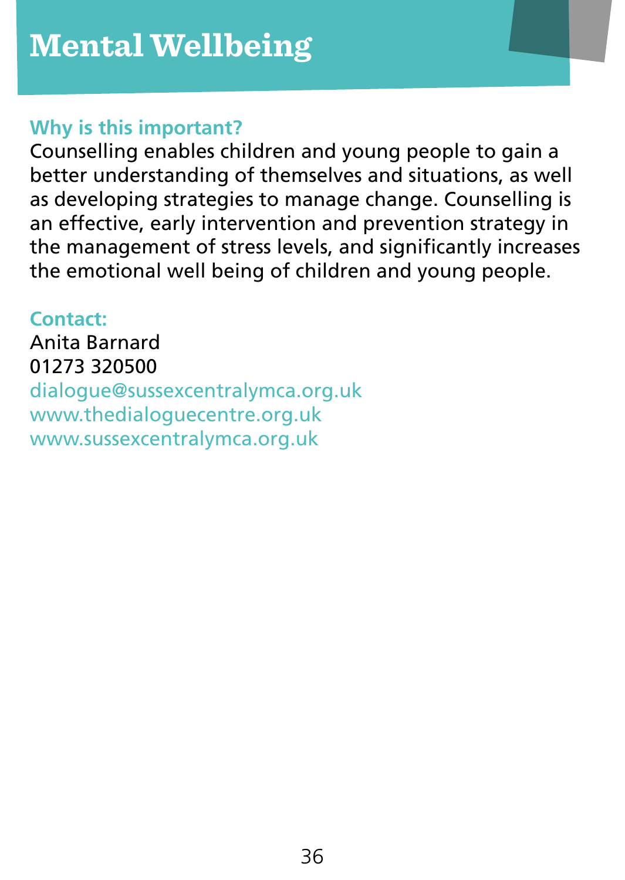# Mental Wellbeing

### Why is this important?

Counselling enables children and young people to gain a better understanding of themselves and situations, as well as developing strategies to manage change. Counselling is an effective, early intervention and prevention strategy in the management of stress levels, and significantly increases the emotional well being of children and young people.

### Contact:

Anita Barnard
01273 320500
dialogue@sussexcentralymca.org.uk
www.thedialoguecentre.org.uk
www.sussexcentralymca.org.uk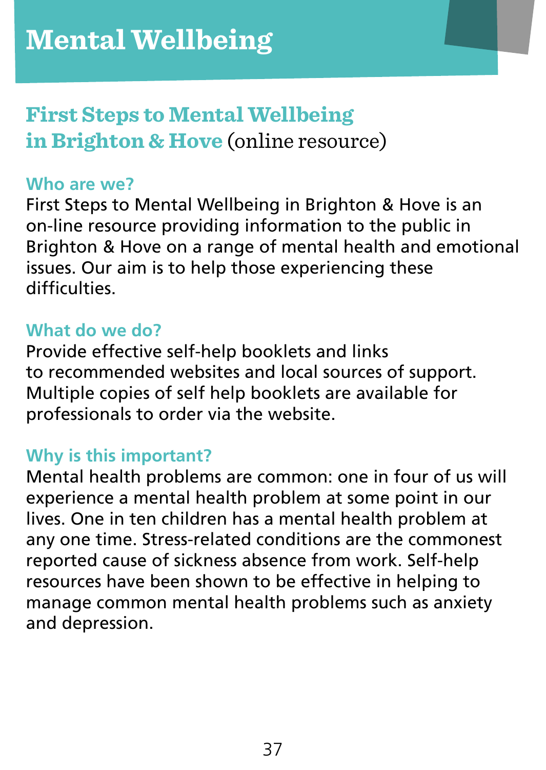# Mental Wellbeing

## First Steps to Mental Wellbeing in Brighton & Hove (online resource)

### Who are we?

First Steps to Mental Wellbeing in Brighton & Hove is an on-line resource providing information to the public in Brighton & Hove on a range of mental health and emotional issues. Our aim is to help those experiencing these difficulties.

### What do we do?

Provide effective self-help booklets and links to recommended websites and local sources of support. Multiple copies of self help booklets are available for professionals to order via the website.

### Why is this important?

Mental health problems are common: one in four of us will experience a mental health problem at some point in our lives. One in ten children has a mental health problem at any one time. Stress-related conditions are the commonest reported cause of sickness absence from work. Self-help resources have been shown to be effective in helping to manage common mental health problems such as anxiety and depression.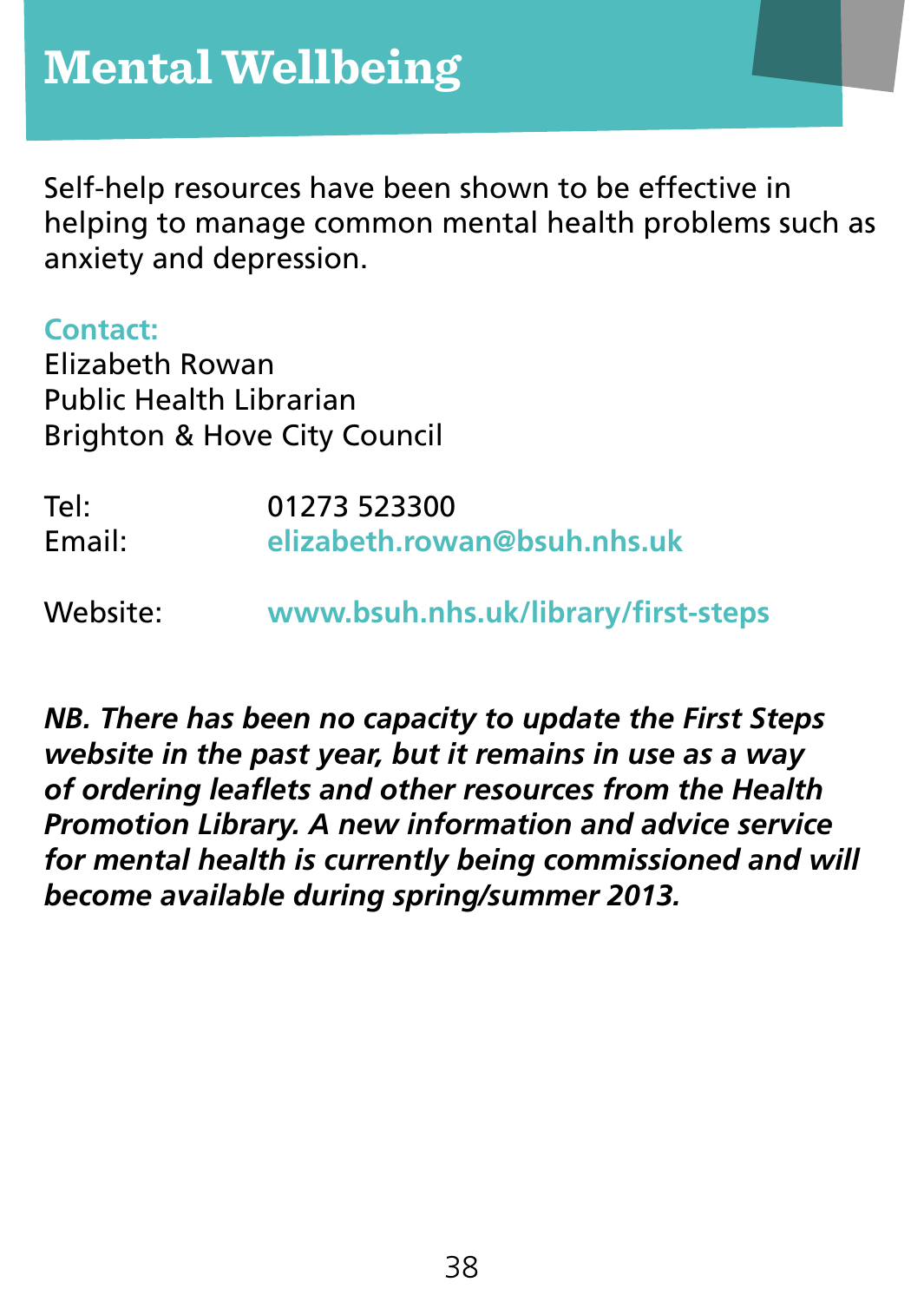# Mental Wellbeing

Self-help resources have been shown to be effective in helping to manage common mental health problems such as anxiety and depression.

**Contact:**
Elizabeth Rowan
Public Health Librarian
Brighton & Hove City Council

Tel: 01273 523300
Email: **elizabeth.rowan@bsuh.nhs.uk**

Website: **www.bsuh.nhs.uk/library/first-steps**

***NB. There has been no capacity to update the First Steps website in the past year, but it remains in use as a way of ordering leaflets and other resources from the Health Promotion Library. A new information and advice service for mental health is currently being commissioned and will become available during spring/summer 2013.***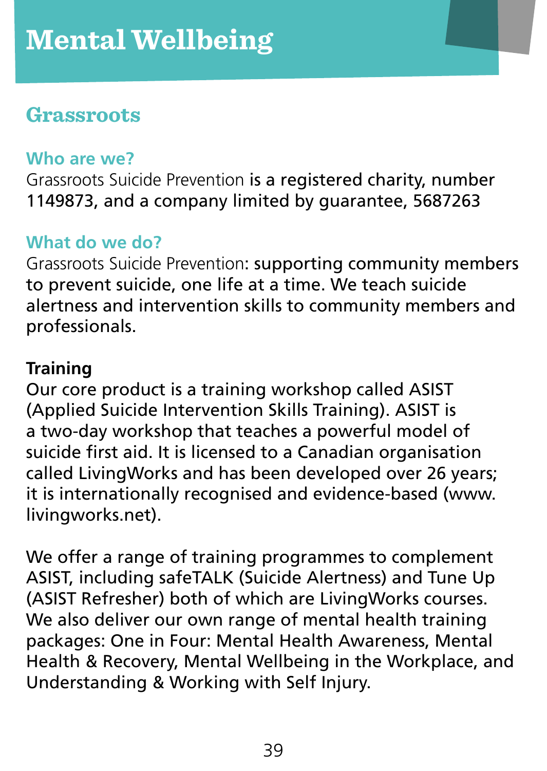# Mental Wellbeing

## Grassroots

### Who are we?

Grassroots Suicide Prevention is a registered charity, number 1149873, and a company limited by guarantee, 5687263

### What do we do?

Grassroots Suicide Prevention: supporting community members to prevent suicide, one life at a time. We teach suicide alertness and intervention skills to community members and professionals.

**Training**

Our core product is a training workshop called ASIST (Applied Suicide Intervention Skills Training). ASIST is a two-day workshop that teaches a powerful model of suicide first aid. It is licensed to a Canadian organisation called LivingWorks and has been developed over 26 years; it is internationally recognised and evidence-based (www.livingworks.net).

We offer a range of training programmes to complement ASIST, including safeTALK (Suicide Alertness) and Tune Up (ASIST Refresher) both of which are LivingWorks courses. We also deliver our own range of mental health training packages: One in Four: Mental Health Awareness, Mental Health & Recovery, Mental Wellbeing in the Workplace, and Understanding & Working with Self Injury.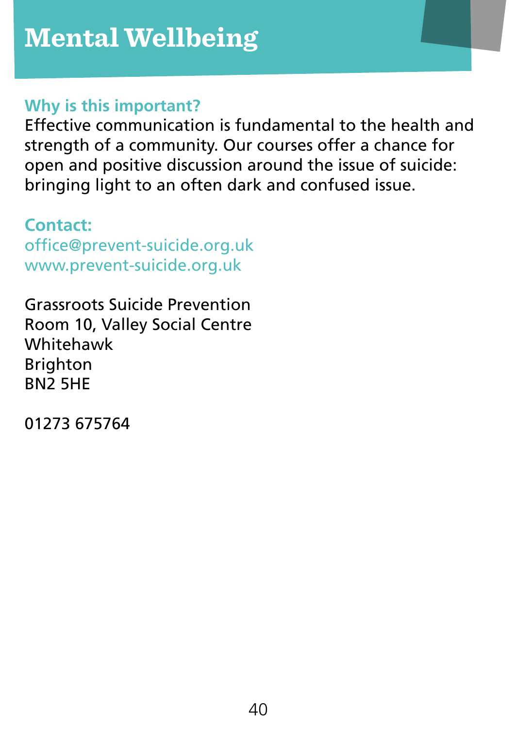# Mental Wellbeing

### Why is this important?

Effective communication is fundamental to the health and strength of a community. Our courses offer a chance for open and positive discussion around the issue of suicide: bringing light to an often dark and confused issue.

### Contact:

office@prevent-suicide.org.uk
www.prevent-suicide.org.uk

Grassroots Suicide Prevention
Room 10, Valley Social Centre
Whitehawk
Brighton
BN2 5HE

01273 675764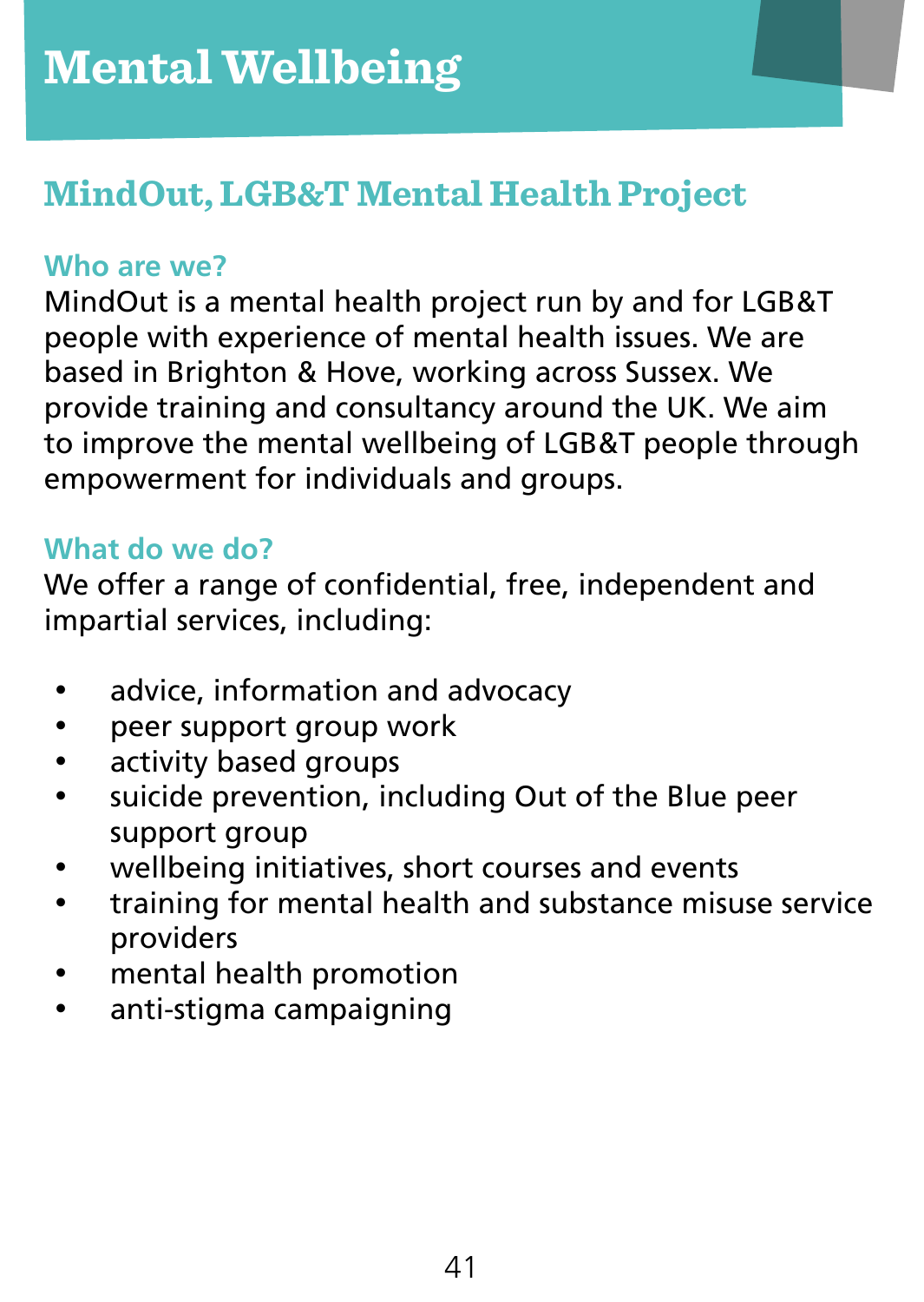# Mental Wellbeing

## MindOut, LGB&T Mental Health Project

### Who are we?

MindOut is a mental health project run by and for LGB&T people with experience of mental health issues. We are based in Brighton & Hove, working across Sussex. We provide training and consultancy around the UK. We aim to improve the mental wellbeing of LGB&T people through empowerment for individuals and groups.

### What do we do?

We offer a range of confidential, free, independent and impartial services, including:

- advice, information and advocacy
- peer support group work
- activity based groups
- suicide prevention, including Out of the Blue peer support group
- wellbeing initiatives, short courses and events
- training for mental health and substance misuse service providers
- mental health promotion
- anti-stigma campaigning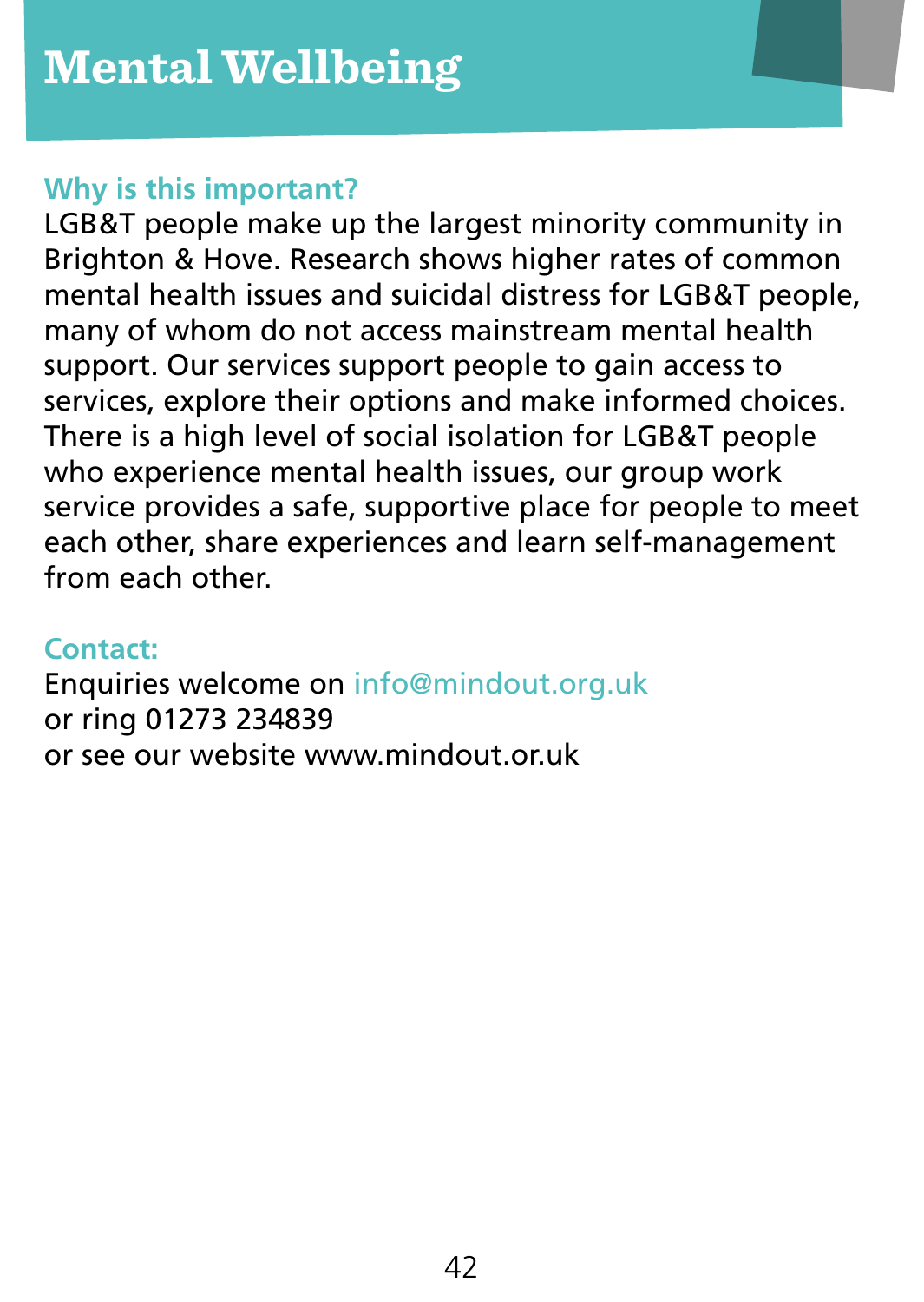# Mental Wellbeing

### Why is this important?

LGB&T people make up the largest minority community in Brighton & Hove. Research shows higher rates of common mental health issues and suicidal distress for LGB&T people, many of whom do not access mainstream mental health support. Our services support people to gain access to services, explore their options and make informed choices. There is a high level of social isolation for LGB&T people who experience mental health issues, our group work service provides a safe, supportive place for people to meet each other, share experiences and learn self-management from each other.

### Contact:

Enquiries welcome on info@mindout.org.uk
or ring 01273 234839
or see our website www.mindout.or.uk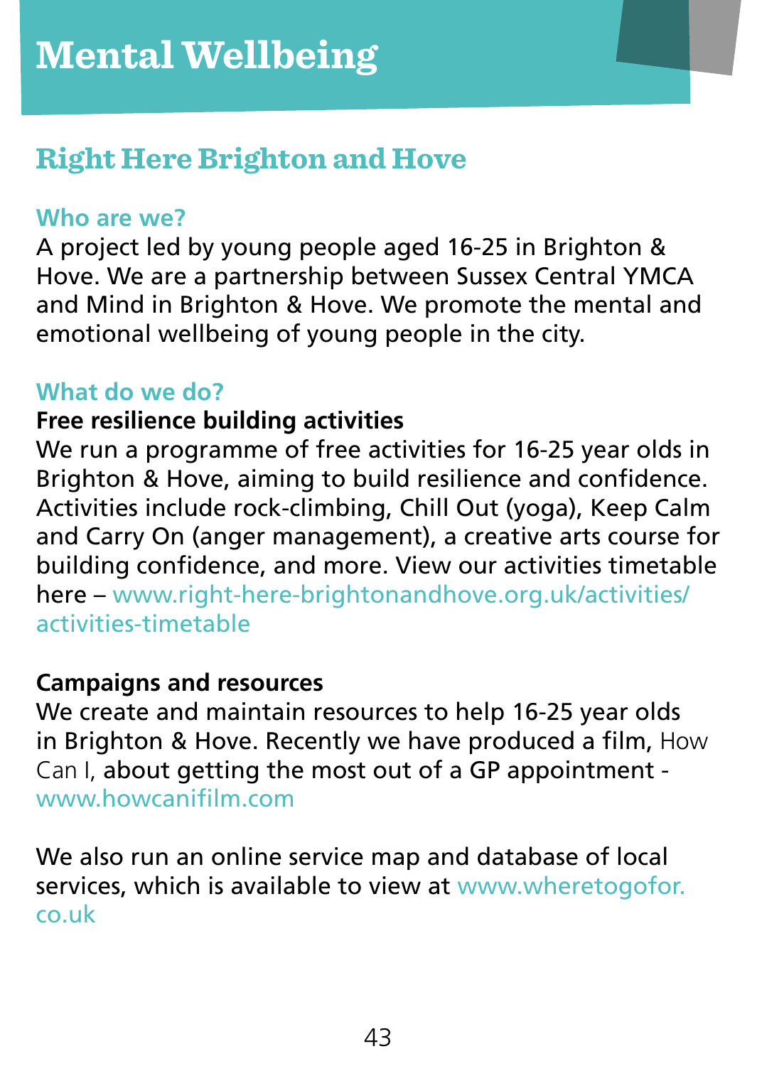# Mental Wellbeing

## Right Here Brighton and Hove

### Who are we?

A project led by young people aged 16-25 in Brighton & Hove. We are a partnership between Sussex Central YMCA and Mind in Brighton & Hove. We promote the mental and emotional wellbeing of young people in the city.

### What do we do?

**Free resilience building activities**

We run a programme of free activities for 16-25 year olds in Brighton & Hove, aiming to build resilience and confidence. Activities include rock-climbing, Chill Out (yoga), Keep Calm and Carry On (anger management), a creative arts course for building confidence, and more. View our activities timetable here – www.right-here-brightonandhove.org.uk/activities/activities-timetable

**Campaigns and resources**

We create and maintain resources to help 16-25 year olds in Brighton & Hove. Recently we have produced a film, How Can I, about getting the most out of a GP appointment - www.howcanifilm.com

We also run an online service map and database of local services, which is available to view at www.wheretogofor.co.uk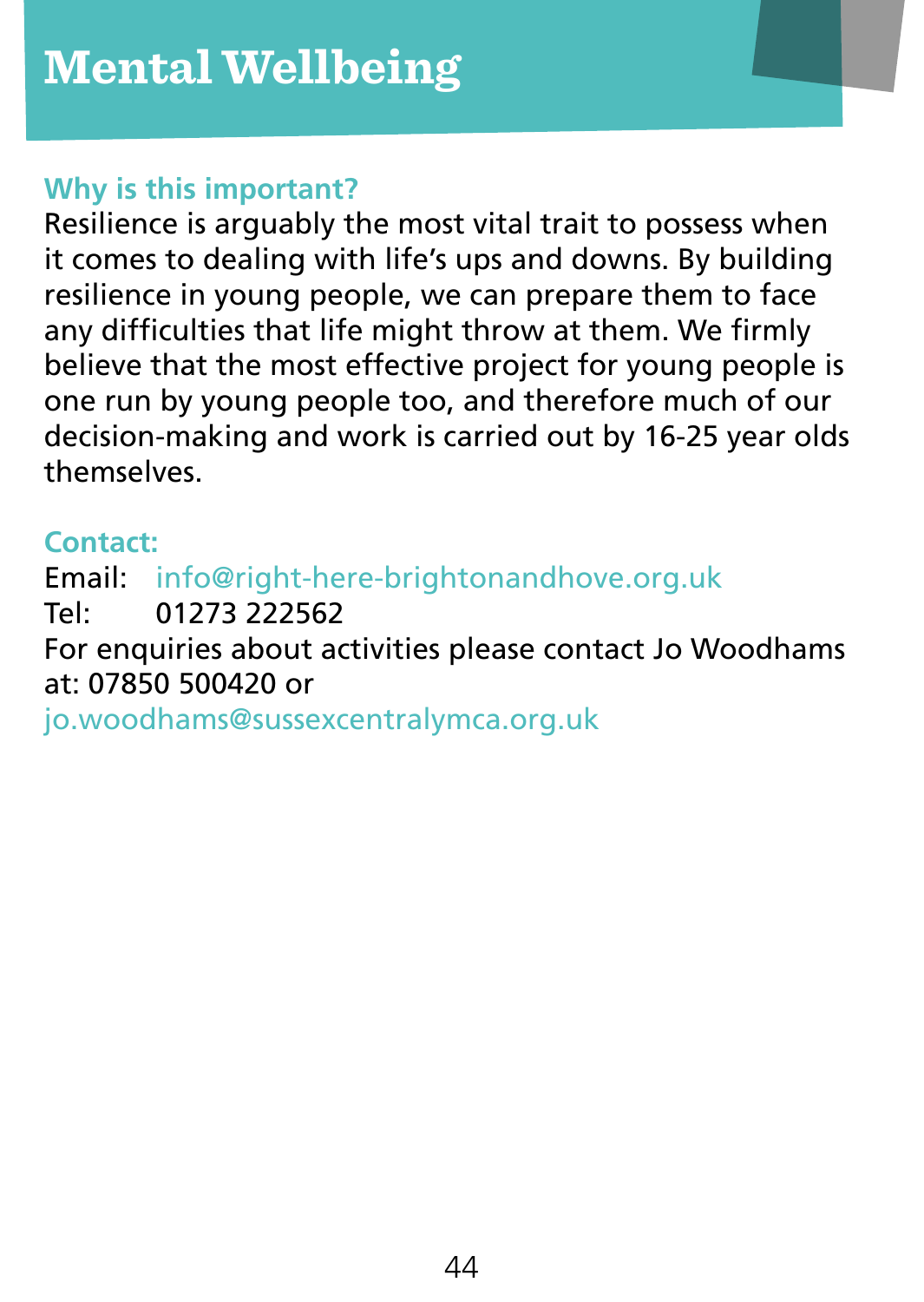# Mental Wellbeing

### Why is this important?

Resilience is arguably the most vital trait to possess when it comes to dealing with life's ups and downs. By building resilience in young people, we can prepare them to face any difficulties that life might throw at them. We firmly believe that the most effective project for young people is one run by young people too, and therefore much of our decision-making and work is carried out by 16-25 year olds themselves.

### Contact:

Email: info@right-here-brightonandhove.org.uk
Tel: 01273 222562
For enquiries about activities please contact Jo Woodhams at: 07850 500420 or
jo.woodhams@sussexcentralymca.org.uk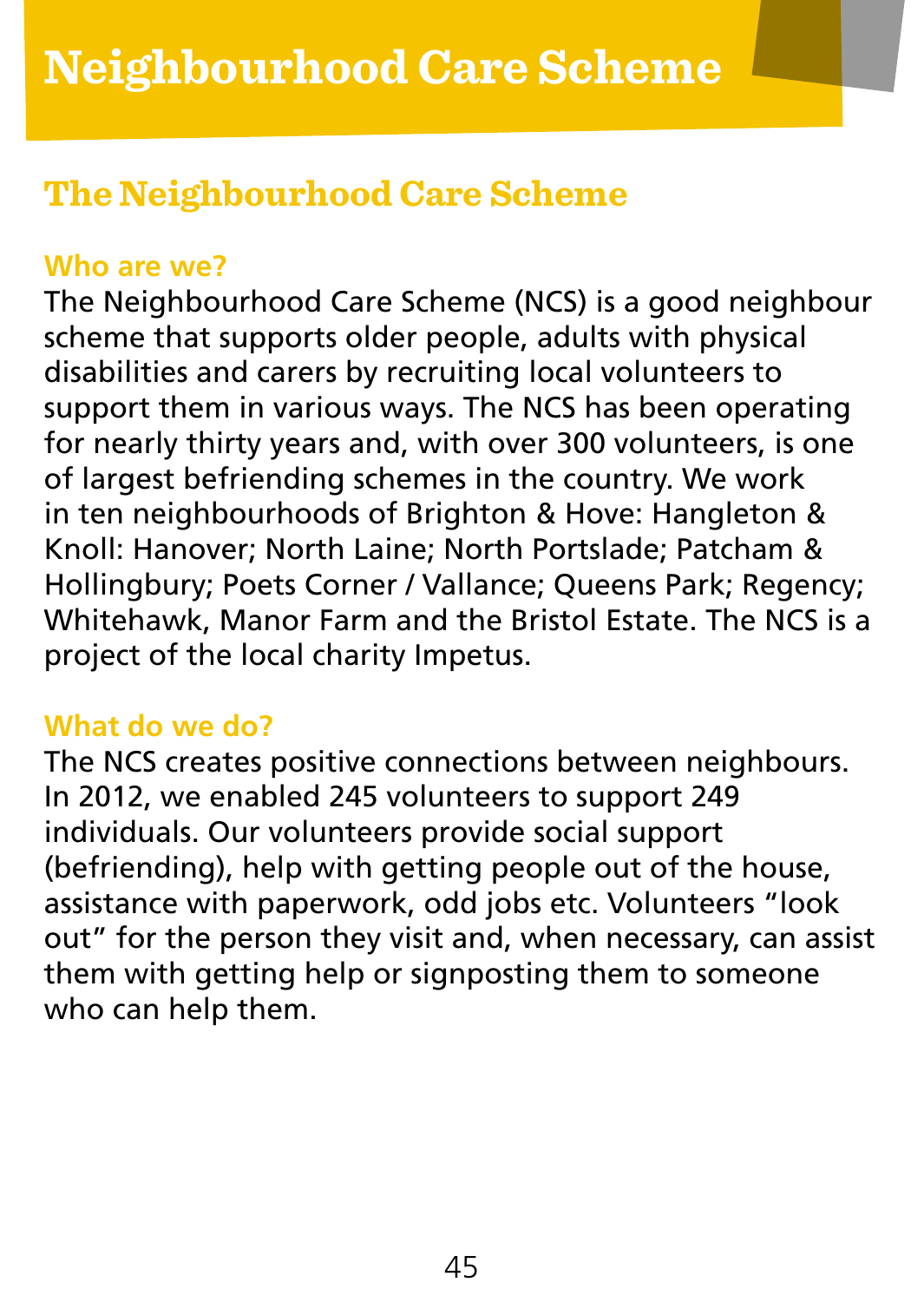# Neighbourhood Care Scheme

## The Neighbourhood Care Scheme

### Who are we?

The Neighbourhood Care Scheme (NCS) is a good neighbour scheme that supports older people, adults with physical disabilities and carers by recruiting local volunteers to support them in various ways. The NCS has been operating for nearly thirty years and, with over 300 volunteers, is one of largest befriending schemes in the country. We work in ten neighbourhoods of Brighton & Hove: Hangleton & Knoll: Hanover; North Laine; North Portslade; Patcham & Hollingbury; Poets Corner / Vallance; Queens Park; Regency; Whitehawk, Manor Farm and the Bristol Estate. The NCS is a project of the local charity Impetus.

### What do we do?

The NCS creates positive connections between neighbours. In 2012, we enabled 245 volunteers to support 249 individuals. Our volunteers provide social support (befriending), help with getting people out of the house, assistance with paperwork, odd jobs etc. Volunteers "look out" for the person they visit and, when necessary, can assist them with getting help or signposting them to someone who can help them.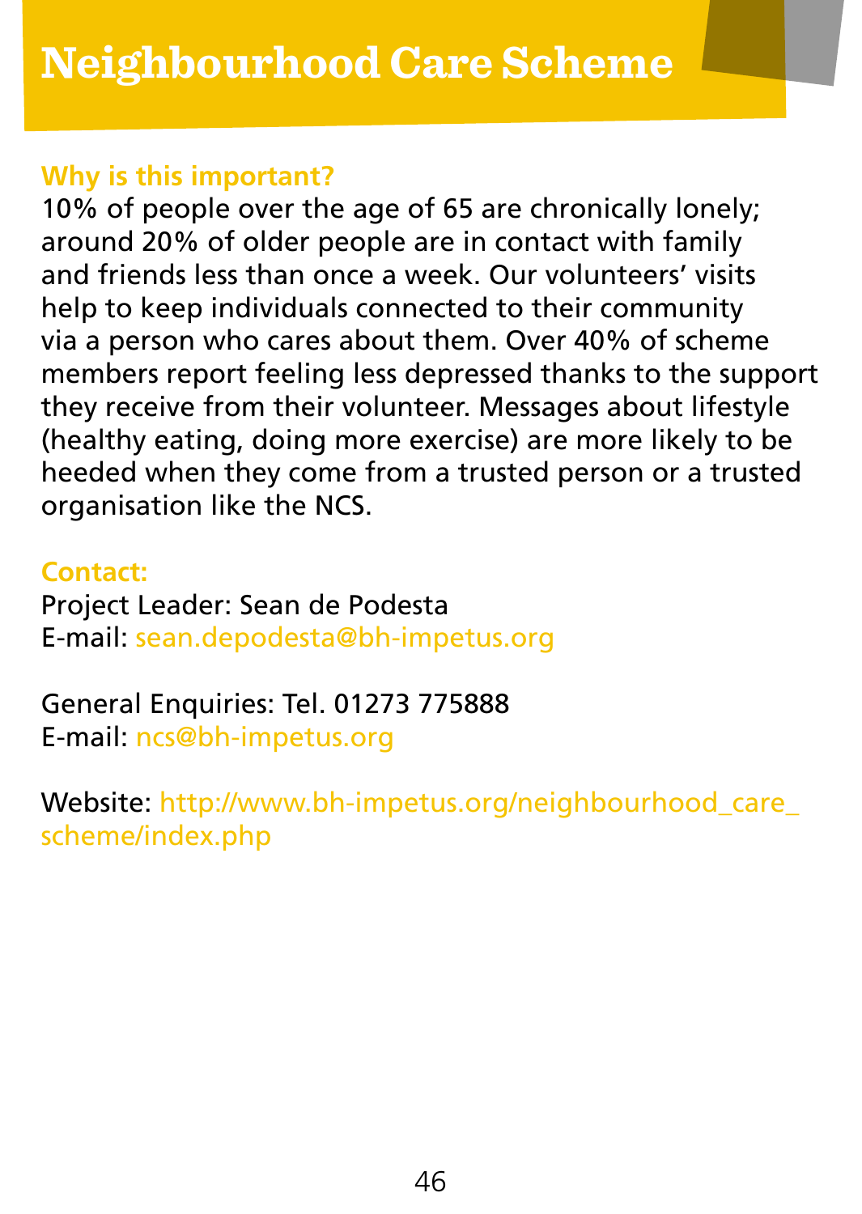# Neighbourhood Care Scheme

**Why is this important?**

10% of people over the age of 65 are chronically lonely; around 20% of older people are in contact with family and friends less than once a week. Our volunteers' visits help to keep individuals connected to their community via a person who cares about them. Over 40% of scheme members report feeling less depressed thanks to the support they receive from their volunteer. Messages about lifestyle (healthy eating, doing more exercise) are more likely to be heeded when they come from a trusted person or a trusted organisation like the NCS.

**Contact:**

Project Leader: Sean de Podesta
E-mail: sean.depodesta@bh-impetus.org

General Enquiries: Tel. 01273 775888
E-mail: ncs@bh-impetus.org

Website: http://www.bh-impetus.org/neighbourhood_care_scheme/index.php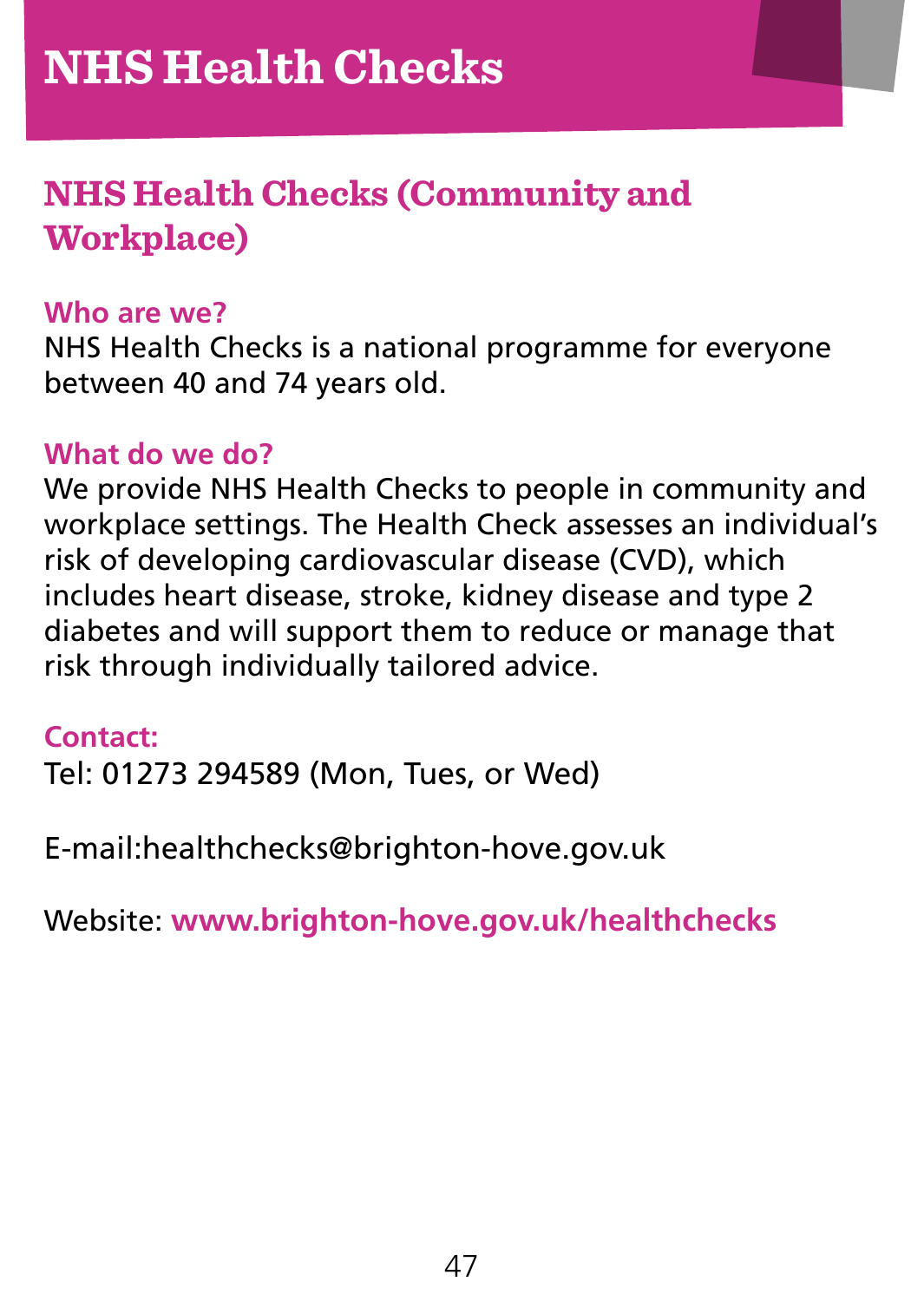# NHS Health Checks

## NHS Health Checks (Community and Workplace)

### Who are we?

NHS Health Checks is a national programme for everyone between 40 and 74 years old.

### What do we do?

We provide NHS Health Checks to people in community and workplace settings. The Health Check assesses an individual's risk of developing cardiovascular disease (CVD), which includes heart disease, stroke, kidney disease and type 2 diabetes and will support them to reduce or manage that risk through individually tailored advice.

### Contact:

Tel: 01273 294589 (Mon, Tues, or Wed)

E-mail:healthchecks@brighton-hove.gov.uk

Website: **www.brighton-hove.gov.uk/healthchecks**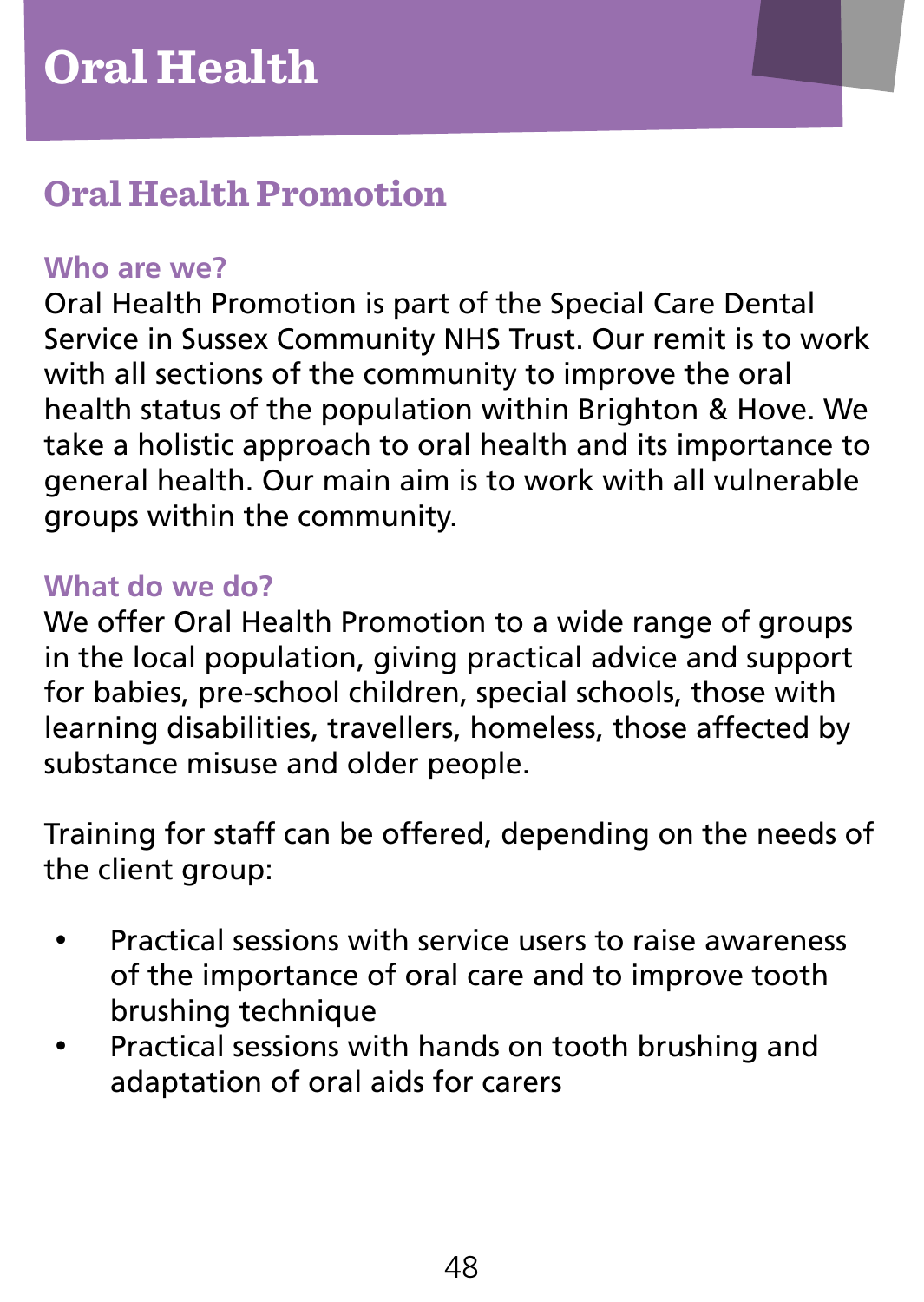# Oral Health

## Oral Health Promotion

### Who are we?

Oral Health Promotion is part of the Special Care Dental Service in Sussex Community NHS Trust. Our remit is to work with all sections of the community to improve the oral health status of the population within Brighton & Hove. We take a holistic approach to oral health and its importance to general health. Our main aim is to work with all vulnerable groups within the community.

### What do we do?

We offer Oral Health Promotion to a wide range of groups in the local population, giving practical advice and support for babies, pre-school children, special schools, those with learning disabilities, travellers, homeless, those affected by substance misuse and older people.

Training for staff can be offered, depending on the needs of the client group:

- Practical sessions with service users to raise awareness of the importance of oral care and to improve tooth brushing technique
- Practical sessions with hands on tooth brushing and adaptation of oral aids for carers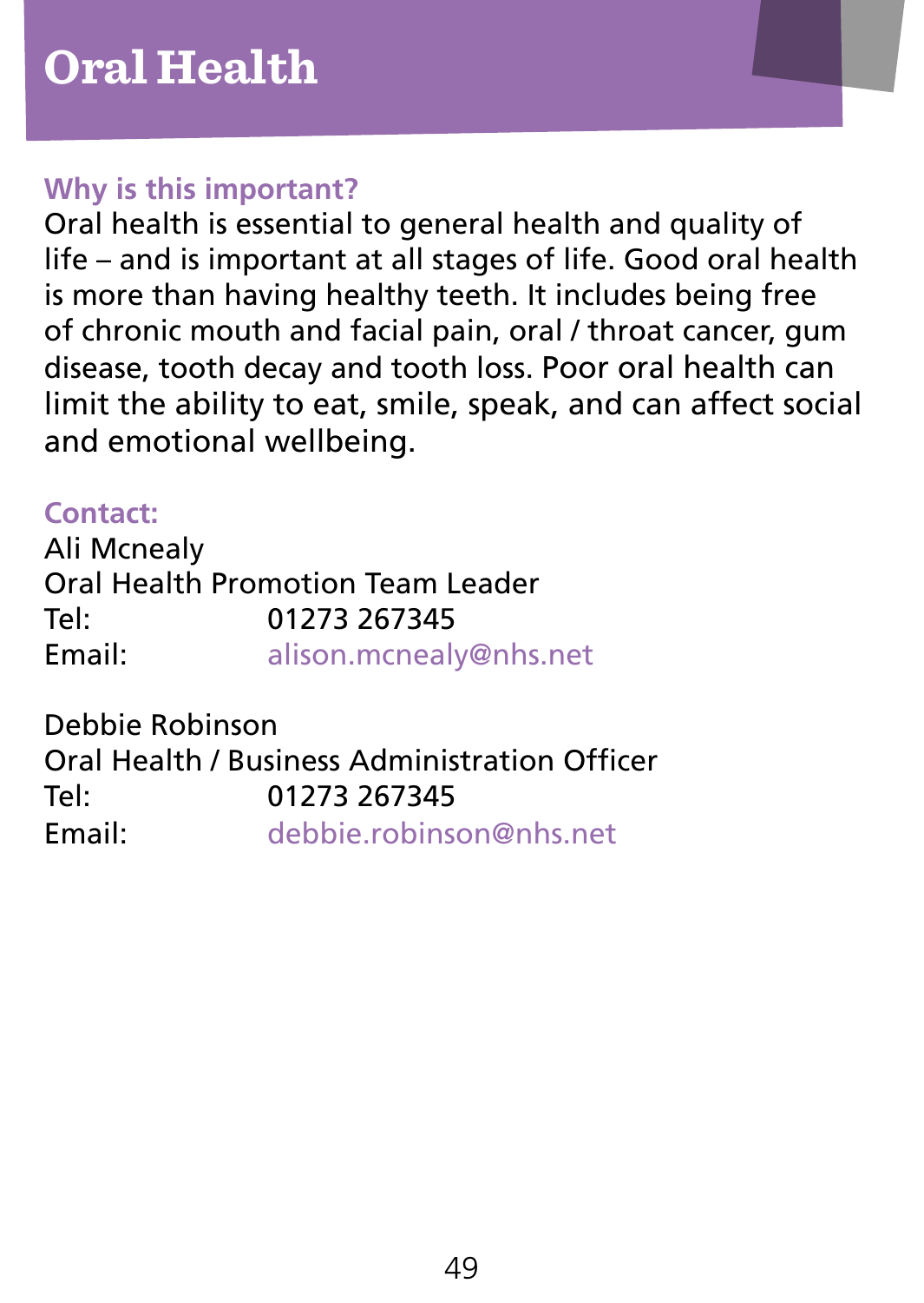# Oral Health

## Why is this important?

Oral health is essential to general health and quality of life – and is important at all stages of life. Good oral health is more than having healthy teeth. It includes being free of chronic mouth and facial pain, oral / throat cancer, gum disease, tooth decay and tooth loss. Poor oral health can limit the ability to eat, smile, speak, and can affect social and emotional wellbeing.

## Contact:

Ali Mcnealy
Oral Health Promotion Team Leader
Tel: 01273 267345
Email: alison.mcnealy@nhs.net

Debbie Robinson
Oral Health / Business Administration Officer
Tel: 01273 267345
Email: debbie.robinson@nhs.net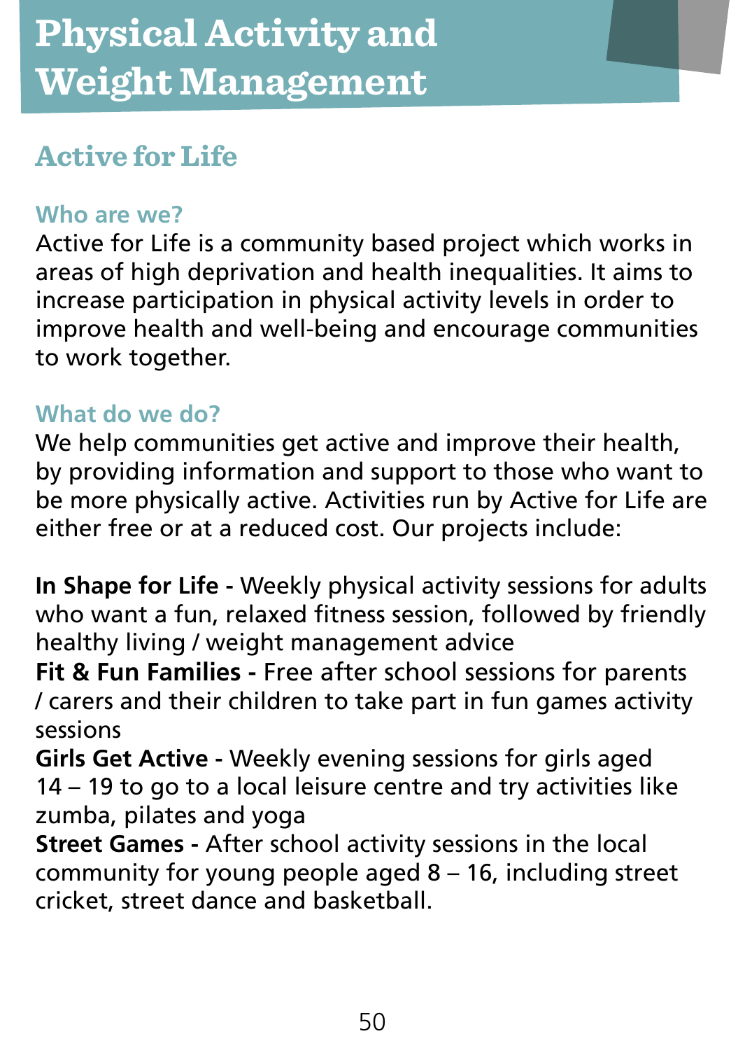# Physical Activity and Weight Management

## Active for Life

### Who are we?

Active for Life is a community based project which works in areas of high deprivation and health inequalities. It aims to increase participation in physical activity levels in order to improve health and well-being and encourage communities to work together.

### What do we do?

We help communities get active and improve their health, by providing information and support to those who want to be more physically active. Activities run by Active for Life are either free or at a reduced cost. Our projects include:

**In Shape for Life -** Weekly physical activity sessions for adults who want a fun, relaxed fitness session, followed by friendly healthy living / weight management advice

**Fit & Fun Families -** Free after school sessions for parents / carers and their children to take part in fun games activity sessions

**Girls Get Active -** Weekly evening sessions for girls aged 14 – 19 to go to a local leisure centre and try activities like zumba, pilates and yoga

**Street Games -** After school activity sessions in the local community for young people aged 8 – 16, including street cricket, street dance and basketball.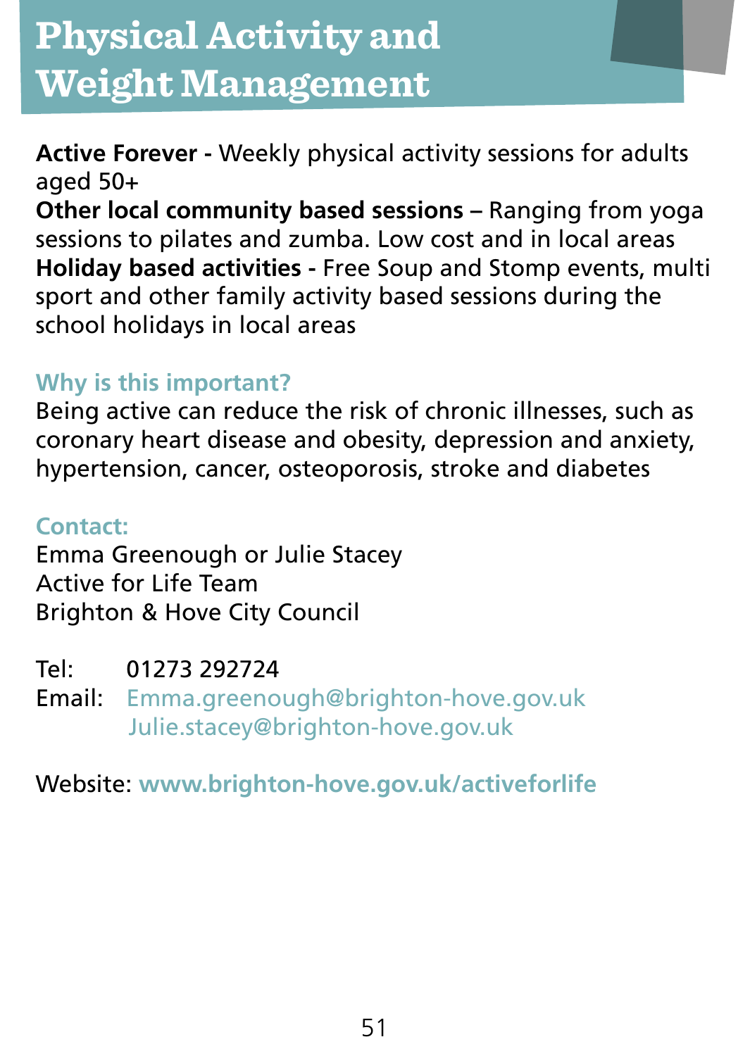# Physical Activity and Weight Management

**Active Forever -** Weekly physical activity sessions for adults aged 50+
**Other local community based sessions –** Ranging from yoga sessions to pilates and zumba. Low cost and in local areas
**Holiday based activities -** Free Soup and Stomp events, multi sport and other family activity based sessions during the school holidays in local areas

### Why is this important?

Being active can reduce the risk of chronic illnesses, such as coronary heart disease and obesity, depression and anxiety, hypertension, cancer, osteoporosis, stroke and diabetes

### Contact:

Emma Greenough or Julie Stacey
Active for Life Team
Brighton & Hove City Council

Tel: 01273 292724
Email: Emma.greenough@brighton-hove.gov.uk
Julie.stacey@brighton-hove.gov.uk

Website: **www.brighton-hove.gov.uk/activeforlife**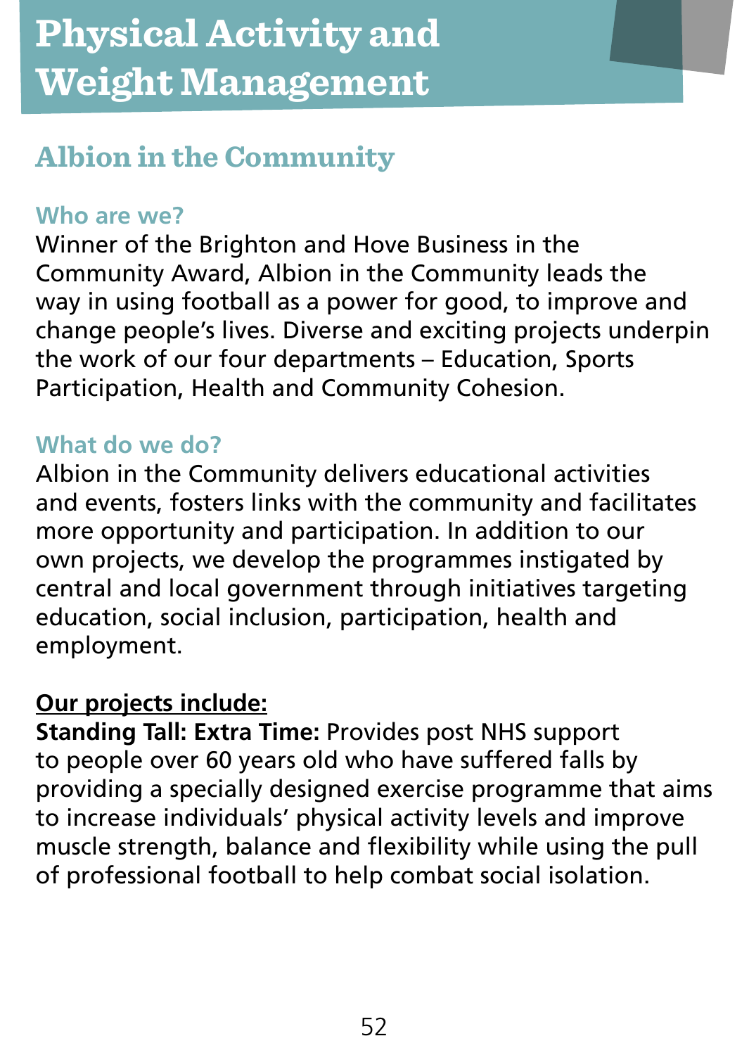# Physical Activity and Weight Management

## Albion in the Community

### Who are we?

Winner of the Brighton and Hove Business in the Community Award, Albion in the Community leads the way in using football as a power for good, to improve and change people's lives. Diverse and exciting projects underpin the work of our four departments – Education, Sports Participation, Health and Community Cohesion.

### What do we do?

Albion in the Community delivers educational activities and events, fosters links with the community and facilitates more opportunity and participation. In addition to our own projects, we develop the programmes instigated by central and local government through initiatives targeting education, social inclusion, participation, health and employment.

**Our projects include:**

**Standing Tall: Extra Time:** Provides post NHS support to people over 60 years old who have suffered falls by providing a specially designed exercise programme that aims to increase individuals' physical activity levels and improve muscle strength, balance and flexibility while using the pull of professional football to help combat social isolation.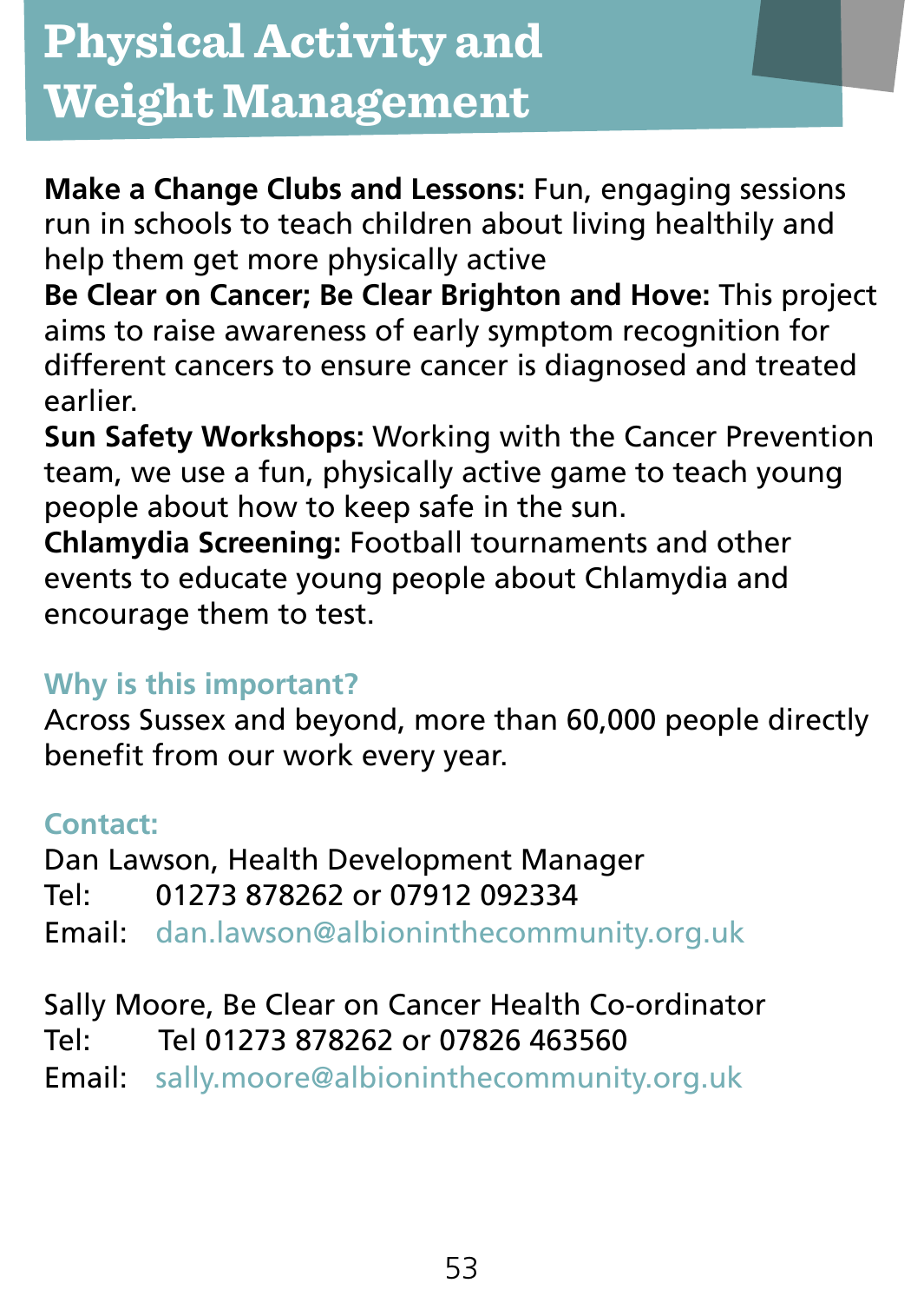# Physical Activity and Weight Management

**Make a Change Clubs and Lessons:** Fun, engaging sessions run in schools to teach children about living healthily and help them get more physically active

**Be Clear on Cancer; Be Clear Brighton and Hove:** This project aims to raise awareness of early symptom recognition for different cancers to ensure cancer is diagnosed and treated earlier.

**Sun Safety Workshops:** Working with the Cancer Prevention team, we use a fun, physically active game to teach young people about how to keep safe in the sun.

**Chlamydia Screening:** Football tournaments and other events to educate young people about Chlamydia and encourage them to test.

### Why is this important?

Across Sussex and beyond, more than 60,000 people directly benefit from our work every year.

### Contact:

Dan Lawson, Health Development Manager
Tel: 01273 878262 or 07912 092334
Email: dan.lawson@albioninthecommunity.org.uk

Sally Moore, Be Clear on Cancer Health Co-ordinator
Tel: Tel 01273 878262 or 07826 463560
Email: sally.moore@albioninthecommunity.org.uk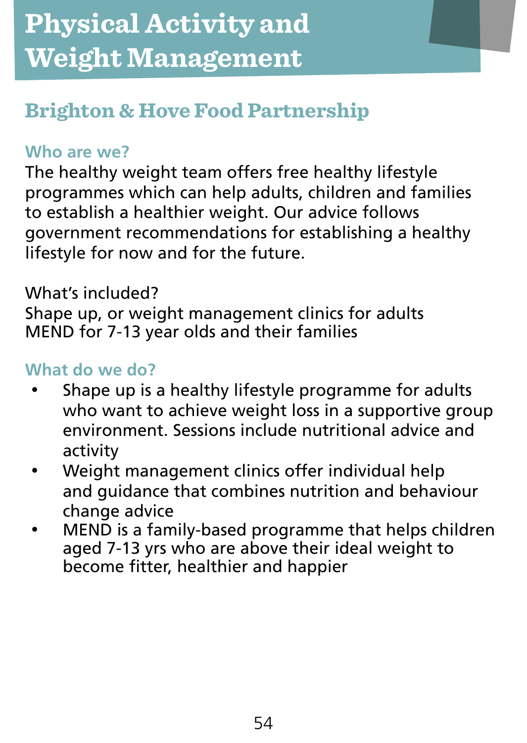# Physical Activity and Weight Management

## Brighton & Hove Food Partnership

### Who are we?

The healthy weight team offers free healthy lifestyle programmes which can help adults, children and families to establish a healthier weight. Our advice follows government recommendations for establishing a healthy lifestyle for now and for the future.

What's included?
Shape up, or weight management clinics for adults
MEND for 7-13 year olds and their families

### What do we do?

- Shape up is a healthy lifestyle programme for adults who want to achieve weight loss in a supportive group environment. Sessions include nutritional advice and activity
- Weight management clinics offer individual help and guidance that combines nutrition and behaviour change advice
- MEND is a family-based programme that helps children aged 7-13 yrs who are above their ideal weight to become fitter, healthier and happier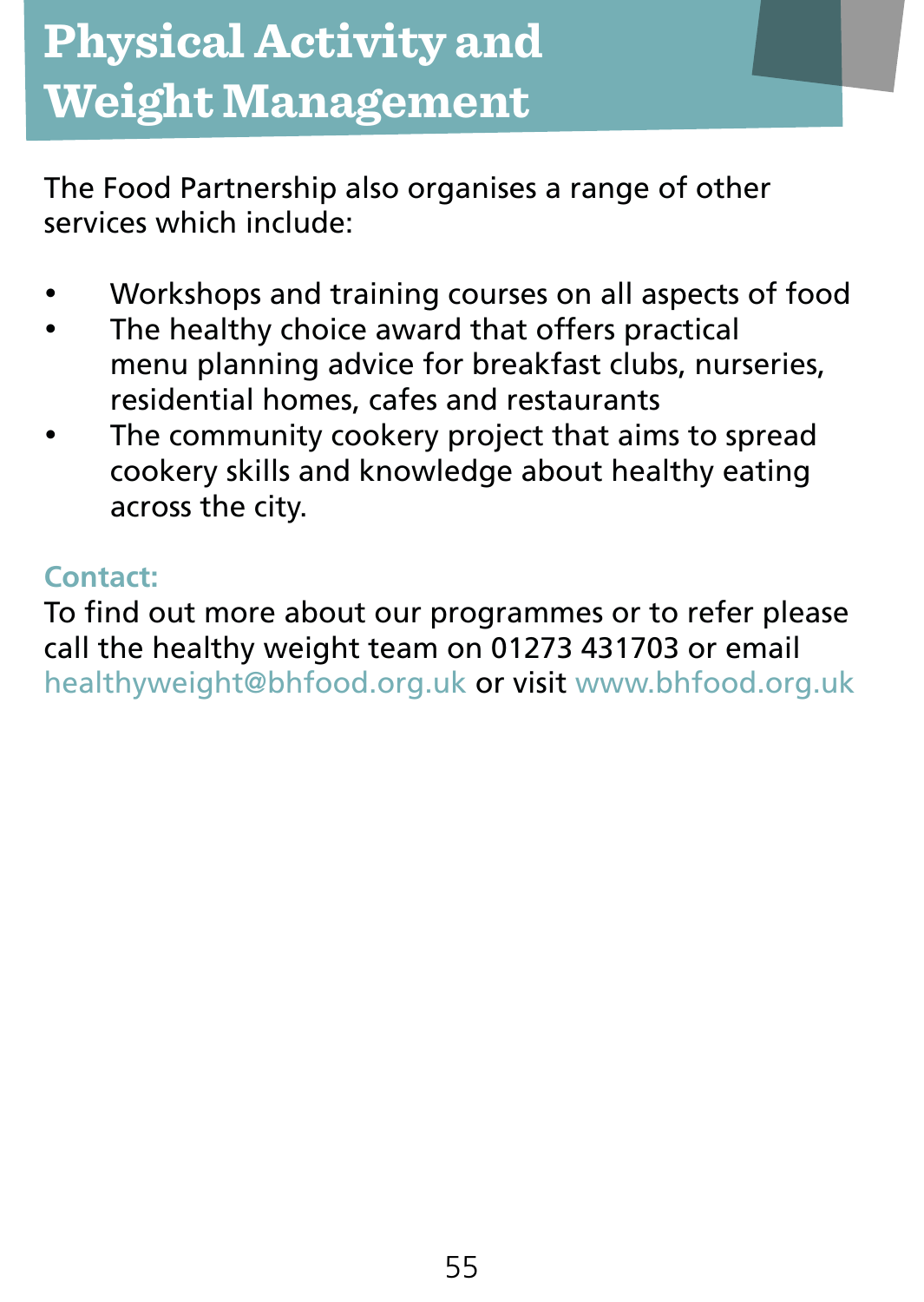# Physical Activity and Weight Management

The Food Partnership also organises a range of other services which include:

- Workshops and training courses on all aspects of food
- The healthy choice award that offers practical menu planning advice for breakfast clubs, nurseries, residential homes, cafes and restaurants
- The community cookery project that aims to spread cookery skills and knowledge about healthy eating across the city.

**Contact:**
To find out more about our programmes or to refer please call the healthy weight team on 01273 431703 or email healthyweight@bhfood.org.uk or visit www.bhfood.org.uk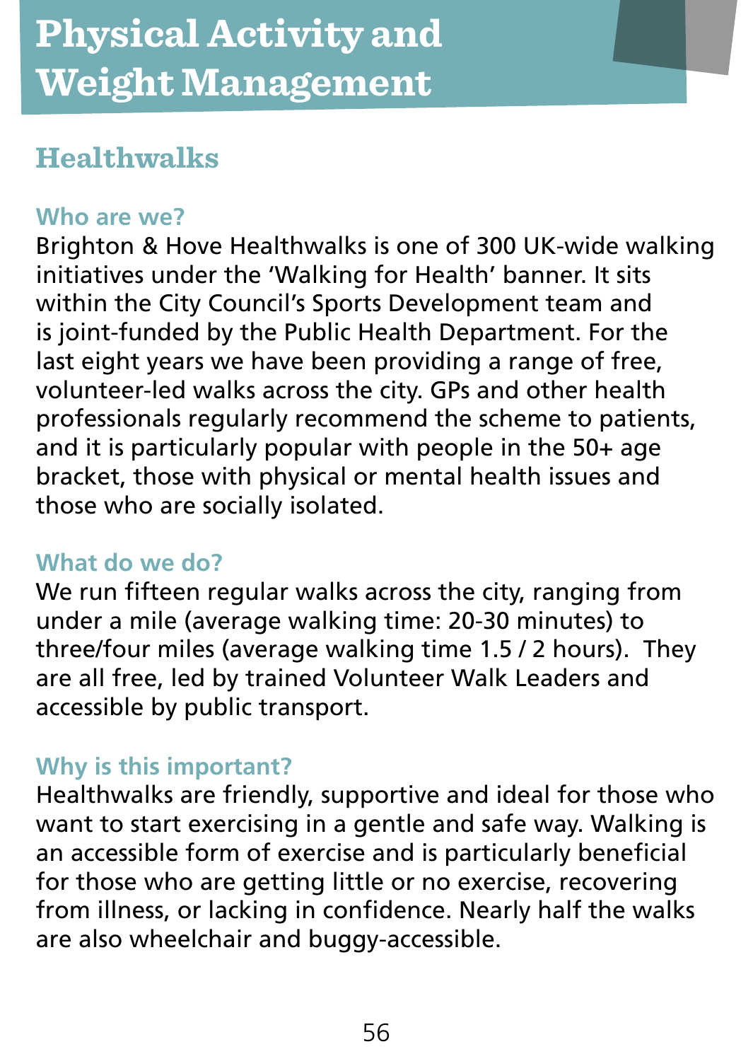# Physical Activity and Weight Management

## Healthwalks

### Who are we?

Brighton & Hove Healthwalks is one of 300 UK-wide walking initiatives under the 'Walking for Health' banner. It sits within the City Council's Sports Development team and is joint-funded by the Public Health Department. For the last eight years we have been providing a range of free, volunteer-led walks across the city. GPs and other health professionals regularly recommend the scheme to patients, and it is particularly popular with people in the 50+ age bracket, those with physical or mental health issues and those who are socially isolated.

### What do we do?

We run fifteen regular walks across the city, ranging from under a mile (average walking time: 20-30 minutes) to three/four miles (average walking time 1.5 / 2 hours). They are all free, led by trained Volunteer Walk Leaders and accessible by public transport.

### Why is this important?

Healthwalks are friendly, supportive and ideal for those who want to start exercising in a gentle and safe way. Walking is an accessible form of exercise and is particularly beneficial for those who are getting little or no exercise, recovering from illness, or lacking in confidence. Nearly half the walks are also wheelchair and buggy-accessible.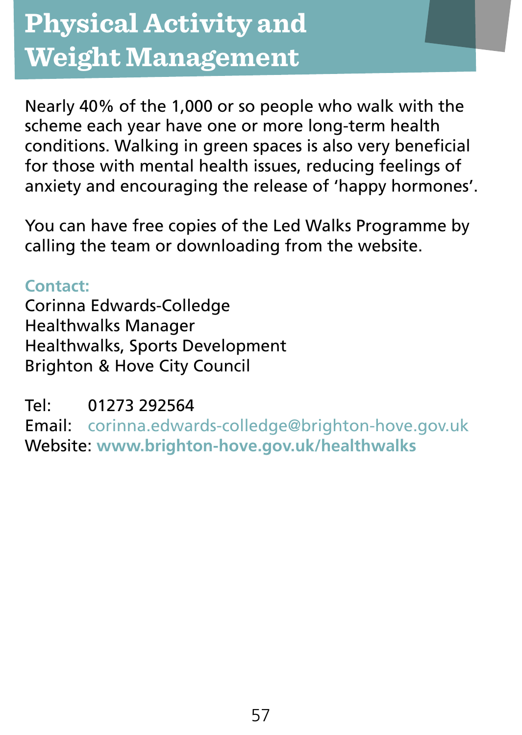# Physical Activity and Weight Management

Nearly 40% of the 1,000 or so people who walk with the scheme each year have one or more long-term health conditions. Walking in green spaces is also very beneficial for those with mental health issues, reducing feelings of anxiety and encouraging the release of 'happy hormones'.

You can have free copies of the Led Walks Programme by calling the team or downloading from the website.

**Contact:**
Corinna Edwards-Colledge
Healthwalks Manager
Healthwalks, Sports Development
Brighton & Hove City Council

Tel: 01273 292564
Email: corinna.edwards-colledge@brighton-hove.gov.uk
Website: **www.brighton-hove.gov.uk/healthwalks**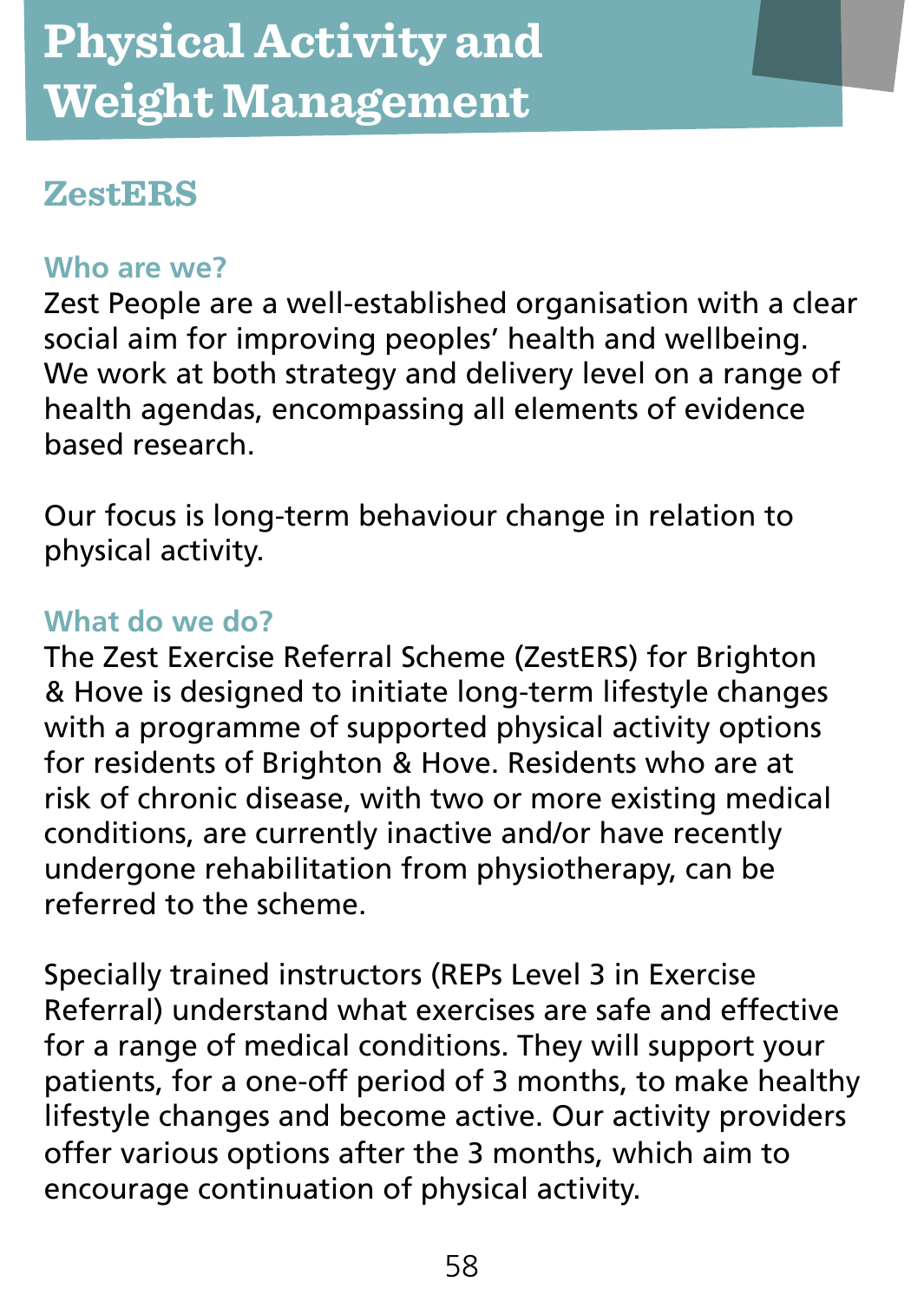# Physical Activity and Weight Management

## ZestERS

### Who are we?

Zest People are a well-established organisation with a clear social aim for improving peoples' health and wellbeing. We work at both strategy and delivery level on a range of health agendas, encompassing all elements of evidence based research.

Our focus is long-term behaviour change in relation to physical activity.

### What do we do?

The Zest Exercise Referral Scheme (ZestERS) for Brighton & Hove is designed to initiate long-term lifestyle changes with a programme of supported physical activity options for residents of Brighton & Hove. Residents who are at risk of chronic disease, with two or more existing medical conditions, are currently inactive and/or have recently undergone rehabilitation from physiotherapy, can be referred to the scheme.

Specially trained instructors (REPs Level 3 in Exercise Referral) understand what exercises are safe and effective for a range of medical conditions. They will support your patients, for a one-off period of 3 months, to make healthy lifestyle changes and become active. Our activity providers offer various options after the 3 months, which aim to encourage continuation of physical activity.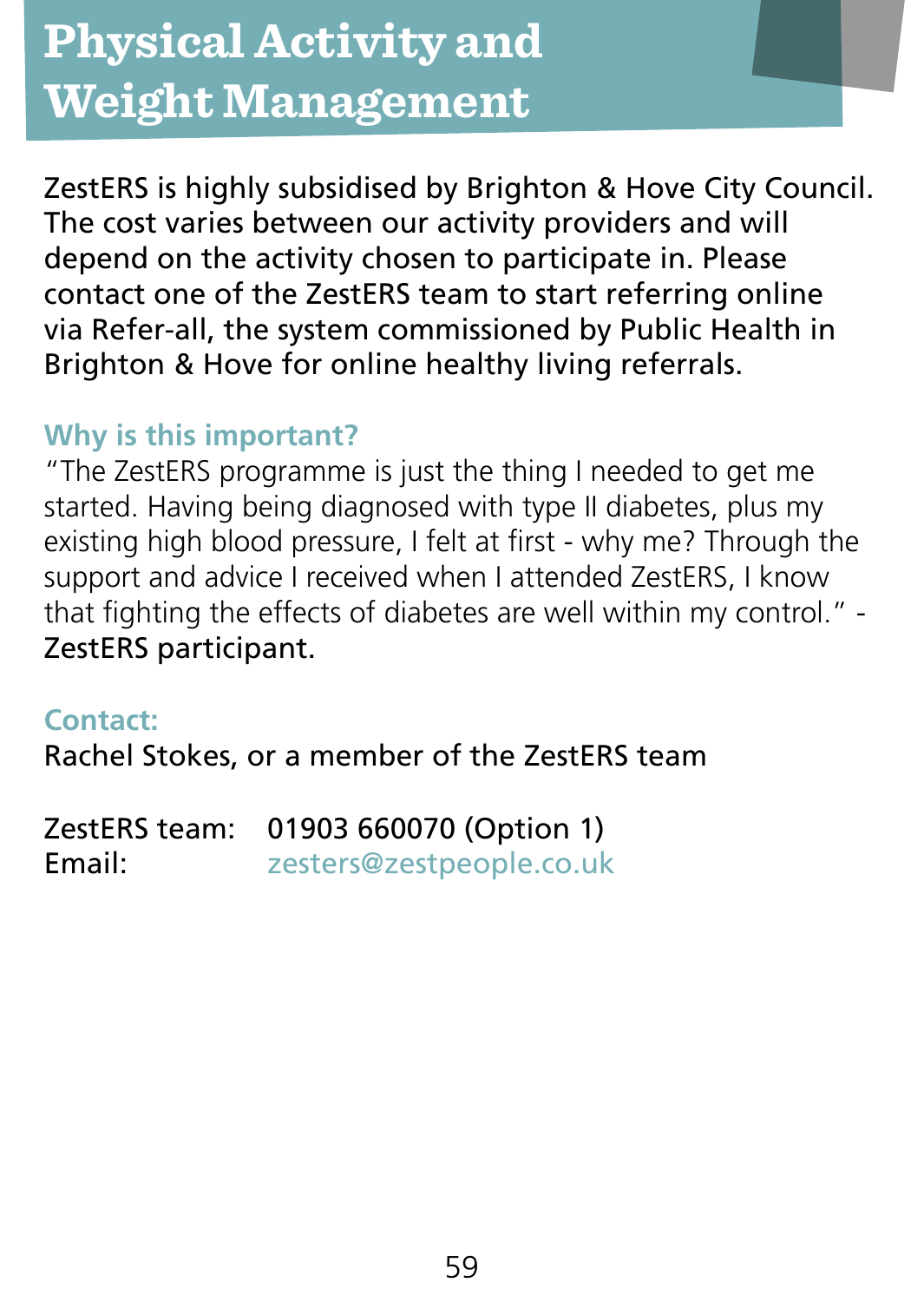# Physical Activity and Weight Management

ZestERS is highly subsidised by Brighton & Hove City Council. The cost varies between our activity providers and will depend on the activity chosen to participate in. Please contact one of the ZestERS team to start referring online via Refer-all, the system commissioned by Public Health in Brighton & Hove for online healthy living referrals.

### Why is this important?

"The ZestERS programme is just the thing I needed to get me started. Having being diagnosed with type II diabetes, plus my existing high blood pressure, I felt at first - why me? Through the support and advice I received when I attended ZestERS, I know that fighting the effects of diabetes are well within my control." - ZestERS participant.

### Contact:

Rachel Stokes, or a member of the ZestERS team

ZestERS team: 01903 660070 (Option 1)
Email: zesters@zestpeople.co.uk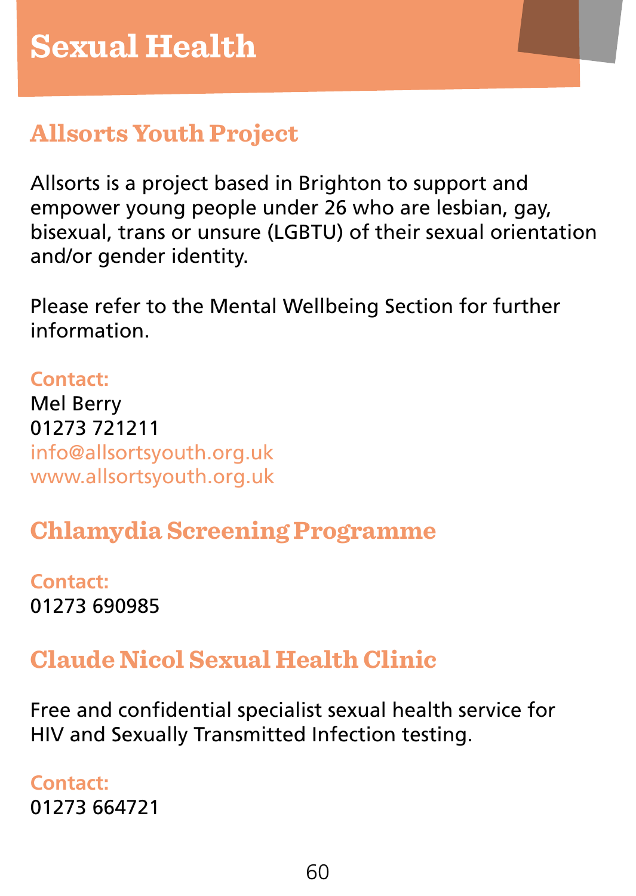# Sexual Health

## Allsorts Youth Project

Allsorts is a project based in Brighton to support and empower young people under 26 who are lesbian, gay, bisexual, trans or unsure (LGBTU) of their sexual orientation and/or gender identity.

Please refer to the Mental Wellbeing Section for further information.

**Contact:**
Mel Berry
01273 721211
info@allsortsyouth.org.uk
www.allsortsyouth.org.uk

## Chlamydia Screening Programme

**Contact:**
01273 690985

## Claude Nicol Sexual Health Clinic

Free and confidential specialist sexual health service for HIV and Sexually Transmitted Infection testing.

**Contact:**
01273 664721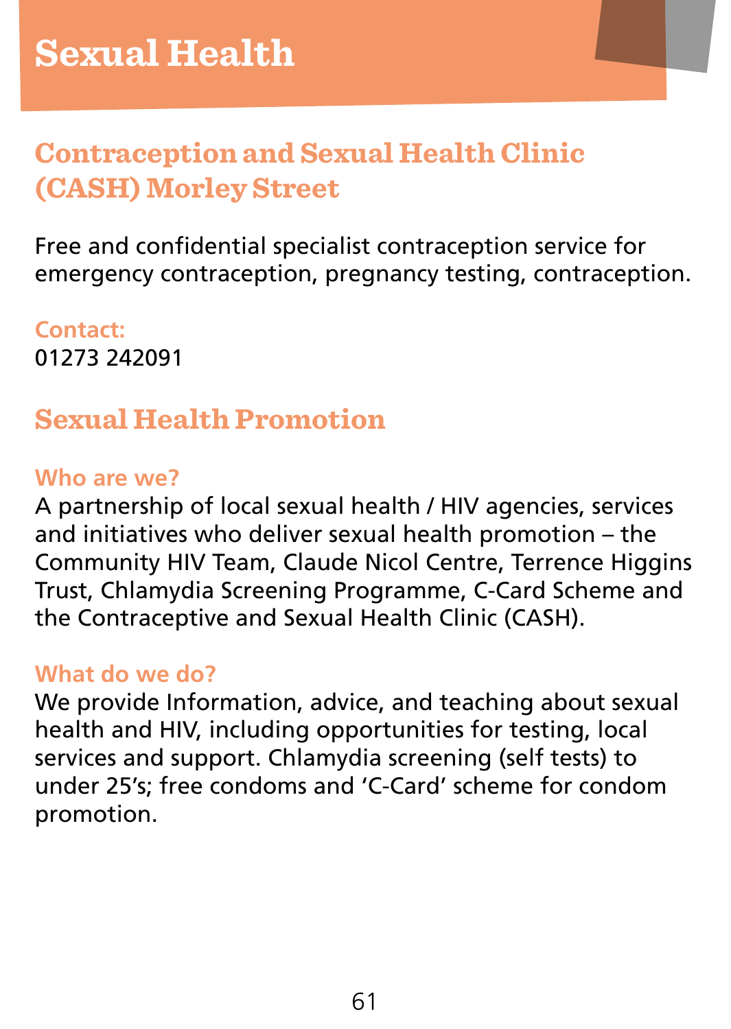# Sexual Health

## Contraception and Sexual Health Clinic (CASH) Morley Street

Free and confidential specialist contraception service for emergency contraception, pregnancy testing, contraception.

### Contact:

01273 242091

## Sexual Health Promotion

### Who are we?

A partnership of local sexual health / HIV agencies, services and initiatives who deliver sexual health promotion – the Community HIV Team, Claude Nicol Centre, Terrence Higgins Trust, Chlamydia Screening Programme, C-Card Scheme and the Contraceptive and Sexual Health Clinic (CASH).

### What do we do?

We provide Information, advice, and teaching about sexual health and HIV, including opportunities for testing, local services and support. Chlamydia screening (self tests) to under 25's; free condoms and 'C-Card' scheme for condom promotion.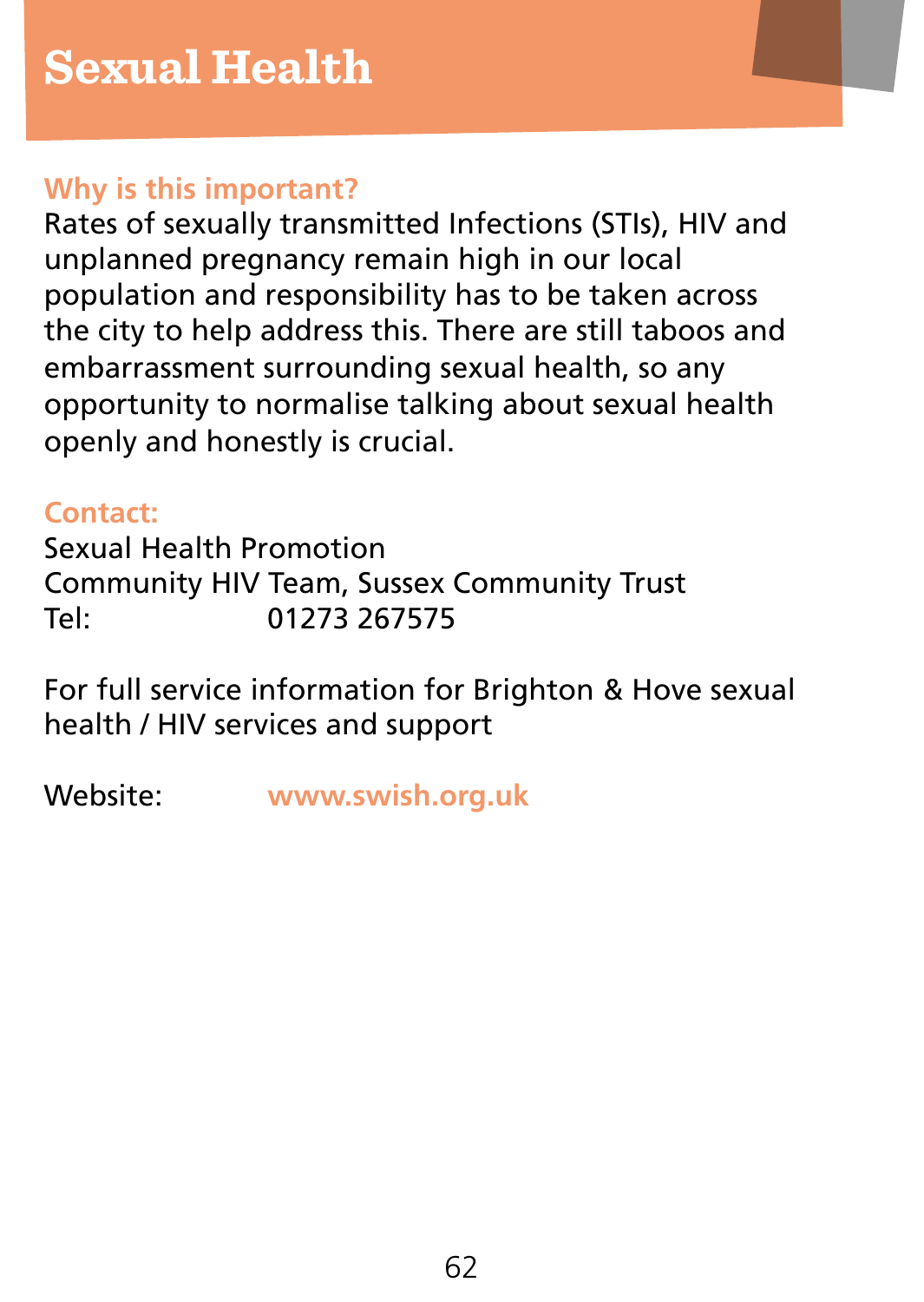# Sexual Health

### Why is this important?

Rates of sexually transmitted Infections (STIs), HIV and unplanned pregnancy remain high in our local population and responsibility has to be taken across the city to help address this. There are still taboos and embarrassment surrounding sexual health, so any opportunity to normalise talking about sexual health openly and honestly is crucial.

### Contact:

Sexual Health Promotion
Community HIV Team, Sussex Community Trust
Tel: 01273 267575

For full service information for Brighton & Hove sexual health / HIV services and support

Website: www.swish.org.uk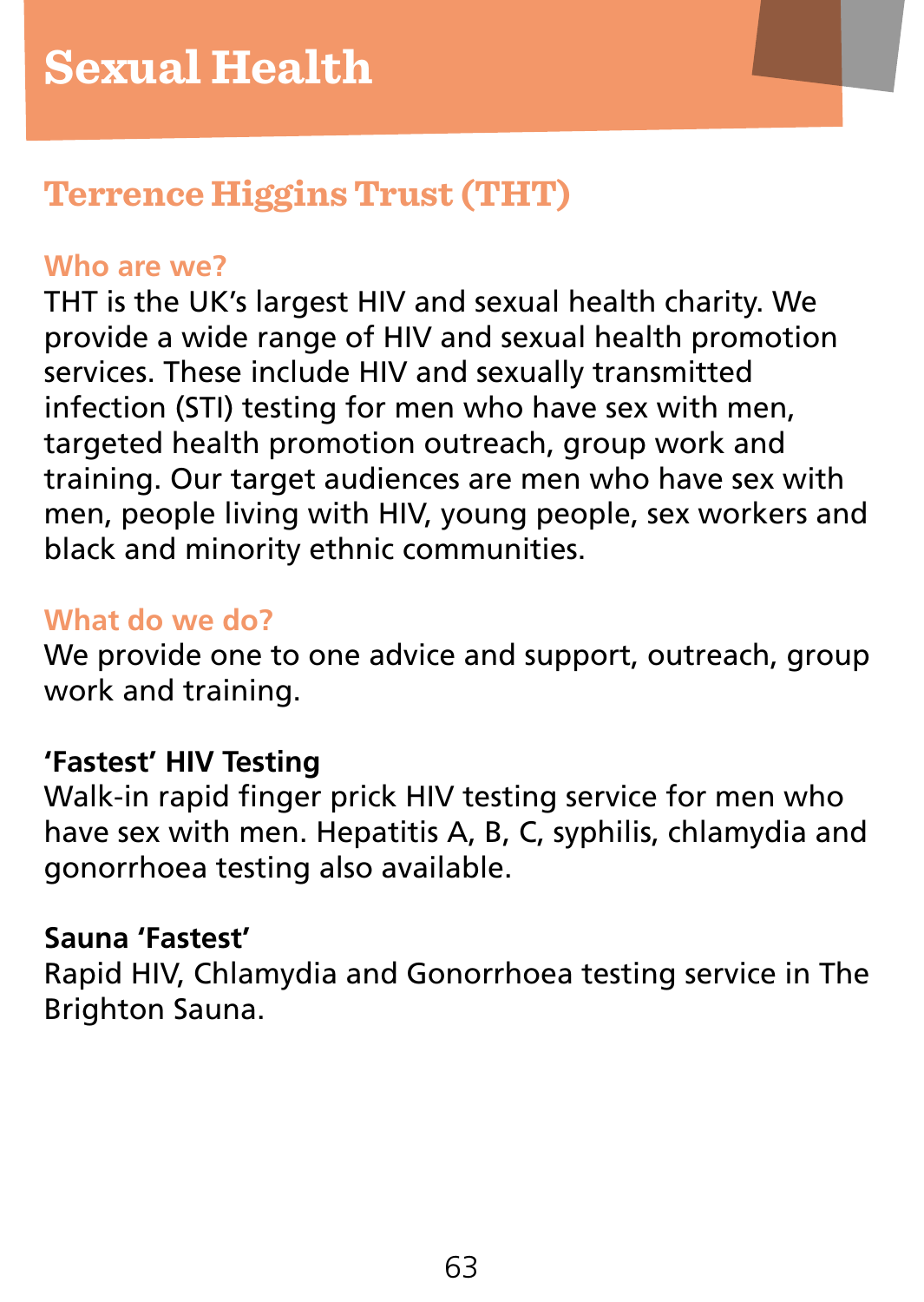# Sexual Health

## Terrence Higgins Trust (THT)

### Who are we?

THT is the UK's largest HIV and sexual health charity. We provide a wide range of HIV and sexual health promotion services. These include HIV and sexually transmitted infection (STI) testing for men who have sex with men, targeted health promotion outreach, group work and training. Our target audiences are men who have sex with men, people living with HIV, young people, sex workers and black and minority ethnic communities.

### What do we do?

We provide one to one advice and support, outreach, group work and training.

**'Fastest' HIV Testing**

Walk-in rapid finger prick HIV testing service for men who have sex with men. Hepatitis A, B, C, syphilis, chlamydia and gonorrhoea testing also available.

**Sauna 'Fastest'**

Rapid HIV, Chlamydia and Gonorrhoea testing service in The Brighton Sauna.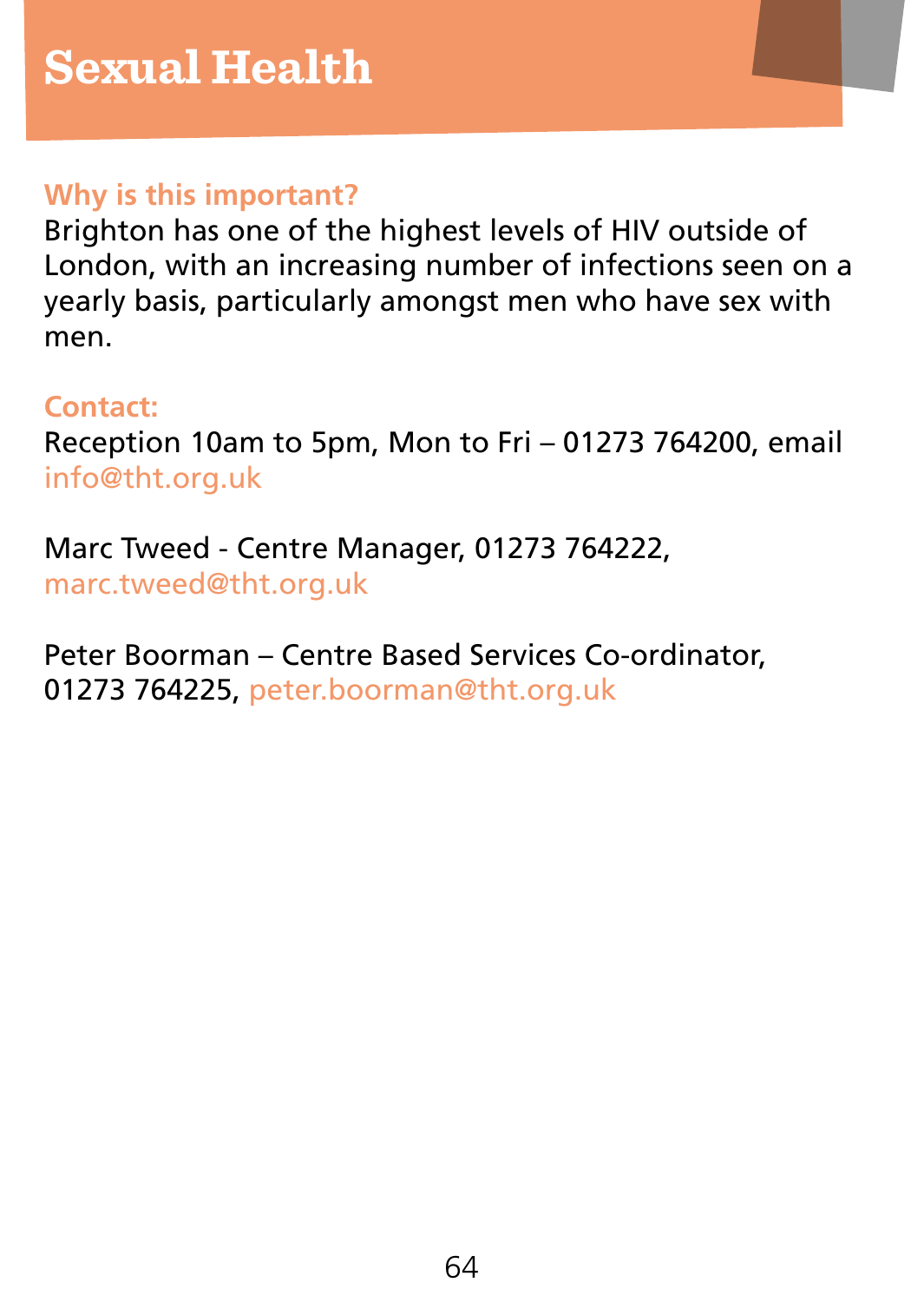# Sexual Health

### Why is this important?

Brighton has one of the highest levels of HIV outside of London, with an increasing number of infections seen on a yearly basis, particularly amongst men who have sex with men.

### Contact:

Reception 10am to 5pm, Mon to Fri – 01273 764200, email info@tht.org.uk

Marc Tweed - Centre Manager, 01273 764222, marc.tweed@tht.org.uk

Peter Boorman – Centre Based Services Co-ordinator, 01273 764225, peter.boorman@tht.org.uk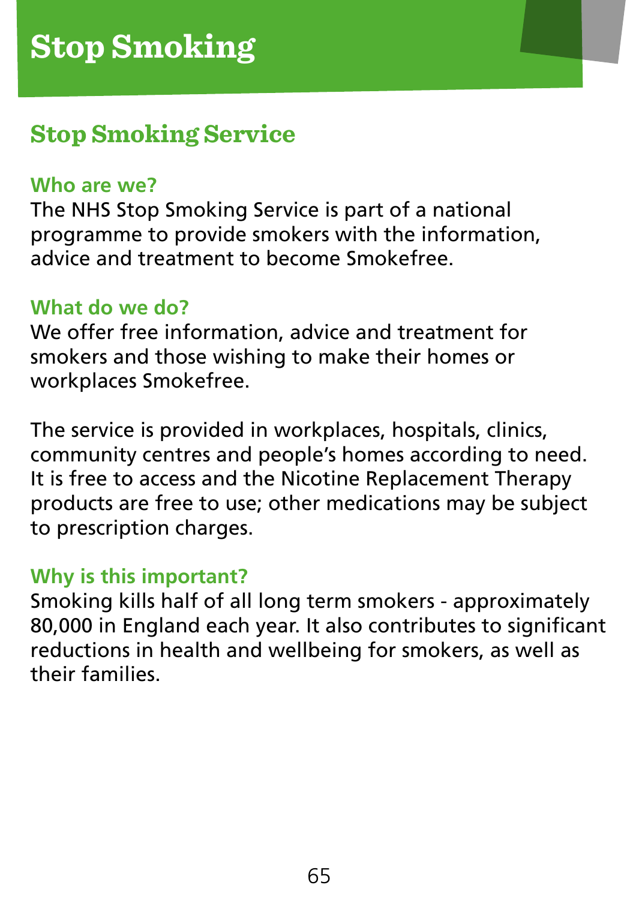# Stop Smoking

## Stop Smoking Service

### Who are we?

The NHS Stop Smoking Service is part of a national programme to provide smokers with the information, advice and treatment to become Smokefree.

### What do we do?

We offer free information, advice and treatment for smokers and those wishing to make their homes or workplaces Smokefree.

The service is provided in workplaces, hospitals, clinics, community centres and people's homes according to need. It is free to access and the Nicotine Replacement Therapy products are free to use; other medications may be subject to prescription charges.

### Why is this important?

Smoking kills half of all long term smokers - approximately 80,000 in England each year. It also contributes to significant reductions in health and wellbeing for smokers, as well as their families.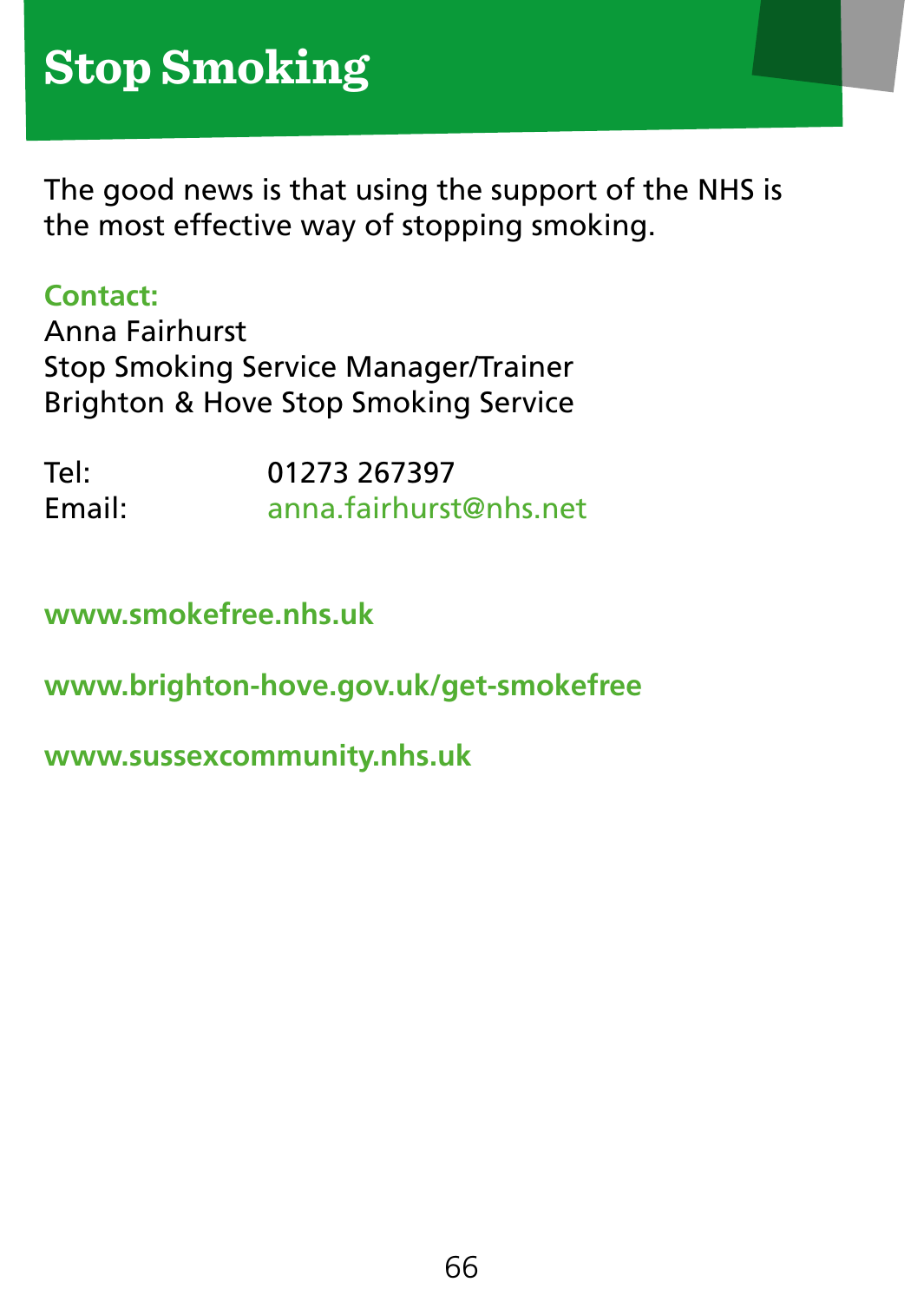# Stop Smoking

The good news is that using the support of the NHS is the most effective way of stopping smoking.

**Contact:**
Anna Fairhurst
Stop Smoking Service Manager/Trainer
Brighton & Hove Stop Smoking Service

Tel: 01273 267397
Email: anna.fairhurst@nhs.net

**www.smokefree.nhs.uk**

**www.brighton-hove.gov.uk/get-smokefree**

**www.sussexcommunity.nhs.uk**